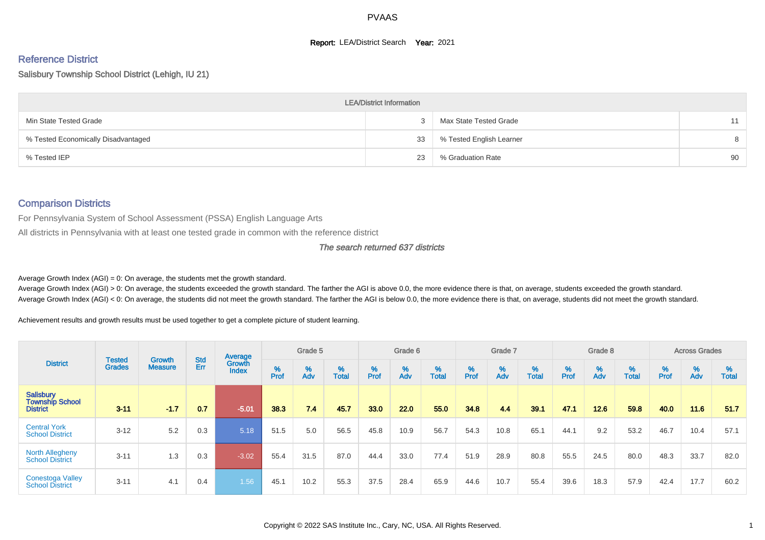# PVAAS

**Report:** LEA/District Search **Year:** 2021

## Reference District

Salisbury Township School District (Lehigh, IU 21)

| LEA/District Information | | | |
|---|---|---|---|
| Min State Tested Grade | 3 | Max State Tested Grade | 11 |
| % Tested Economically Disadvantaged | 33 | % Tested English Learner | 8 |
| % Tested IEP | 23 | % Graduation Rate | 90 |

## Comparison Districts

For Pennsylvania System of School Assessment (PSSA) English Language Arts

All districts in Pennsylvania with at least one tested grade in common with the reference district

*The search returned 637 districts*

Average Growth Index (AGI) = 0: On average, the students met the growth standard.
Average Growth Index (AGI) > 0: On average, the students exceeded the growth standard. The farther the AGI is above 0.0, the more evidence there is that, on average, students exceeded the growth standard.
Average Growth Index (AGI) < 0: On average, the students did not meet the growth standard. The farther the AGI is below 0.0, the more evidence there is that, on average, students did not meet the growth standard.

Achievement results and growth results must be used together to get a complete picture of student learning.

| District | Tested Grades | Growth Measure | Std Err | Average Growth Index | Grade 5 | | | Grade 6 | | | Grade 7 | | | Grade 8 | | | Across Grades | | |
|---|---|---|---|---|---|---|---|---|---|---|---|---|---|---|---|---|---|---|---|
| | | | | | % Prof | % Adv | % Total | % Prof | % Adv | % Total | % Prof | % Adv | % Total | % Prof | % Adv | % Total | % Prof | % Adv | % Total |
| **Salisbury Township School District** | **3-11** | **-1.7** | **0.7** | **-5.01** | **38.3** | **7.4** | **45.7** | **33.0** | **22.0** | **55.0** | **34.8** | **4.4** | **39.1** | **47.1** | **12.6** | **59.8** | **40.0** | **11.6** | **51.7** |
| Central York School District | 3-12 | 5.2 | 0.3 | 5.18 | 51.5 | 5.0 | 56.5 | 45.8 | 10.9 | 56.7 | 54.3 | 10.8 | 65.1 | 44.1 | 9.2 | 53.2 | 46.7 | 10.4 | 57.1 |
| North Allegheny School District | 3-11 | 1.3 | 0.3 | -3.02 | 55.4 | 31.5 | 87.0 | 44.4 | 33.0 | 77.4 | 51.9 | 28.9 | 80.8 | 55.5 | 24.5 | 80.0 | 48.3 | 33.7 | 82.0 |
| Conestoga Valley School District | 3-11 | 4.1 | 0.4 | 1.56 | 45.1 | 10.2 | 55.3 | 37.5 | 28.4 | 65.9 | 44.6 | 10.7 | 55.4 | 39.6 | 18.3 | 57.9 | 42.4 | 17.7 | 60.2 |

Copyright © 2022 SAS Institute Inc., Cary, NC, USA. All Rights Reserved.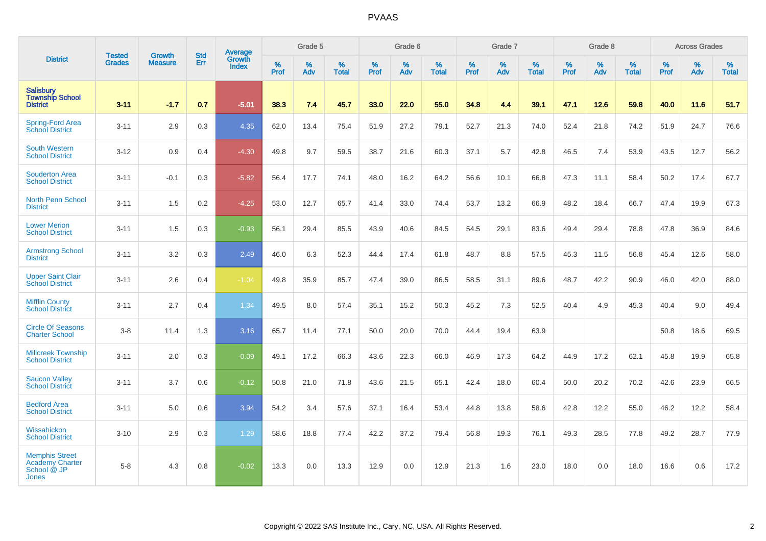# PVAAS

| District | Tested Grades | Growth Measure | Std Err | Average Growth Index | Grade 5 | | | Grade 6 | | | Grade 7 | | | Grade 8 | | | Across Grades | | |
|---|---|---|---|---|---|---|---|---|---|---|---|---|---|---|---|---|---|---|---|
| | | | | | % Prof | % Adv | % Total | % Prof | % Adv | % Total | % Prof | % Adv | % Total | % Prof | % Adv | % Total | % Prof | % Adv | % Total |
| **Salisbury Township School District** | **3-11** | **-1.7** | **0.7** | **-5.01** | **38.3** | **7.4** | **45.7** | **33.0** | **22.0** | **55.0** | **34.8** | **4.4** | **39.1** | **47.1** | **12.6** | **59.8** | **40.0** | **11.6** | **51.7** |
| Spring-Ford Area School District | 3-11 | 2.9 | 0.3 | 4.35 | 62.0 | 13.4 | 75.4 | 51.9 | 27.2 | 79.1 | 52.7 | 21.3 | 74.0 | 52.4 | 21.8 | 74.2 | 51.9 | 24.7 | 76.6 |
| South Western School District | 3-12 | 0.9 | 0.4 | -4.30 | 49.8 | 9.7 | 59.5 | 38.7 | 21.6 | 60.3 | 37.1 | 5.7 | 42.8 | 46.5 | 7.4 | 53.9 | 43.5 | 12.7 | 56.2 |
| Souderton Area School District | 3-11 | -0.1 | 0.3 | -5.82 | 56.4 | 17.7 | 74.1 | 48.0 | 16.2 | 64.2 | 56.6 | 10.1 | 66.8 | 47.3 | 11.1 | 58.4 | 50.2 | 17.4 | 67.7 |
| North Penn School District | 3-11 | 1.5 | 0.2 | -4.25 | 53.0 | 12.7 | 65.7 | 41.4 | 33.0 | 74.4 | 53.7 | 13.2 | 66.9 | 48.2 | 18.4 | 66.7 | 47.4 | 19.9 | 67.3 |
| Lower Merion School District | 3-11 | 1.5 | 0.3 | -0.93 | 56.1 | 29.4 | 85.5 | 43.9 | 40.6 | 84.5 | 54.5 | 29.1 | 83.6 | 49.4 | 29.4 | 78.8 | 47.8 | 36.9 | 84.6 |
| Armstrong School District | 3-11 | 3.2 | 0.3 | 2.49 | 46.0 | 6.3 | 52.3 | 44.4 | 17.4 | 61.8 | 48.7 | 8.8 | 57.5 | 45.3 | 11.5 | 56.8 | 45.4 | 12.6 | 58.0 |
| Upper Saint Clair School District | 3-11 | 2.6 | 0.4 | -1.04 | 49.8 | 35.9 | 85.7 | 47.4 | 39.0 | 86.5 | 58.5 | 31.1 | 89.6 | 48.7 | 42.2 | 90.9 | 46.0 | 42.0 | 88.0 |
| Mifflin County School District | 3-11 | 2.7 | 0.4 | 1.34 | 49.5 | 8.0 | 57.4 | 35.1 | 15.2 | 50.3 | 45.2 | 7.3 | 52.5 | 40.4 | 4.9 | 45.3 | 40.4 | 9.0 | 49.4 |
| Circle Of Seasons Charter School | 3-8 | 11.4 | 1.3 | 3.16 | 65.7 | 11.4 | 77.1 | 50.0 | 20.0 | 70.0 | 44.4 | 19.4 | 63.9 | | | | 50.8 | 18.6 | 69.5 |
| Millcreek Township School District | 3-11 | 2.0 | 0.3 | -0.09 | 49.1 | 17.2 | 66.3 | 43.6 | 22.3 | 66.0 | 46.9 | 17.3 | 64.2 | 44.9 | 17.2 | 62.1 | 45.8 | 19.9 | 65.8 |
| Saucon Valley School District | 3-11 | 3.7 | 0.6 | -0.12 | 50.8 | 21.0 | 71.8 | 43.6 | 21.5 | 65.1 | 42.4 | 18.0 | 60.4 | 50.0 | 20.2 | 70.2 | 42.6 | 23.9 | 66.5 |
| Bedford Area School District | 3-11 | 5.0 | 0.6 | 3.94 | 54.2 | 3.4 | 57.6 | 37.1 | 16.4 | 53.4 | 44.8 | 13.8 | 58.6 | 42.8 | 12.2 | 55.0 | 46.2 | 12.2 | 58.4 |
| Wissahickon School District | 3-10 | 2.9 | 0.3 | 1.29 | 58.6 | 18.8 | 77.4 | 42.2 | 37.2 | 79.4 | 56.8 | 19.3 | 76.1 | 49.3 | 28.5 | 77.8 | 49.2 | 28.7 | 77.9 |
| Memphis Street Academy Charter School @ JP Jones | 5-8 | 4.3 | 0.8 | -0.02 | 13.3 | 0.0 | 13.3 | 12.9 | 0.0 | 12.9 | 21.3 | 1.6 | 23.0 | 18.0 | 0.0 | 18.0 | 16.6 | 0.6 | 17.2 |

Copyright © 2022 SAS Institute Inc., Cary, NC, USA. All Rights Reserved.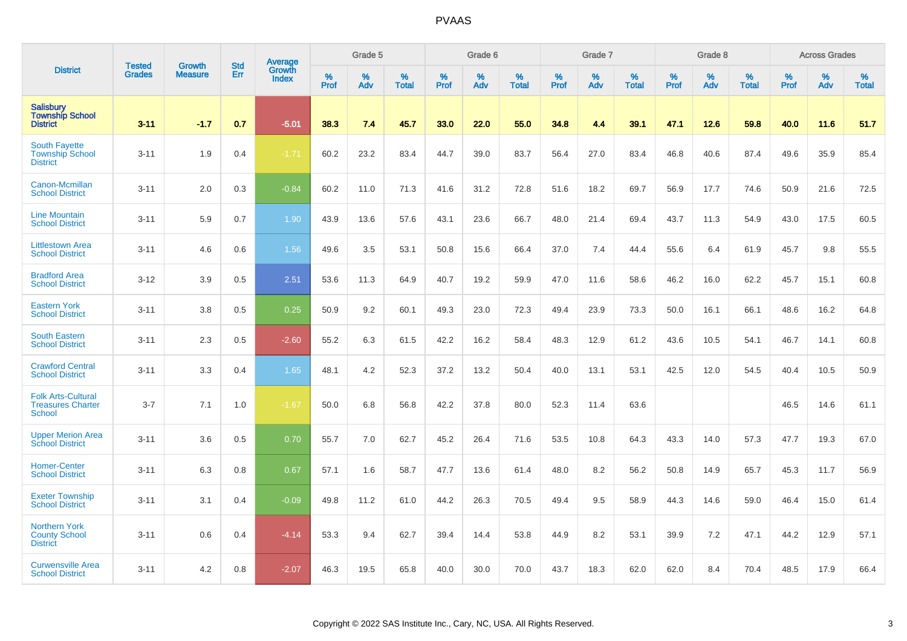# PVAAS

| District | Tested Grades | Growth Measure | Std Err | Average Growth Index | Grade 5 | | | Grade 6 | | | Grade 7 | | | Grade 8 | | | Across Grades | | |
|---|---|---|---|---|---|---|---|---|---|---|---|---|---|---|---|---|---|---|---|
| | | | | | % Prof | % Adv | % Total | % Prof | % Adv | % Total | % Prof | % Adv | % Total | % Prof | % Adv | % Total | % Prof | % Adv | % Total |
| **Salisbury Township School District** | **3-11** | **-1.7** | **0.7** | **-5.01** | **38.3** | **7.4** | **45.7** | **33.0** | **22.0** | **55.0** | **34.8** | **4.4** | **39.1** | **47.1** | **12.6** | **59.8** | **40.0** | **11.6** | **51.7** |
| South Fayette Township School District | 3-11 | 1.9 | 0.4 | -1.71 | 60.2 | 23.2 | 83.4 | 44.7 | 39.0 | 83.7 | 56.4 | 27.0 | 83.4 | 46.8 | 40.6 | 87.4 | 49.6 | 35.9 | 85.4 |
| Canon-Mcmillan School District | 3-11 | 2.0 | 0.3 | -0.84 | 60.2 | 11.0 | 71.3 | 41.6 | 31.2 | 72.8 | 51.6 | 18.2 | 69.7 | 56.9 | 17.7 | 74.6 | 50.9 | 21.6 | 72.5 |
| Line Mountain School District | 3-11 | 5.9 | 0.7 | 1.90 | 43.9 | 13.6 | 57.6 | 43.1 | 23.6 | 66.7 | 48.0 | 21.4 | 69.4 | 43.7 | 11.3 | 54.9 | 43.0 | 17.5 | 60.5 |
| Littlestown Area School District | 3-11 | 4.6 | 0.6 | 1.56 | 49.6 | 3.5 | 53.1 | 50.8 | 15.6 | 66.4 | 37.0 | 7.4 | 44.4 | 55.6 | 6.4 | 61.9 | 45.7 | 9.8 | 55.5 |
| Bradford Area School District | 3-12 | 3.9 | 0.5 | 2.51 | 53.6 | 11.3 | 64.9 | 40.7 | 19.2 | 59.9 | 47.0 | 11.6 | 58.6 | 46.2 | 16.0 | 62.2 | 45.7 | 15.1 | 60.8 |
| Eastern York School District | 3-11 | 3.8 | 0.5 | 0.25 | 50.9 | 9.2 | 60.1 | 49.3 | 23.0 | 72.3 | 49.4 | 23.9 | 73.3 | 50.0 | 16.1 | 66.1 | 48.6 | 16.2 | 64.8 |
| South Eastern School District | 3-11 | 2.3 | 0.5 | -2.60 | 55.2 | 6.3 | 61.5 | 42.2 | 16.2 | 58.4 | 48.3 | 12.9 | 61.2 | 43.6 | 10.5 | 54.1 | 46.7 | 14.1 | 60.8 |
| Crawford Central School District | 3-11 | 3.3 | 0.4 | 1.65 | 48.1 | 4.2 | 52.3 | 37.2 | 13.2 | 50.4 | 40.0 | 13.1 | 53.1 | 42.5 | 12.0 | 54.5 | 40.4 | 10.5 | 50.9 |
| Folk Arts-Cultural Treasures Charter School | 3-7 | 7.1 | 1.0 | -1.67 | 50.0 | 6.8 | 56.8 | 42.2 | 37.8 | 80.0 | 52.3 | 11.4 | 63.6 | | | | 46.5 | 14.6 | 61.1 |
| Upper Merion Area School District | 3-11 | 3.6 | 0.5 | 0.70 | 55.7 | 7.0 | 62.7 | 45.2 | 26.4 | 71.6 | 53.5 | 10.8 | 64.3 | 43.3 | 14.0 | 57.3 | 47.7 | 19.3 | 67.0 |
| Homer-Center School District | 3-11 | 6.3 | 0.8 | 0.67 | 57.1 | 1.6 | 58.7 | 47.7 | 13.6 | 61.4 | 48.0 | 8.2 | 56.2 | 50.8 | 14.9 | 65.7 | 45.3 | 11.7 | 56.9 |
| Exeter Township School District | 3-11 | 3.1 | 0.4 | -0.09 | 49.8 | 11.2 | 61.0 | 44.2 | 26.3 | 70.5 | 49.4 | 9.5 | 58.9 | 44.3 | 14.6 | 59.0 | 46.4 | 15.0 | 61.4 |
| Northern York County School District | 3-11 | 0.6 | 0.4 | -4.14 | 53.3 | 9.4 | 62.7 | 39.4 | 14.4 | 53.8 | 44.9 | 8.2 | 53.1 | 39.9 | 7.2 | 47.1 | 44.2 | 12.9 | 57.1 |
| Curwensville Area School District | 3-11 | 4.2 | 0.8 | -2.07 | 46.3 | 19.5 | 65.8 | 40.0 | 30.0 | 70.0 | 43.7 | 18.3 | 62.0 | 62.0 | 8.4 | 70.4 | 48.5 | 17.9 | 66.4 |

Copyright © 2022 SAS Institute Inc., Cary, NC, USA. All Rights Reserved.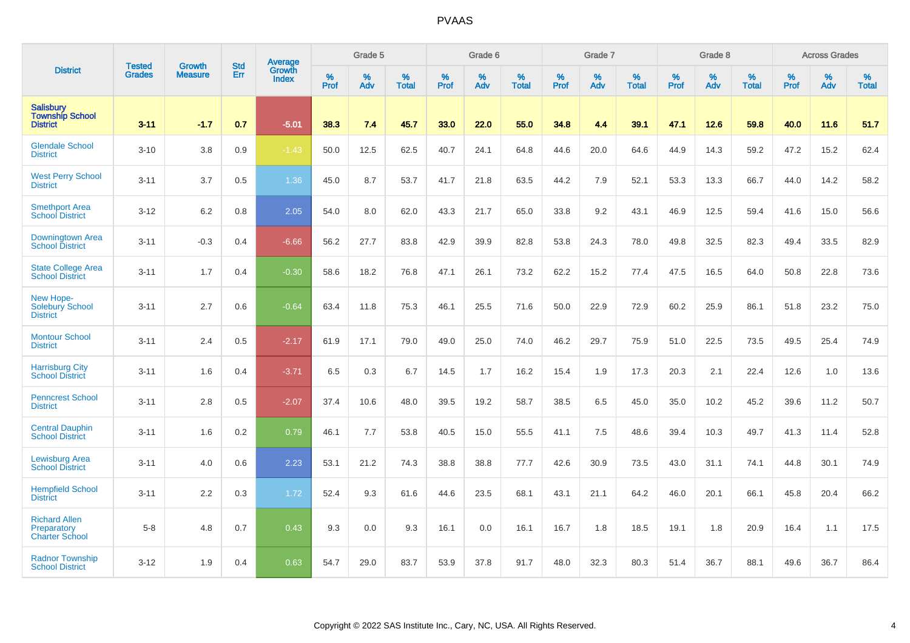| District | Tested Grades | Growth Measure | Std Err | Average Growth Index | Grade 5 | | | Grade 6 | | | Grade 7 | | | Grade 8 | | | Across Grades | | |
|---|---|---|---|---|---|---|---|---|---|---|---|---|---|---|---|---|---|---|---|
| | | | | | % Prof | % Adv | % Total | % Prof | % Adv | % Total | % Prof | % Adv | % Total | % Prof | % Adv | % Total | % Prof | % Adv | % Total |
| **Salisbury Township School District** | **3-11** | **-1.7** | **0.7** | **-5.01** | **38.3** | **7.4** | **45.7** | **33.0** | **22.0** | **55.0** | **34.8** | **4.4** | **39.1** | **47.1** | **12.6** | **59.8** | **40.0** | **11.6** | **51.7** |
| Glendale School District | 3-10 | 3.8 | 0.9 | -1.43 | 50.0 | 12.5 | 62.5 | 40.7 | 24.1 | 64.8 | 44.6 | 20.0 | 64.6 | 44.9 | 14.3 | 59.2 | 47.2 | 15.2 | 62.4 |
| West Perry School District | 3-11 | 3.7 | 0.5 | 1.36 | 45.0 | 8.7 | 53.7 | 41.7 | 21.8 | 63.5 | 44.2 | 7.9 | 52.1 | 53.3 | 13.3 | 66.7 | 44.0 | 14.2 | 58.2 |
| Smethport Area School District | 3-12 | 6.2 | 0.8 | 2.05 | 54.0 | 8.0 | 62.0 | 43.3 | 21.7 | 65.0 | 33.8 | 9.2 | 43.1 | 46.9 | 12.5 | 59.4 | 41.6 | 15.0 | 56.6 |
| Downingtown Area School District | 3-11 | -0.3 | 0.4 | -6.66 | 56.2 | 27.7 | 83.8 | 42.9 | 39.9 | 82.8 | 53.8 | 24.3 | 78.0 | 49.8 | 32.5 | 82.3 | 49.4 | 33.5 | 82.9 |
| State College Area School District | 3-11 | 1.7 | 0.4 | -0.30 | 58.6 | 18.2 | 76.8 | 47.1 | 26.1 | 73.2 | 62.2 | 15.2 | 77.4 | 47.5 | 16.5 | 64.0 | 50.8 | 22.8 | 73.6 |
| New Hope-Solebury School District | 3-11 | 2.7 | 0.6 | -0.64 | 63.4 | 11.8 | 75.3 | 46.1 | 25.5 | 71.6 | 50.0 | 22.9 | 72.9 | 60.2 | 25.9 | 86.1 | 51.8 | 23.2 | 75.0 |
| Montour School District | 3-11 | 2.4 | 0.5 | -2.17 | 61.9 | 17.1 | 79.0 | 49.0 | 25.0 | 74.0 | 46.2 | 29.7 | 75.9 | 51.0 | 22.5 | 73.5 | 49.5 | 25.4 | 74.9 |
| Harrisburg City School District | 3-11 | 1.6 | 0.4 | -3.71 | 6.5 | 0.3 | 6.7 | 14.5 | 1.7 | 16.2 | 15.4 | 1.9 | 17.3 | 20.3 | 2.1 | 22.4 | 12.6 | 1.0 | 13.6 |
| Penncrest School District | 3-11 | 2.8 | 0.5 | -2.07 | 37.4 | 10.6 | 48.0 | 39.5 | 19.2 | 58.7 | 38.5 | 6.5 | 45.0 | 35.0 | 10.2 | 45.2 | 39.6 | 11.2 | 50.7 |
| Central Dauphin School District | 3-11 | 1.6 | 0.2 | 0.79 | 46.1 | 7.7 | 53.8 | 40.5 | 15.0 | 55.5 | 41.1 | 7.5 | 48.6 | 39.4 | 10.3 | 49.7 | 41.3 | 11.4 | 52.8 |
| Lewisburg Area School District | 3-11 | 4.0 | 0.6 | 2.23 | 53.1 | 21.2 | 74.3 | 38.8 | 38.8 | 77.7 | 42.6 | 30.9 | 73.5 | 43.0 | 31.1 | 74.1 | 44.8 | 30.1 | 74.9 |
| Hempfield School District | 3-11 | 2.2 | 0.3 | 1.72 | 52.4 | 9.3 | 61.6 | 44.6 | 23.5 | 68.1 | 43.1 | 21.1 | 64.2 | 46.0 | 20.1 | 66.1 | 45.8 | 20.4 | 66.2 |
| Richard Allen Preparatory Charter School | 5-8 | 4.8 | 0.7 | 0.43 | 9.3 | 0.0 | 9.3 | 16.1 | 0.0 | 16.1 | 16.7 | 1.8 | 18.5 | 19.1 | 1.8 | 20.9 | 16.4 | 1.1 | 17.5 |
| Radnor Township School District | 3-12 | 1.9 | 0.4 | 0.63 | 54.7 | 29.0 | 83.7 | 53.9 | 37.8 | 91.7 | 48.0 | 32.3 | 80.3 | 51.4 | 36.7 | 88.1 | 49.6 | 36.7 | 86.4 |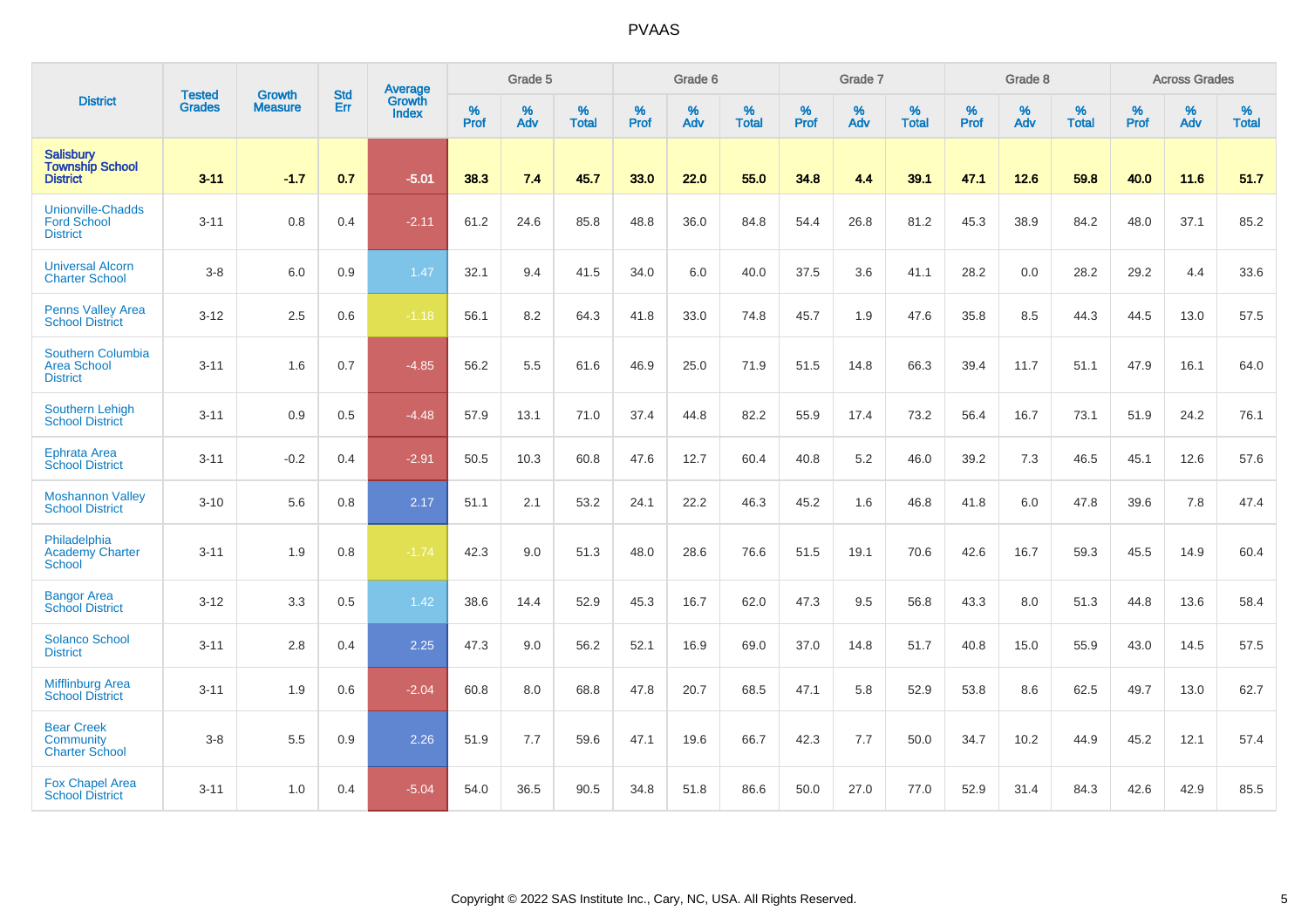# PVAAS

| District | Tested Grades | Growth Measure | Std Err | Average Growth Index | Grade 5 | | | Grade 6 | | | Grade 7 | | | Grade 8 | | | Across Grades | | |
|---|---|---|---|---|---|---|---|---|---|---|---|---|---|---|---|---|---|---|---|
| | | | | | % Prof | % Adv | % Total | % Prof | % Adv | % Total | % Prof | % Adv | % Total | % Prof | % Adv | % Total | % Prof | % Adv | % Total |
| **Salisbury Township School District** | **3-11** | **-1.7** | **0.7** | **-5.01** | **38.3** | **7.4** | **45.7** | **33.0** | **22.0** | **55.0** | **34.8** | **4.4** | **39.1** | **47.1** | **12.6** | **59.8** | **40.0** | **11.6** | **51.7** |
| Unionville-Chadds Ford School District | 3-11 | 0.8 | 0.4 | -2.11 | 61.2 | 24.6 | 85.8 | 48.8 | 36.0 | 84.8 | 54.4 | 26.8 | 81.2 | 45.3 | 38.9 | 84.2 | 48.0 | 37.1 | 85.2 |
| Universal Alcorn Charter School | 3-8 | 6.0 | 0.9 | 1.47 | 32.1 | 9.4 | 41.5 | 34.0 | 6.0 | 40.0 | 37.5 | 3.6 | 41.1 | 28.2 | 0.0 | 28.2 | 29.2 | 4.4 | 33.6 |
| Penns Valley Area School District | 3-12 | 2.5 | 0.6 | -1.18 | 56.1 | 8.2 | 64.3 | 41.8 | 33.0 | 74.8 | 45.7 | 1.9 | 47.6 | 35.8 | 8.5 | 44.3 | 44.5 | 13.0 | 57.5 |
| Southern Columbia Area School District | 3-11 | 1.6 | 0.7 | -4.85 | 56.2 | 5.5 | 61.6 | 46.9 | 25.0 | 71.9 | 51.5 | 14.8 | 66.3 | 39.4 | 11.7 | 51.1 | 47.9 | 16.1 | 64.0 |
| Southern Lehigh School District | 3-11 | 0.9 | 0.5 | -4.48 | 57.9 | 13.1 | 71.0 | 37.4 | 44.8 | 82.2 | 55.9 | 17.4 | 73.2 | 56.4 | 16.7 | 73.1 | 51.9 | 24.2 | 76.1 |
| Ephrata Area School District | 3-11 | -0.2 | 0.4 | -2.91 | 50.5 | 10.3 | 60.8 | 47.6 | 12.7 | 60.4 | 40.8 | 5.2 | 46.0 | 39.2 | 7.3 | 46.5 | 45.1 | 12.6 | 57.6 |
| Moshannon Valley School District | 3-10 | 5.6 | 0.8 | 2.17 | 51.1 | 2.1 | 53.2 | 24.1 | 22.2 | 46.3 | 45.2 | 1.6 | 46.8 | 41.8 | 6.0 | 47.8 | 39.6 | 7.8 | 47.4 |
| Philadelphia Academy Charter School | 3-11 | 1.9 | 0.8 | -1.74 | 42.3 | 9.0 | 51.3 | 48.0 | 28.6 | 76.6 | 51.5 | 19.1 | 70.6 | 42.6 | 16.7 | 59.3 | 45.5 | 14.9 | 60.4 |
| Bangor Area School District | 3-12 | 3.3 | 0.5 | 1.42 | 38.6 | 14.4 | 52.9 | 45.3 | 16.7 | 62.0 | 47.3 | 9.5 | 56.8 | 43.3 | 8.0 | 51.3 | 44.8 | 13.6 | 58.4 |
| Solanco School District | 3-11 | 2.8 | 0.4 | 2.25 | 47.3 | 9.0 | 56.2 | 52.1 | 16.9 | 69.0 | 37.0 | 14.8 | 51.7 | 40.8 | 15.0 | 55.9 | 43.0 | 14.5 | 57.5 |
| Mifflinburg Area School District | 3-11 | 1.9 | 0.6 | -2.04 | 60.8 | 8.0 | 68.8 | 47.8 | 20.7 | 68.5 | 47.1 | 5.8 | 52.9 | 53.8 | 8.6 | 62.5 | 49.7 | 13.0 | 62.7 |
| Bear Creek Community Charter School | 3-8 | 5.5 | 0.9 | 2.26 | 51.9 | 7.7 | 59.6 | 47.1 | 19.6 | 66.7 | 42.3 | 7.7 | 50.0 | 34.7 | 10.2 | 44.9 | 45.2 | 12.1 | 57.4 |
| Fox Chapel Area School District | 3-11 | 1.0 | 0.4 | -5.04 | 54.0 | 36.5 | 90.5 | 34.8 | 51.8 | 86.6 | 50.0 | 27.0 | 77.0 | 52.9 | 31.4 | 84.3 | 42.6 | 42.9 | 85.5 |

Copyright © 2022 SAS Institute Inc., Cary, NC, USA. All Rights Reserved.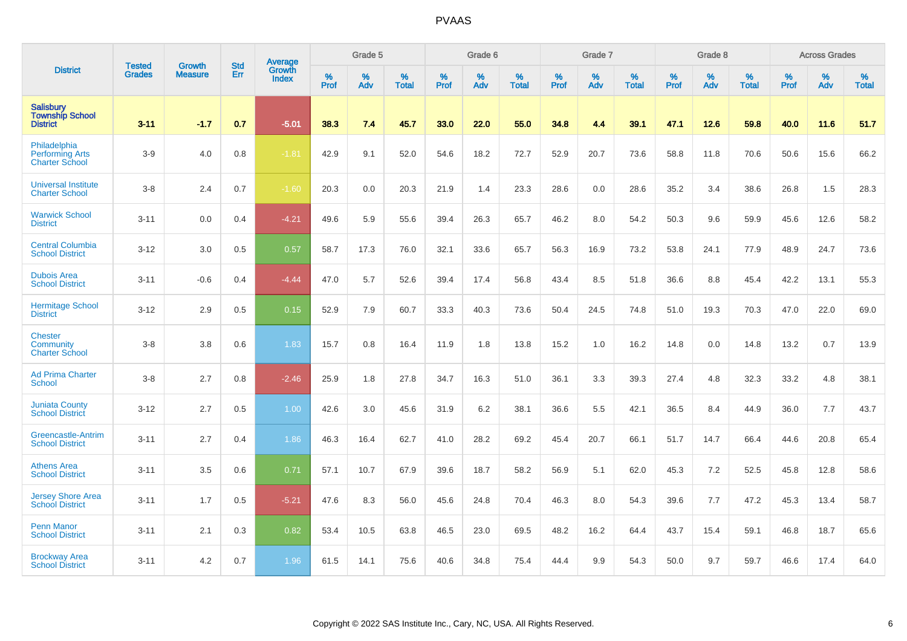# PVAAS

| District | Tested Grades | Growth Measure | Std Err | Average Growth Index | Grade 5 | | | Grade 6 | | | Grade 7 | | | Grade 8 | | | Across Grades | | |
|---|---|---|---|---|---|---|---|---|---|---|---|---|---|---|---|---|---|---|---|
| | | | | | % Prof | % Adv | % Total | % Prof | % Adv | % Total | % Prof | % Adv | % Total | % Prof | % Adv | % Total | % Prof | % Adv | % Total |
| **Salisbury Township School District** | **3-11** | **-1.7** | **0.7** | **-5.01** | **38.3** | **7.4** | **45.7** | **33.0** | **22.0** | **55.0** | **34.8** | **4.4** | **39.1** | **47.1** | **12.6** | **59.8** | **40.0** | **11.6** | **51.7** |
| Philadelphia Performing Arts Charter School | 3-9 | 4.0 | 0.8 | -1.81 | 42.9 | 9.1 | 52.0 | 54.6 | 18.2 | 72.7 | 52.9 | 20.7 | 73.6 | 58.8 | 11.8 | 70.6 | 50.6 | 15.6 | 66.2 |
| Universal Institute Charter School | 3-8 | 2.4 | 0.7 | -1.60 | 20.3 | 0.0 | 20.3 | 21.9 | 1.4 | 23.3 | 28.6 | 0.0 | 28.6 | 35.2 | 3.4 | 38.6 | 26.8 | 1.5 | 28.3 |
| Warwick School District | 3-11 | 0.0 | 0.4 | -4.21 | 49.6 | 5.9 | 55.6 | 39.4 | 26.3 | 65.7 | 46.2 | 8.0 | 54.2 | 50.3 | 9.6 | 59.9 | 45.6 | 12.6 | 58.2 |
| Central Columbia School District | 3-12 | 3.0 | 0.5 | 0.57 | 58.7 | 17.3 | 76.0 | 32.1 | 33.6 | 65.7 | 56.3 | 16.9 | 73.2 | 53.8 | 24.1 | 77.9 | 48.9 | 24.7 | 73.6 |
| Dubois Area School District | 3-11 | -0.6 | 0.4 | -4.44 | 47.0 | 5.7 | 52.6 | 39.4 | 17.4 | 56.8 | 43.4 | 8.5 | 51.8 | 36.6 | 8.8 | 45.4 | 42.2 | 13.1 | 55.3 |
| Hermitage School District | 3-12 | 2.9 | 0.5 | 0.15 | 52.9 | 7.9 | 60.7 | 33.3 | 40.3 | 73.6 | 50.4 | 24.5 | 74.8 | 51.0 | 19.3 | 70.3 | 47.0 | 22.0 | 69.0 |
| Chester Community Charter School | 3-8 | 3.8 | 0.6 | 1.83 | 15.7 | 0.8 | 16.4 | 11.9 | 1.8 | 13.8 | 15.2 | 1.0 | 16.2 | 14.8 | 0.0 | 14.8 | 13.2 | 0.7 | 13.9 |
| Ad Prima Charter School | 3-8 | 2.7 | 0.8 | -2.46 | 25.9 | 1.8 | 27.8 | 34.7 | 16.3 | 51.0 | 36.1 | 3.3 | 39.3 | 27.4 | 4.8 | 32.3 | 33.2 | 4.8 | 38.1 |
| Juniata County School District | 3-12 | 2.7 | 0.5 | 1.00 | 42.6 | 3.0 | 45.6 | 31.9 | 6.2 | 38.1 | 36.6 | 5.5 | 42.1 | 36.5 | 8.4 | 44.9 | 36.0 | 7.7 | 43.7 |
| Greencastle-Antrim School District | 3-11 | 2.7 | 0.4 | 1.86 | 46.3 | 16.4 | 62.7 | 41.0 | 28.2 | 69.2 | 45.4 | 20.7 | 66.1 | 51.7 | 14.7 | 66.4 | 44.6 | 20.8 | 65.4 |
| Athens Area School District | 3-11 | 3.5 | 0.6 | 0.71 | 57.1 | 10.7 | 67.9 | 39.6 | 18.7 | 58.2 | 56.9 | 5.1 | 62.0 | 45.3 | 7.2 | 52.5 | 45.8 | 12.8 | 58.6 |
| Jersey Shore Area School District | 3-11 | 1.7 | 0.5 | -5.21 | 47.6 | 8.3 | 56.0 | 45.6 | 24.8 | 70.4 | 46.3 | 8.0 | 54.3 | 39.6 | 7.7 | 47.2 | 45.3 | 13.4 | 58.7 |
| Penn Manor School District | 3-11 | 2.1 | 0.3 | 0.82 | 53.4 | 10.5 | 63.8 | 46.5 | 23.0 | 69.5 | 48.2 | 16.2 | 64.4 | 43.7 | 15.4 | 59.1 | 46.8 | 18.7 | 65.6 |
| Brockway Area School District | 3-11 | 4.2 | 0.7 | 1.96 | 61.5 | 14.1 | 75.6 | 40.6 | 34.8 | 75.4 | 44.4 | 9.9 | 54.3 | 50.0 | 9.7 | 59.7 | 46.6 | 17.4 | 64.0 |

Copyright © 2022 SAS Institute Inc., Cary, NC, USA. All Rights Reserved.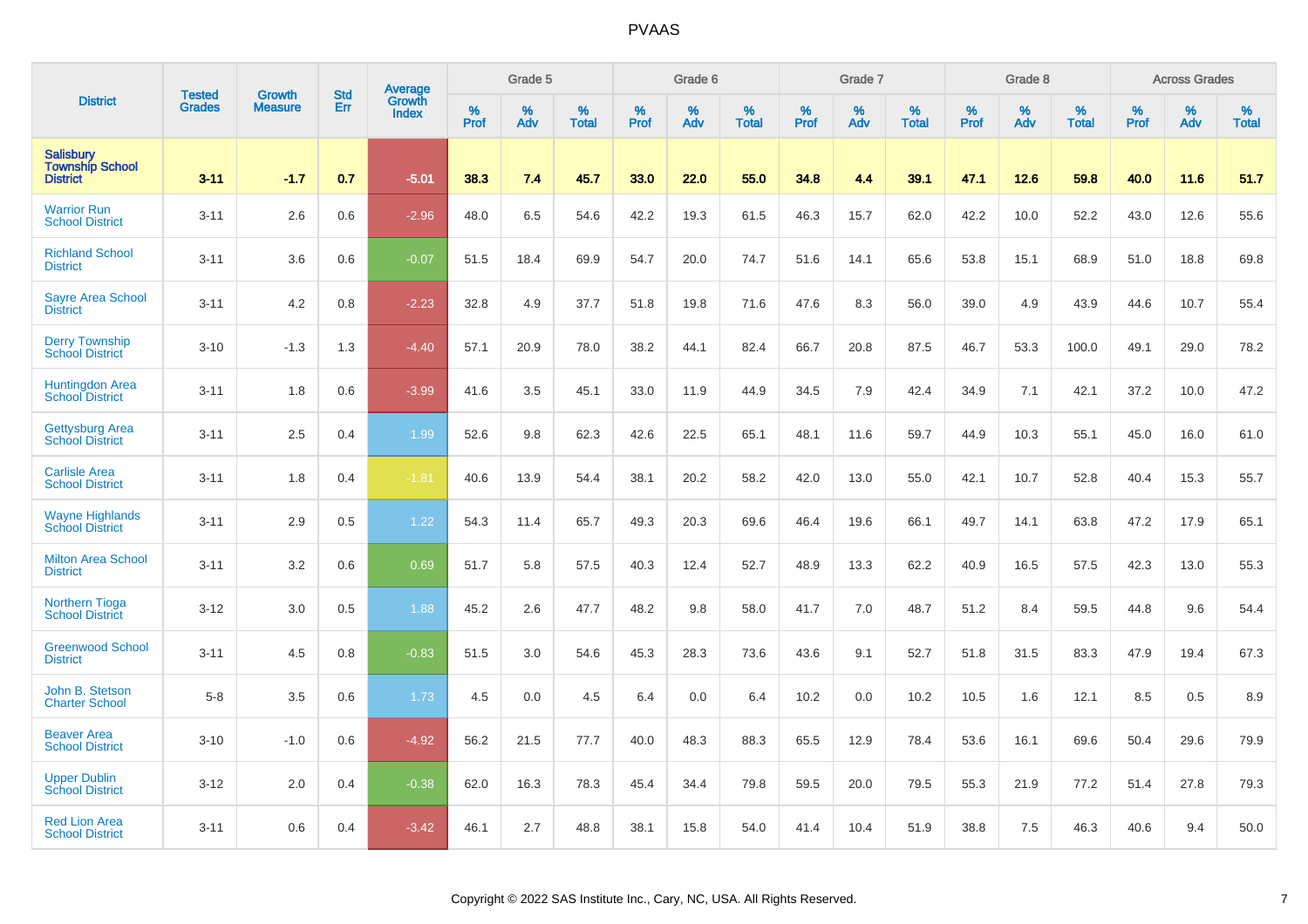# PVAAS

| District | Tested Grades | Growth Measure | Std Err | Average Growth Index | Grade 5 | | | Grade 6 | | | Grade 7 | | | Grade 8 | | | Across Grades | | |
|---|---|---|---|---|---|---|---|---|---|---|---|---|---|---|---|---|---|---|---|
| | | | | | % Prof | % Adv | % Total | % Prof | % Adv | % Total | % Prof | % Adv | % Total | % Prof | % Adv | % Total | % Prof | % Adv | % Total |
| **Salisbury Township School District** | **3-11** | **-1.7** | **0.7** | **-5.01** | **38.3** | **7.4** | **45.7** | **33.0** | **22.0** | **55.0** | **34.8** | **4.4** | **39.1** | **47.1** | **12.6** | **59.8** | **40.0** | **11.6** | **51.7** |
| Warrior Run School District | 3-11 | 2.6 | 0.6 | -2.96 | 48.0 | 6.5 | 54.6 | 42.2 | 19.3 | 61.5 | 46.3 | 15.7 | 62.0 | 42.2 | 10.0 | 52.2 | 43.0 | 12.6 | 55.6 |
| Richland School District | 3-11 | 3.6 | 0.6 | -0.07 | 51.5 | 18.4 | 69.9 | 54.7 | 20.0 | 74.7 | 51.6 | 14.1 | 65.6 | 53.8 | 15.1 | 68.9 | 51.0 | 18.8 | 69.8 |
| Sayre Area School District | 3-11 | 4.2 | 0.8 | -2.23 | 32.8 | 4.9 | 37.7 | 51.8 | 19.8 | 71.6 | 47.6 | 8.3 | 56.0 | 39.0 | 4.9 | 43.9 | 44.6 | 10.7 | 55.4 |
| Derry Township School District | 3-10 | -1.3 | 1.3 | -4.40 | 57.1 | 20.9 | 78.0 | 38.2 | 44.1 | 82.4 | 66.7 | 20.8 | 87.5 | 46.7 | 53.3 | 100.0 | 49.1 | 29.0 | 78.2 |
| Huntingdon Area School District | 3-11 | 1.8 | 0.6 | -3.99 | 41.6 | 3.5 | 45.1 | 33.0 | 11.9 | 44.9 | 34.5 | 7.9 | 42.4 | 34.9 | 7.1 | 42.1 | 37.2 | 10.0 | 47.2 |
| Gettysburg Area School District | 3-11 | 2.5 | 0.4 | 1.99 | 52.6 | 9.8 | 62.3 | 42.6 | 22.5 | 65.1 | 48.1 | 11.6 | 59.7 | 44.9 | 10.3 | 55.1 | 45.0 | 16.0 | 61.0 |
| Carlisle Area School District | 3-11 | 1.8 | 0.4 | -1.81 | 40.6 | 13.9 | 54.4 | 38.1 | 20.2 | 58.2 | 42.0 | 13.0 | 55.0 | 42.1 | 10.7 | 52.8 | 40.4 | 15.3 | 55.7 |
| Wayne Highlands School District | 3-11 | 2.9 | 0.5 | 1.22 | 54.3 | 11.4 | 65.7 | 49.3 | 20.3 | 69.6 | 46.4 | 19.6 | 66.1 | 49.7 | 14.1 | 63.8 | 47.2 | 17.9 | 65.1 |
| Milton Area School District | 3-11 | 3.2 | 0.6 | 0.69 | 51.7 | 5.8 | 57.5 | 40.3 | 12.4 | 52.7 | 48.9 | 13.3 | 62.2 | 40.9 | 16.5 | 57.5 | 42.3 | 13.0 | 55.3 |
| Northern Tioga School District | 3-12 | 3.0 | 0.5 | 1.88 | 45.2 | 2.6 | 47.7 | 48.2 | 9.8 | 58.0 | 41.7 | 7.0 | 48.7 | 51.2 | 8.4 | 59.5 | 44.8 | 9.6 | 54.4 |
| Greenwood School District | 3-11 | 4.5 | 0.8 | -0.83 | 51.5 | 3.0 | 54.6 | 45.3 | 28.3 | 73.6 | 43.6 | 9.1 | 52.7 | 51.8 | 31.5 | 83.3 | 47.9 | 19.4 | 67.3 |
| John B. Stetson Charter School | 5-8 | 3.5 | 0.6 | 1.73 | 4.5 | 0.0 | 4.5 | 6.4 | 0.0 | 6.4 | 10.2 | 0.0 | 10.2 | 10.5 | 1.6 | 12.1 | 8.5 | 0.5 | 8.9 |
| Beaver Area School District | 3-10 | -1.0 | 0.6 | -4.92 | 56.2 | 21.5 | 77.7 | 40.0 | 48.3 | 88.3 | 65.5 | 12.9 | 78.4 | 53.6 | 16.1 | 69.6 | 50.4 | 29.6 | 79.9 |
| Upper Dublin School District | 3-12 | 2.0 | 0.4 | -0.38 | 62.0 | 16.3 | 78.3 | 45.4 | 34.4 | 79.8 | 59.5 | 20.0 | 79.5 | 55.3 | 21.9 | 77.2 | 51.4 | 27.8 | 79.3 |
| Red Lion Area School District | 3-11 | 0.6 | 0.4 | -3.42 | 46.1 | 2.7 | 48.8 | 38.1 | 15.8 | 54.0 | 41.4 | 10.4 | 51.9 | 38.8 | 7.5 | 46.3 | 40.6 | 9.4 | 50.0 |

Copyright © 2022 SAS Institute Inc., Cary, NC, USA. All Rights Reserved.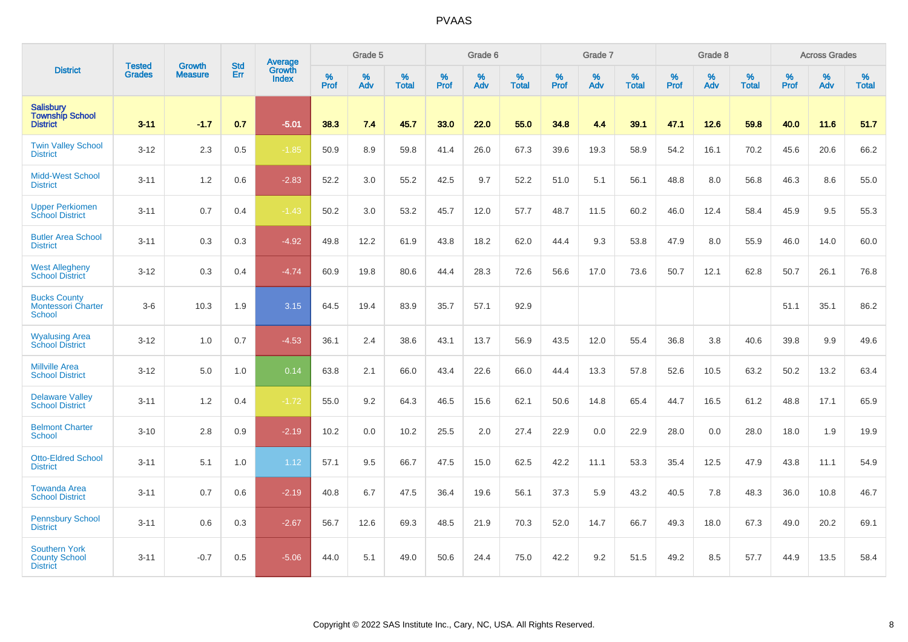# PVAAS

| District | Tested Grades | Growth Measure | Std Err | Average Growth Index | Grade 5 | | | Grade 6 | | | Grade 7 | | | Grade 8 | | | Across Grades | | |
|---|---|---|---|---|---|---|---|---|---|---|---|---|---|---|---|---|---|---|---|
| | | | | | % Prof | % Adv | % Total | % Prof | % Adv | % Total | % Prof | % Adv | % Total | % Prof | % Adv | % Total | % Prof | % Adv | % Total |
| **Salisbury Township School District** | **3-11** | **-1.7** | **0.7** | **-5.01** | **38.3** | **7.4** | **45.7** | **33.0** | **22.0** | **55.0** | **34.8** | **4.4** | **39.1** | **47.1** | **12.6** | **59.8** | **40.0** | **11.6** | **51.7** |
| Twin Valley School District | 3-12 | 2.3 | 0.5 | -1.85 | 50.9 | 8.9 | 59.8 | 41.4 | 26.0 | 67.3 | 39.6 | 19.3 | 58.9 | 54.2 | 16.1 | 70.2 | 45.6 | 20.6 | 66.2 |
| Midd-West School District | 3-11 | 1.2 | 0.6 | -2.83 | 52.2 | 3.0 | 55.2 | 42.5 | 9.7 | 52.2 | 51.0 | 5.1 | 56.1 | 48.8 | 8.0 | 56.8 | 46.3 | 8.6 | 55.0 |
| Upper Perkiomen School District | 3-11 | 0.7 | 0.4 | -1.43 | 50.2 | 3.0 | 53.2 | 45.7 | 12.0 | 57.7 | 48.7 | 11.5 | 60.2 | 46.0 | 12.4 | 58.4 | 45.9 | 9.5 | 55.3 |
| Butler Area School District | 3-11 | 0.3 | 0.3 | -4.92 | 49.8 | 12.2 | 61.9 | 43.8 | 18.2 | 62.0 | 44.4 | 9.3 | 53.8 | 47.9 | 8.0 | 55.9 | 46.0 | 14.0 | 60.0 |
| West Allegheny School District | 3-12 | 0.3 | 0.4 | -4.74 | 60.9 | 19.8 | 80.6 | 44.4 | 28.3 | 72.6 | 56.6 | 17.0 | 73.6 | 50.7 | 12.1 | 62.8 | 50.7 | 26.1 | 76.8 |
| Bucks County Montessori Charter School | 3-6 | 10.3 | 1.9 | 3.15 | 64.5 | 19.4 | 83.9 | 35.7 | 57.1 | 92.9 | | | | | | | 51.1 | 35.1 | 86.2 |
| Wyalusing Area School District | 3-12 | 1.0 | 0.7 | -4.53 | 36.1 | 2.4 | 38.6 | 43.1 | 13.7 | 56.9 | 43.5 | 12.0 | 55.4 | 36.8 | 3.8 | 40.6 | 39.8 | 9.9 | 49.6 |
| Millville Area School District | 3-12 | 5.0 | 1.0 | 0.14 | 63.8 | 2.1 | 66.0 | 43.4 | 22.6 | 66.0 | 44.4 | 13.3 | 57.8 | 52.6 | 10.5 | 63.2 | 50.2 | 13.2 | 63.4 |
| Delaware Valley School District | 3-11 | 1.2 | 0.4 | -1.72 | 55.0 | 9.2 | 64.3 | 46.5 | 15.6 | 62.1 | 50.6 | 14.8 | 65.4 | 44.7 | 16.5 | 61.2 | 48.8 | 17.1 | 65.9 |
| Belmont Charter School | 3-10 | 2.8 | 0.9 | -2.19 | 10.2 | 0.0 | 10.2 | 25.5 | 2.0 | 27.4 | 22.9 | 0.0 | 22.9 | 28.0 | 0.0 | 28.0 | 18.0 | 1.9 | 19.9 |
| Otto-Eldred School District | 3-11 | 5.1 | 1.0 | 1.12 | 57.1 | 9.5 | 66.7 | 47.5 | 15.0 | 62.5 | 42.2 | 11.1 | 53.3 | 35.4 | 12.5 | 47.9 | 43.8 | 11.1 | 54.9 |
| Towanda Area School District | 3-11 | 0.7 | 0.6 | -2.19 | 40.8 | 6.7 | 47.5 | 36.4 | 19.6 | 56.1 | 37.3 | 5.9 | 43.2 | 40.5 | 7.8 | 48.3 | 36.0 | 10.8 | 46.7 |
| Pennsbury School District | 3-11 | 0.6 | 0.3 | -2.67 | 56.7 | 12.6 | 69.3 | 48.5 | 21.9 | 70.3 | 52.0 | 14.7 | 66.7 | 49.3 | 18.0 | 67.3 | 49.0 | 20.2 | 69.1 |
| Southern York County School District | 3-11 | -0.7 | 0.5 | -5.06 | 44.0 | 5.1 | 49.0 | 50.6 | 24.4 | 75.0 | 42.2 | 9.2 | 51.5 | 49.2 | 8.5 | 57.7 | 44.9 | 13.5 | 58.4 |

Copyright © 2022 SAS Institute Inc., Cary, NC, USA. All Rights Reserved.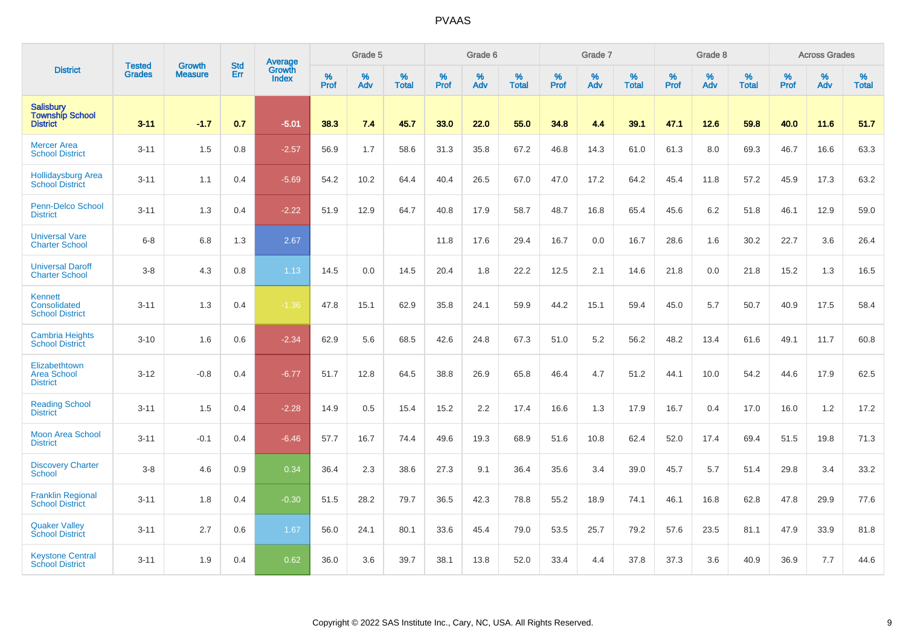# PVAAS

| District | Tested Grades | Growth Measure | Std Err | Average Growth Index | Grade 5 | | | Grade 6 | | | Grade 7 | | | Grade 8 | | | Across Grades | | |
|---|---|---|---|---|---|---|---|---|---|---|---|---|---|---|---|---|---|---|---|
| | | | | | % Prof | % Adv | % Total | % Prof | % Adv | % Total | % Prof | % Adv | % Total | % Prof | % Adv | % Total | % Prof | % Adv | % Total |
| **Salisbury Township School District** | **3-11** | **-1.7** | **0.7** | **-5.01** | **38.3** | **7.4** | **45.7** | **33.0** | **22.0** | **55.0** | **34.8** | **4.4** | **39.1** | **47.1** | **12.6** | **59.8** | **40.0** | **11.6** | **51.7** |
| Mercer Area School District | 3-11 | 1.5 | 0.8 | -2.57 | 56.9 | 1.7 | 58.6 | 31.3 | 35.8 | 67.2 | 46.8 | 14.3 | 61.0 | 61.3 | 8.0 | 69.3 | 46.7 | 16.6 | 63.3 |
| Hollidaysburg Area School District | 3-11 | 1.1 | 0.4 | -5.69 | 54.2 | 10.2 | 64.4 | 40.4 | 26.5 | 67.0 | 47.0 | 17.2 | 64.2 | 45.4 | 11.8 | 57.2 | 45.9 | 17.3 | 63.2 |
| Penn-Delco School District | 3-11 | 1.3 | 0.4 | -2.22 | 51.9 | 12.9 | 64.7 | 40.8 | 17.9 | 58.7 | 48.7 | 16.8 | 65.4 | 45.6 | 6.2 | 51.8 | 46.1 | 12.9 | 59.0 |
| Universal Vare Charter School | 6-8 | 6.8 | 1.3 | 2.67 | | | | 11.8 | 17.6 | 29.4 | 16.7 | 0.0 | 16.7 | 28.6 | 1.6 | 30.2 | 22.7 | 3.6 | 26.4 |
| Universal Daroff Charter School | 3-8 | 4.3 | 0.8 | 1.13 | 14.5 | 0.0 | 14.5 | 20.4 | 1.8 | 22.2 | 12.5 | 2.1 | 14.6 | 21.8 | 0.0 | 21.8 | 15.2 | 1.3 | 16.5 |
| Kennett Consolidated School District | 3-11 | 1.3 | 0.4 | -1.36 | 47.8 | 15.1 | 62.9 | 35.8 | 24.1 | 59.9 | 44.2 | 15.1 | 59.4 | 45.0 | 5.7 | 50.7 | 40.9 | 17.5 | 58.4 |
| Cambria Heights School District | 3-10 | 1.6 | 0.6 | -2.34 | 62.9 | 5.6 | 68.5 | 42.6 | 24.8 | 67.3 | 51.0 | 5.2 | 56.2 | 48.2 | 13.4 | 61.6 | 49.1 | 11.7 | 60.8 |
| Elizabethtown Area School District | 3-12 | -0.8 | 0.4 | -6.77 | 51.7 | 12.8 | 64.5 | 38.8 | 26.9 | 65.8 | 46.4 | 4.7 | 51.2 | 44.1 | 10.0 | 54.2 | 44.6 | 17.9 | 62.5 |
| Reading School District | 3-11 | 1.5 | 0.4 | -2.28 | 14.9 | 0.5 | 15.4 | 15.2 | 2.2 | 17.4 | 16.6 | 1.3 | 17.9 | 16.7 | 0.4 | 17.0 | 16.0 | 1.2 | 17.2 |
| Moon Area School District | 3-11 | -0.1 | 0.4 | -6.46 | 57.7 | 16.7 | 74.4 | 49.6 | 19.3 | 68.9 | 51.6 | 10.8 | 62.4 | 52.0 | 17.4 | 69.4 | 51.5 | 19.8 | 71.3 |
| Discovery Charter School | 3-8 | 4.6 | 0.9 | 0.34 | 36.4 | 2.3 | 38.6 | 27.3 | 9.1 | 36.4 | 35.6 | 3.4 | 39.0 | 45.7 | 5.7 | 51.4 | 29.8 | 3.4 | 33.2 |
| Franklin Regional School District | 3-11 | 1.8 | 0.4 | -0.30 | 51.5 | 28.2 | 79.7 | 36.5 | 42.3 | 78.8 | 55.2 | 18.9 | 74.1 | 46.1 | 16.8 | 62.8 | 47.8 | 29.9 | 77.6 |
| Quaker Valley School District | 3-11 | 2.7 | 0.6 | 1.67 | 56.0 | 24.1 | 80.1 | 33.6 | 45.4 | 79.0 | 53.5 | 25.7 | 79.2 | 57.6 | 23.5 | 81.1 | 47.9 | 33.9 | 81.8 |
| Keystone Central School District | 3-11 | 1.9 | 0.4 | 0.62 | 36.0 | 3.6 | 39.7 | 38.1 | 13.8 | 52.0 | 33.4 | 4.4 | 37.8 | 37.3 | 3.6 | 40.9 | 36.9 | 7.7 | 44.6 |

Copyright © 2022 SAS Institute Inc., Cary, NC, USA. All Rights Reserved.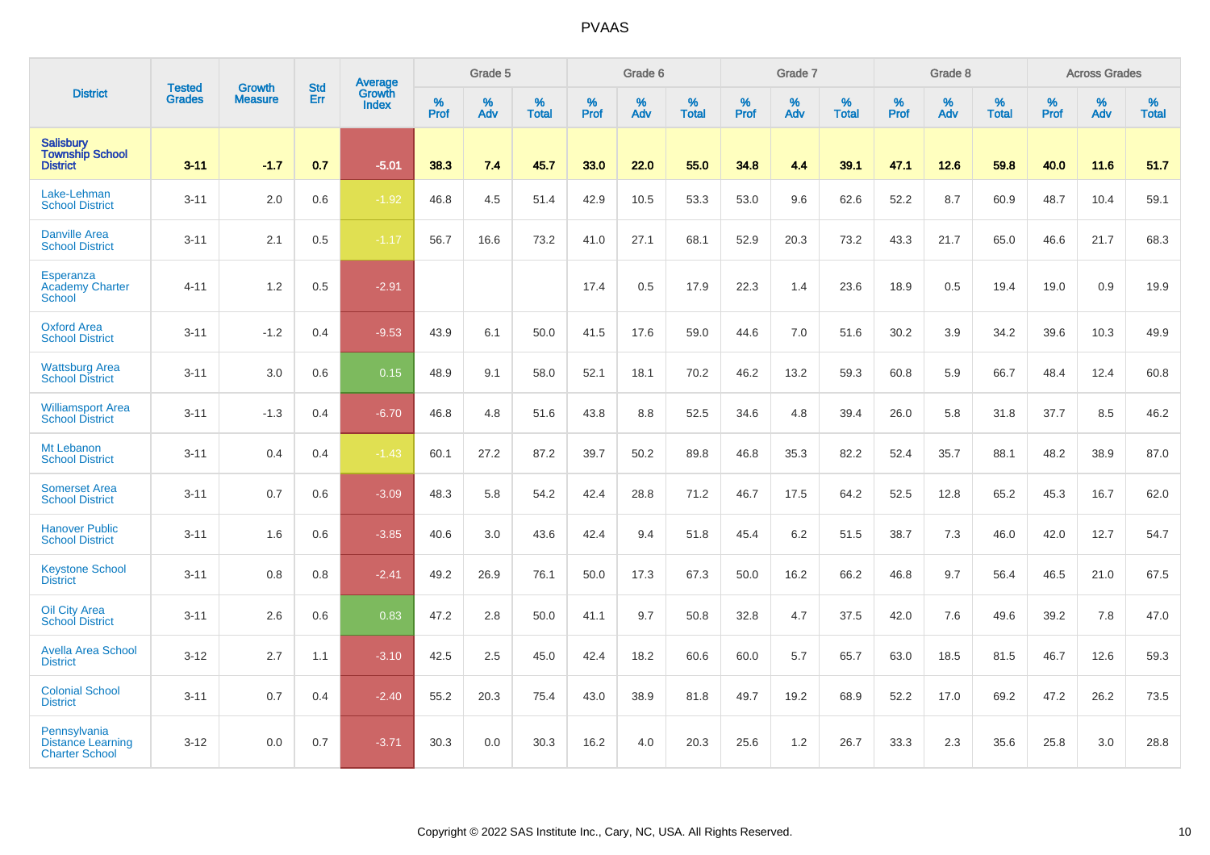# PVAAS

| District | Tested Grades | Growth Measure | Std Err | Average Growth Index | Grade 5 | | | Grade 6 | | | Grade 7 | | | Grade 8 | | | Across Grades | | |
|---|---|---|---|---|---|---|---|---|---|---|---|---|---|---|---|---|---|---|---|
| | | | | | % Prof | % Adv | % Total | % Prof | % Adv | % Total | % Prof | % Adv | % Total | % Prof | % Adv | % Total | % Prof | % Adv | % Total |
| **Salisbury Township School District** | **3-11** | **-1.7** | **0.7** | **-5.01** | **38.3** | **7.4** | **45.7** | **33.0** | **22.0** | **55.0** | **34.8** | **4.4** | **39.1** | **47.1** | **12.6** | **59.8** | **40.0** | **11.6** | **51.7** |
| Lake-Lehman School District | 3-11 | 2.0 | 0.6 | -1.92 | 46.8 | 4.5 | 51.4 | 42.9 | 10.5 | 53.3 | 53.0 | 9.6 | 62.6 | 52.2 | 8.7 | 60.9 | 48.7 | 10.4 | 59.1 |
| Danville Area School District | 3-11 | 2.1 | 0.5 | -1.17 | 56.7 | 16.6 | 73.2 | 41.0 | 27.1 | 68.1 | 52.9 | 20.3 | 73.2 | 43.3 | 21.7 | 65.0 | 46.6 | 21.7 | 68.3 |
| Esperanza Academy Charter School | 4-11 | 1.2 | 0.5 | -2.91 | | | | 17.4 | 0.5 | 17.9 | 22.3 | 1.4 | 23.6 | 18.9 | 0.5 | 19.4 | 19.0 | 0.9 | 19.9 |
| Oxford Area School District | 3-11 | -1.2 | 0.4 | -9.53 | 43.9 | 6.1 | 50.0 | 41.5 | 17.6 | 59.0 | 44.6 | 7.0 | 51.6 | 30.2 | 3.9 | 34.2 | 39.6 | 10.3 | 49.9 |
| Wattsburg Area School District | 3-11 | 3.0 | 0.6 | 0.15 | 48.9 | 9.1 | 58.0 | 52.1 | 18.1 | 70.2 | 46.2 | 13.2 | 59.3 | 60.8 | 5.9 | 66.7 | 48.4 | 12.4 | 60.8 |
| Williamsport Area School District | 3-11 | -1.3 | 0.4 | -6.70 | 46.8 | 4.8 | 51.6 | 43.8 | 8.8 | 52.5 | 34.6 | 4.8 | 39.4 | 26.0 | 5.8 | 31.8 | 37.7 | 8.5 | 46.2 |
| Mt Lebanon School District | 3-11 | 0.4 | 0.4 | -1.43 | 60.1 | 27.2 | 87.2 | 39.7 | 50.2 | 89.8 | 46.8 | 35.3 | 82.2 | 52.4 | 35.7 | 88.1 | 48.2 | 38.9 | 87.0 |
| Somerset Area School District | 3-11 | 0.7 | 0.6 | -3.09 | 48.3 | 5.8 | 54.2 | 42.4 | 28.8 | 71.2 | 46.7 | 17.5 | 64.2 | 52.5 | 12.8 | 65.2 | 45.3 | 16.7 | 62.0 |
| Hanover Public School District | 3-11 | 1.6 | 0.6 | -3.85 | 40.6 | 3.0 | 43.6 | 42.4 | 9.4 | 51.8 | 45.4 | 6.2 | 51.5 | 38.7 | 7.3 | 46.0 | 42.0 | 12.7 | 54.7 |
| Keystone School District | 3-11 | 0.8 | 0.8 | -2.41 | 49.2 | 26.9 | 76.1 | 50.0 | 17.3 | 67.3 | 50.0 | 16.2 | 66.2 | 46.8 | 9.7 | 56.4 | 46.5 | 21.0 | 67.5 |
| Oil City Area School District | 3-11 | 2.6 | 0.6 | 0.83 | 47.2 | 2.8 | 50.0 | 41.1 | 9.7 | 50.8 | 32.8 | 4.7 | 37.5 | 42.0 | 7.6 | 49.6 | 39.2 | 7.8 | 47.0 |
| Avella Area School District | 3-12 | 2.7 | 1.1 | -3.10 | 42.5 | 2.5 | 45.0 | 42.4 | 18.2 | 60.6 | 60.0 | 5.7 | 65.7 | 63.0 | 18.5 | 81.5 | 46.7 | 12.6 | 59.3 |
| Colonial School District | 3-11 | 0.7 | 0.4 | -2.40 | 55.2 | 20.3 | 75.4 | 43.0 | 38.9 | 81.8 | 49.7 | 19.2 | 68.9 | 52.2 | 17.0 | 69.2 | 47.2 | 26.2 | 73.5 |
| Pennsylvania Distance Learning Charter School | 3-12 | 0.0 | 0.7 | -3.71 | 30.3 | 0.0 | 30.3 | 16.2 | 4.0 | 20.3 | 25.6 | 1.2 | 26.7 | 33.3 | 2.3 | 35.6 | 25.8 | 3.0 | 28.8 |

Copyright © 2022 SAS Institute Inc., Cary, NC, USA. All Rights Reserved.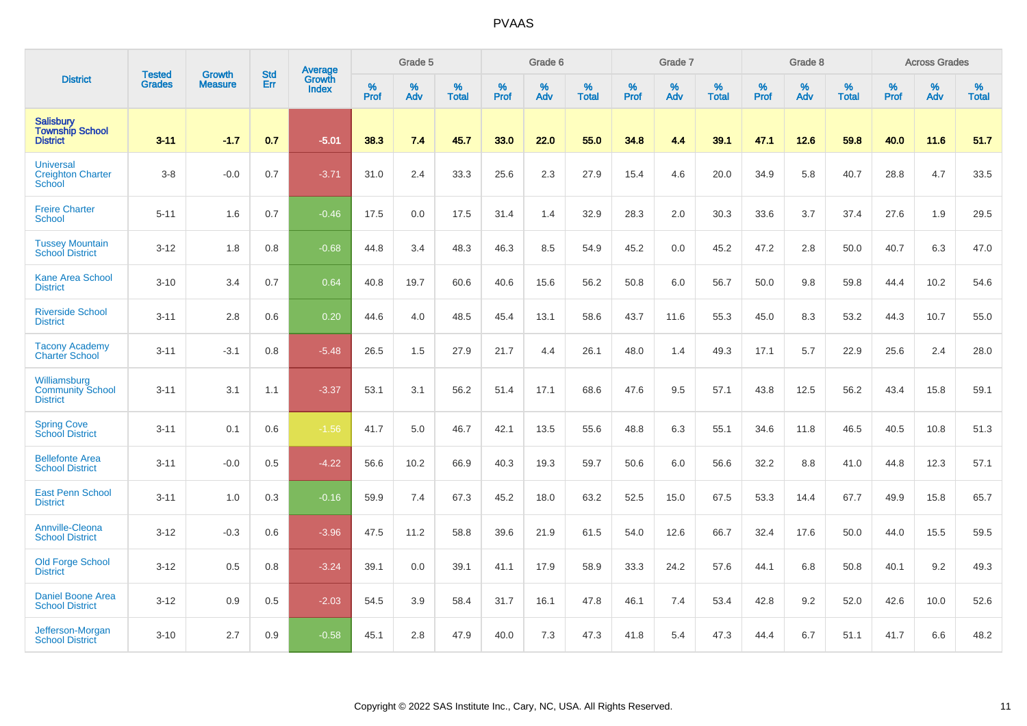# PVAAS

| District | Tested Grades | Growth Measure | Std Err | Average Growth Index | Grade 5 | | | Grade 6 | | | Grade 7 | | | Grade 8 | | | Across Grades | | |
|---|---|---|---|---|---|---|---|---|---|---|---|---|---|---|---|---|---|---|---|
| | | | | | % Prof | % Adv | % Total | % Prof | % Adv | % Total | % Prof | % Adv | % Total | % Prof | % Adv | % Total | % Prof | % Adv | % Total |
| **Salisbury Township School District** | **3-11** | **-1.7** | **0.7** | **-5.01** | **38.3** | **7.4** | **45.7** | **33.0** | **22.0** | **55.0** | **34.8** | **4.4** | **39.1** | **47.1** | **12.6** | **59.8** | **40.0** | **11.6** | **51.7** |
| Universal Creighton Charter School | 3-8 | -0.0 | 0.7 | -3.71 | 31.0 | 2.4 | 33.3 | 25.6 | 2.3 | 27.9 | 15.4 | 4.6 | 20.0 | 34.9 | 5.8 | 40.7 | 28.8 | 4.7 | 33.5 |
| Freire Charter School | 5-11 | 1.6 | 0.7 | -0.46 | 17.5 | 0.0 | 17.5 | 31.4 | 1.4 | 32.9 | 28.3 | 2.0 | 30.3 | 33.6 | 3.7 | 37.4 | 27.6 | 1.9 | 29.5 |
| Tussey Mountain School District | 3-12 | 1.8 | 0.8 | -0.68 | 44.8 | 3.4 | 48.3 | 46.3 | 8.5 | 54.9 | 45.2 | 0.0 | 45.2 | 47.2 | 2.8 | 50.0 | 40.7 | 6.3 | 47.0 |
| Kane Area School District | 3-10 | 3.4 | 0.7 | 0.64 | 40.8 | 19.7 | 60.6 | 40.6 | 15.6 | 56.2 | 50.8 | 6.0 | 56.7 | 50.0 | 9.8 | 59.8 | 44.4 | 10.2 | 54.6 |
| Riverside School District | 3-11 | 2.8 | 0.6 | 0.20 | 44.6 | 4.0 | 48.5 | 45.4 | 13.1 | 58.6 | 43.7 | 11.6 | 55.3 | 45.0 | 8.3 | 53.2 | 44.3 | 10.7 | 55.0 |
| Tacony Academy Charter School | 3-11 | -3.1 | 0.8 | -5.48 | 26.5 | 1.5 | 27.9 | 21.7 | 4.4 | 26.1 | 48.0 | 1.4 | 49.3 | 17.1 | 5.7 | 22.9 | 25.6 | 2.4 | 28.0 |
| Williamsburg Community School District | 3-11 | 3.1 | 1.1 | -3.37 | 53.1 | 3.1 | 56.2 | 51.4 | 17.1 | 68.6 | 47.6 | 9.5 | 57.1 | 43.8 | 12.5 | 56.2 | 43.4 | 15.8 | 59.1 |
| Spring Cove School District | 3-11 | 0.1 | 0.6 | -1.56 | 41.7 | 5.0 | 46.7 | 42.1 | 13.5 | 55.6 | 48.8 | 6.3 | 55.1 | 34.6 | 11.8 | 46.5 | 40.5 | 10.8 | 51.3 |
| Bellefonte Area School District | 3-11 | -0.0 | 0.5 | -4.22 | 56.6 | 10.2 | 66.9 | 40.3 | 19.3 | 59.7 | 50.6 | 6.0 | 56.6 | 32.2 | 8.8 | 41.0 | 44.8 | 12.3 | 57.1 |
| East Penn School District | 3-11 | 1.0 | 0.3 | -0.16 | 59.9 | 7.4 | 67.3 | 45.2 | 18.0 | 63.2 | 52.5 | 15.0 | 67.5 | 53.3 | 14.4 | 67.7 | 49.9 | 15.8 | 65.7 |
| Annville-Cleona School District | 3-12 | -0.3 | 0.6 | -3.96 | 47.5 | 11.2 | 58.8 | 39.6 | 21.9 | 61.5 | 54.0 | 12.6 | 66.7 | 32.4 | 17.6 | 50.0 | 44.0 | 15.5 | 59.5 |
| Old Forge School District | 3-12 | 0.5 | 0.8 | -3.24 | 39.1 | 0.0 | 39.1 | 41.1 | 17.9 | 58.9 | 33.3 | 24.2 | 57.6 | 44.1 | 6.8 | 50.8 | 40.1 | 9.2 | 49.3 |
| Daniel Boone Area School District | 3-12 | 0.9 | 0.5 | -2.03 | 54.5 | 3.9 | 58.4 | 31.7 | 16.1 | 47.8 | 46.1 | 7.4 | 53.4 | 42.8 | 9.2 | 52.0 | 42.6 | 10.0 | 52.6 |
| Jefferson-Morgan School District | 3-10 | 2.7 | 0.9 | -0.58 | 45.1 | 2.8 | 47.9 | 40.0 | 7.3 | 47.3 | 41.8 | 5.4 | 47.3 | 44.4 | 6.7 | 51.1 | 41.7 | 6.6 | 48.2 |

Copyright © 2022 SAS Institute Inc., Cary, NC, USA. All Rights Reserved.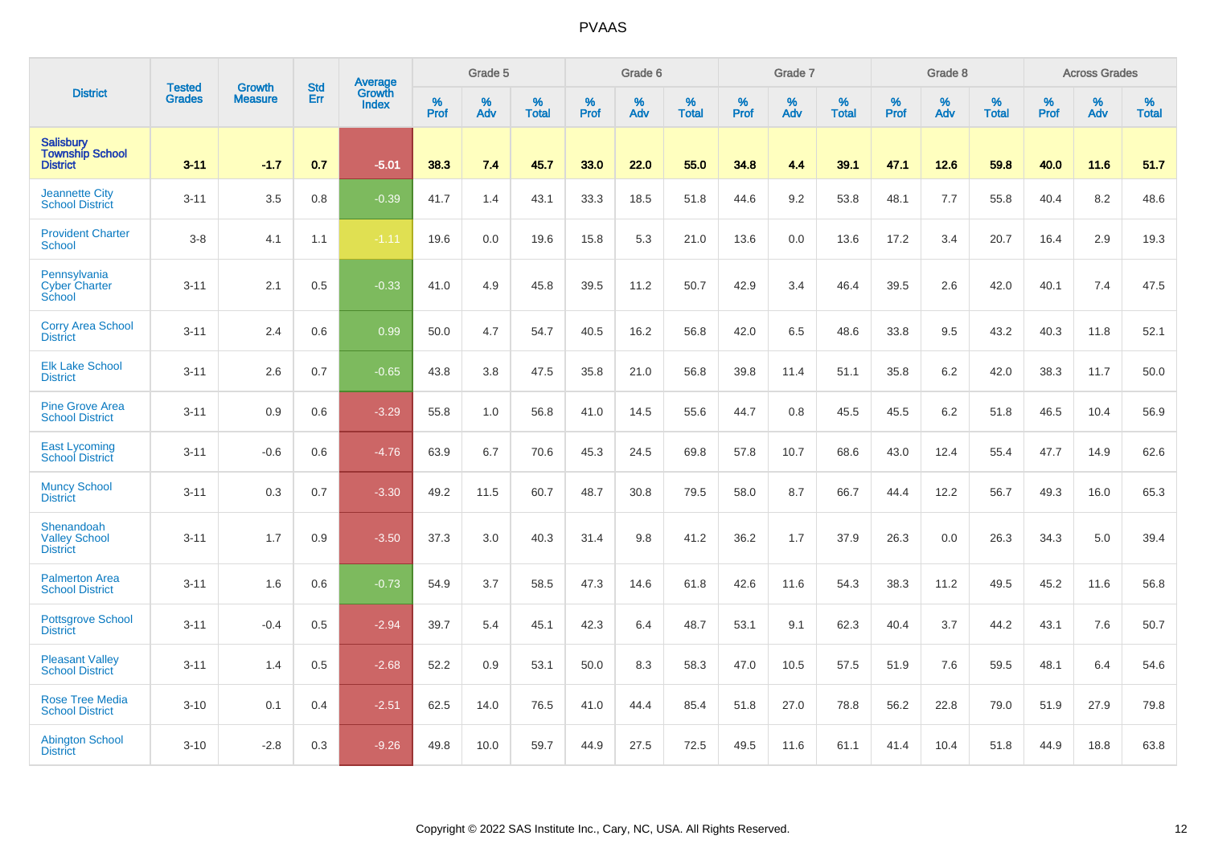# PVAAS

| District | Tested Grades | Growth Measure | Std Err | Average Growth Index | Grade 5 | | | Grade 6 | | | Grade 7 | | | Grade 8 | | | Across Grades | | |
|---|---|---|---|---|---|---|---|---|---|---|---|---|---|---|---|---|---|---|---|
| | | | | | % Prof | % Adv | % Total | % Prof | % Adv | % Total | % Prof | % Adv | % Total | % Prof | % Adv | % Total | % Prof | % Adv | % Total |
| **Salisbury Township School District** | **3-11** | **-1.7** | **0.7** | **-5.01** | **38.3** | **7.4** | **45.7** | **33.0** | **22.0** | **55.0** | **34.8** | **4.4** | **39.1** | **47.1** | **12.6** | **59.8** | **40.0** | **11.6** | **51.7** |
| Jeannette City School District | 3-11 | 3.5 | 0.8 | -0.39 | 41.7 | 1.4 | 43.1 | 33.3 | 18.5 | 51.8 | 44.6 | 9.2 | 53.8 | 48.1 | 7.7 | 55.8 | 40.4 | 8.2 | 48.6 |
| Provident Charter School | 3-8 | 4.1 | 1.1 | -1.11 | 19.6 | 0.0 | 19.6 | 15.8 | 5.3 | 21.0 | 13.6 | 0.0 | 13.6 | 17.2 | 3.4 | 20.7 | 16.4 | 2.9 | 19.3 |
| Pennsylvania Cyber Charter School | 3-11 | 2.1 | 0.5 | -0.33 | 41.0 | 4.9 | 45.8 | 39.5 | 11.2 | 50.7 | 42.9 | 3.4 | 46.4 | 39.5 | 2.6 | 42.0 | 40.1 | 7.4 | 47.5 |
| Corry Area School District | 3-11 | 2.4 | 0.6 | 0.99 | 50.0 | 4.7 | 54.7 | 40.5 | 16.2 | 56.8 | 42.0 | 6.5 | 48.6 | 33.8 | 9.5 | 43.2 | 40.3 | 11.8 | 52.1 |
| Elk Lake School District | 3-11 | 2.6 | 0.7 | -0.65 | 43.8 | 3.8 | 47.5 | 35.8 | 21.0 | 56.8 | 39.8 | 11.4 | 51.1 | 35.8 | 6.2 | 42.0 | 38.3 | 11.7 | 50.0 |
| Pine Grove Area School District | 3-11 | 0.9 | 0.6 | -3.29 | 55.8 | 1.0 | 56.8 | 41.0 | 14.5 | 55.6 | 44.7 | 0.8 | 45.5 | 45.5 | 6.2 | 51.8 | 46.5 | 10.4 | 56.9 |
| East Lycoming School District | 3-11 | -0.6 | 0.6 | -4.76 | 63.9 | 6.7 | 70.6 | 45.3 | 24.5 | 69.8 | 57.8 | 10.7 | 68.6 | 43.0 | 12.4 | 55.4 | 47.7 | 14.9 | 62.6 |
| Muncy School District | 3-11 | 0.3 | 0.7 | -3.30 | 49.2 | 11.5 | 60.7 | 48.7 | 30.8 | 79.5 | 58.0 | 8.7 | 66.7 | 44.4 | 12.2 | 56.7 | 49.3 | 16.0 | 65.3 |
| Shenandoah Valley School District | 3-11 | 1.7 | 0.9 | -3.50 | 37.3 | 3.0 | 40.3 | 31.4 | 9.8 | 41.2 | 36.2 | 1.7 | 37.9 | 26.3 | 0.0 | 26.3 | 34.3 | 5.0 | 39.4 |
| Palmerton Area School District | 3-11 | 1.6 | 0.6 | -0.73 | 54.9 | 3.7 | 58.5 | 47.3 | 14.6 | 61.8 | 42.6 | 11.6 | 54.3 | 38.3 | 11.2 | 49.5 | 45.2 | 11.6 | 56.8 |
| Pottsgrove School District | 3-11 | -0.4 | 0.5 | -2.94 | 39.7 | 5.4 | 45.1 | 42.3 | 6.4 | 48.7 | 53.1 | 9.1 | 62.3 | 40.4 | 3.7 | 44.2 | 43.1 | 7.6 | 50.7 |
| Pleasant Valley School District | 3-11 | 1.4 | 0.5 | -2.68 | 52.2 | 0.9 | 53.1 | 50.0 | 8.3 | 58.3 | 47.0 | 10.5 | 57.5 | 51.9 | 7.6 | 59.5 | 48.1 | 6.4 | 54.6 |
| Rose Tree Media School District | 3-10 | 0.1 | 0.4 | -2.51 | 62.5 | 14.0 | 76.5 | 41.0 | 44.4 | 85.4 | 51.8 | 27.0 | 78.8 | 56.2 | 22.8 | 79.0 | 51.9 | 27.9 | 79.8 |
| Abington School District | 3-10 | -2.8 | 0.3 | -9.26 | 49.8 | 10.0 | 59.7 | 44.9 | 27.5 | 72.5 | 49.5 | 11.6 | 61.1 | 41.4 | 10.4 | 51.8 | 44.9 | 18.8 | 63.8 |

Copyright © 2022 SAS Institute Inc., Cary, NC, USA. All Rights Reserved.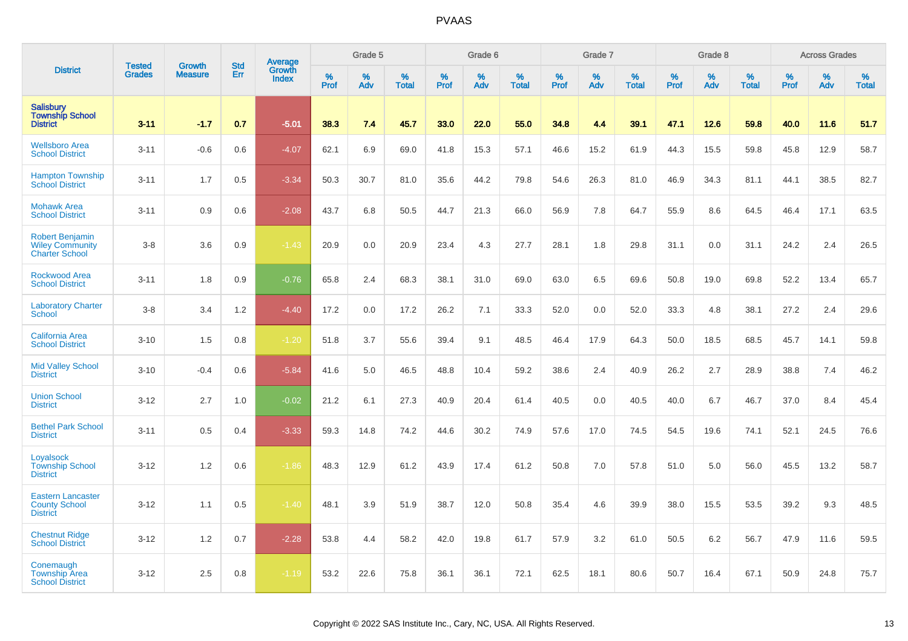# PVAAS

| District | Tested Grades | Growth Measure | Std Err | Average Growth Index | Grade 5 | | | Grade 6 | | | Grade 7 | | | Grade 8 | | | Across Grades | | |
|---|---|---|---|---|---|---|---|---|---|---|---|---|---|---|---|---|---|---|---|
| | | | | | % Prof | % Adv | % Total | % Prof | % Adv | % Total | % Prof | % Adv | % Total | % Prof | % Adv | % Total | % Prof | % Adv | % Total |
| **Salisbury Township School District** | **3-11** | **-1.7** | **0.7** | **-5.01** | **38.3** | **7.4** | **45.7** | **33.0** | **22.0** | **55.0** | **34.8** | **4.4** | **39.1** | **47.1** | **12.6** | **59.8** | **40.0** | **11.6** | **51.7** |
| Wellsboro Area School District | 3-11 | -0.6 | 0.6 | -4.07 | 62.1 | 6.9 | 69.0 | 41.8 | 15.3 | 57.1 | 46.6 | 15.2 | 61.9 | 44.3 | 15.5 | 59.8 | 45.8 | 12.9 | 58.7 |
| Hampton Township School District | 3-11 | 1.7 | 0.5 | -3.34 | 50.3 | 30.7 | 81.0 | 35.6 | 44.2 | 79.8 | 54.6 | 26.3 | 81.0 | 46.9 | 34.3 | 81.1 | 44.1 | 38.5 | 82.7 |
| Mohawk Area School District | 3-11 | 0.9 | 0.6 | -2.08 | 43.7 | 6.8 | 50.5 | 44.7 | 21.3 | 66.0 | 56.9 | 7.8 | 64.7 | 55.9 | 8.6 | 64.5 | 46.4 | 17.1 | 63.5 |
| Robert Benjamin Wiley Community Charter School | 3-8 | 3.6 | 0.9 | -1.43 | 20.9 | 0.0 | 20.9 | 23.4 | 4.3 | 27.7 | 28.1 | 1.8 | 29.8 | 31.1 | 0.0 | 31.1 | 24.2 | 2.4 | 26.5 |
| Rockwood Area School District | 3-11 | 1.8 | 0.9 | -0.76 | 65.8 | 2.4 | 68.3 | 38.1 | 31.0 | 69.0 | 63.0 | 6.5 | 69.6 | 50.8 | 19.0 | 69.8 | 52.2 | 13.4 | 65.7 |
| Laboratory Charter School | 3-8 | 3.4 | 1.2 | -4.40 | 17.2 | 0.0 | 17.2 | 26.2 | 7.1 | 33.3 | 52.0 | 0.0 | 52.0 | 33.3 | 4.8 | 38.1 | 27.2 | 2.4 | 29.6 |
| California Area School District | 3-10 | 1.5 | 0.8 | -1.20 | 51.8 | 3.7 | 55.6 | 39.4 | 9.1 | 48.5 | 46.4 | 17.9 | 64.3 | 50.0 | 18.5 | 68.5 | 45.7 | 14.1 | 59.8 |
| Mid Valley School District | 3-10 | -0.4 | 0.6 | -5.84 | 41.6 | 5.0 | 46.5 | 48.8 | 10.4 | 59.2 | 38.6 | 2.4 | 40.9 | 26.2 | 2.7 | 28.9 | 38.8 | 7.4 | 46.2 |
| Union School District | 3-12 | 2.7 | 1.0 | -0.02 | 21.2 | 6.1 | 27.3 | 40.9 | 20.4 | 61.4 | 40.5 | 0.0 | 40.5 | 40.0 | 6.7 | 46.7 | 37.0 | 8.4 | 45.4 |
| Bethel Park School District | 3-11 | 0.5 | 0.4 | -3.33 | 59.3 | 14.8 | 74.2 | 44.6 | 30.2 | 74.9 | 57.6 | 17.0 | 74.5 | 54.5 | 19.6 | 74.1 | 52.1 | 24.5 | 76.6 |
| Loyalsock Township School District | 3-12 | 1.2 | 0.6 | -1.86 | 48.3 | 12.9 | 61.2 | 43.9 | 17.4 | 61.2 | 50.8 | 7.0 | 57.8 | 51.0 | 5.0 | 56.0 | 45.5 | 13.2 | 58.7 |
| Eastern Lancaster County School District | 3-12 | 1.1 | 0.5 | -1.40 | 48.1 | 3.9 | 51.9 | 38.7 | 12.0 | 50.8 | 35.4 | 4.6 | 39.9 | 38.0 | 15.5 | 53.5 | 39.2 | 9.3 | 48.5 |
| Chestnut Ridge School District | 3-12 | 1.2 | 0.7 | -2.28 | 53.8 | 4.4 | 58.2 | 42.0 | 19.8 | 61.7 | 57.9 | 3.2 | 61.0 | 50.5 | 6.2 | 56.7 | 47.9 | 11.6 | 59.5 |
| Conemaugh Township Area School District | 3-12 | 2.5 | 0.8 | -1.19 | 53.2 | 22.6 | 75.8 | 36.1 | 36.1 | 72.1 | 62.5 | 18.1 | 80.6 | 50.7 | 16.4 | 67.1 | 50.9 | 24.8 | 75.7 |

Copyright © 2022 SAS Institute Inc., Cary, NC, USA. All Rights Reserved.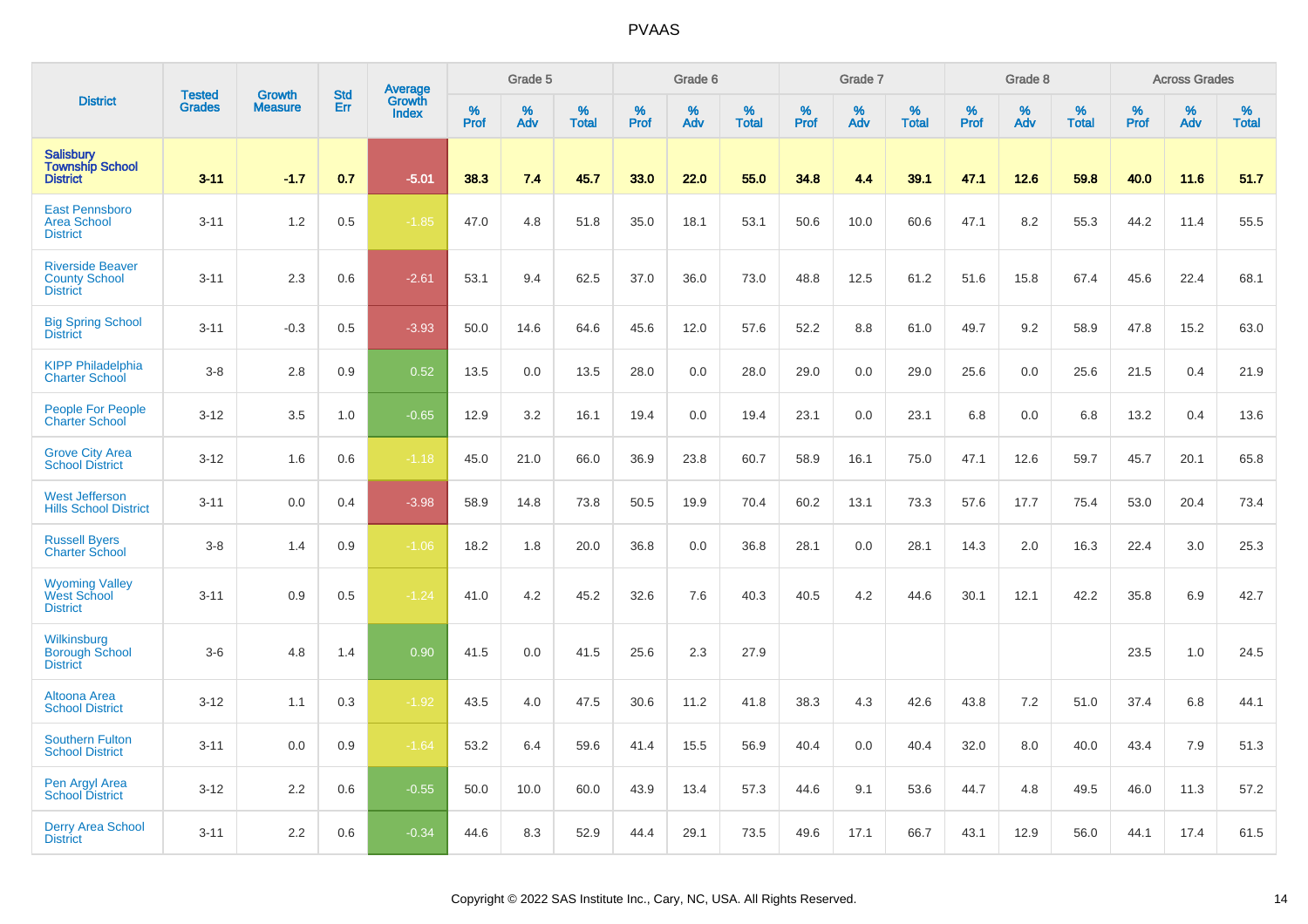# PVAAS

| District | Tested Grades | Growth Measure | Std Err | Average Growth Index | Grade 5 | | | Grade 6 | | | Grade 7 | | | Grade 8 | | | Across Grades | | |
|---|---|---|---|---|---|---|---|---|---|---|---|---|---|---|---|---|---|---|---|
| | | | | | % Prof | % Adv | % Total | % Prof | % Adv | % Total | % Prof | % Adv | % Total | % Prof | % Adv | % Total | % Prof | % Adv | % Total |
| **Salisbury Township School District** | **3-11** | **-1.7** | **0.7** | **-5.01** | **38.3** | **7.4** | **45.7** | **33.0** | **22.0** | **55.0** | **34.8** | **4.4** | **39.1** | **47.1** | **12.6** | **59.8** | **40.0** | **11.6** | **51.7** |
| East Pennsboro Area School District | 3-11 | 1.2 | 0.5 | -1.85 | 47.0 | 4.8 | 51.8 | 35.0 | 18.1 | 53.1 | 50.6 | 10.0 | 60.6 | 47.1 | 8.2 | 55.3 | 44.2 | 11.4 | 55.5 |
| Riverside Beaver County School District | 3-11 | 2.3 | 0.6 | -2.61 | 53.1 | 9.4 | 62.5 | 37.0 | 36.0 | 73.0 | 48.8 | 12.5 | 61.2 | 51.6 | 15.8 | 67.4 | 45.6 | 22.4 | 68.1 |
| Big Spring School District | 3-11 | -0.3 | 0.5 | -3.93 | 50.0 | 14.6 | 64.6 | 45.6 | 12.0 | 57.6 | 52.2 | 8.8 | 61.0 | 49.7 | 9.2 | 58.9 | 47.8 | 15.2 | 63.0 |
| KIPP Philadelphia Charter School | 3-8 | 2.8 | 0.9 | 0.52 | 13.5 | 0.0 | 13.5 | 28.0 | 0.0 | 28.0 | 29.0 | 0.0 | 29.0 | 25.6 | 0.0 | 25.6 | 21.5 | 0.4 | 21.9 |
| People For People Charter School | 3-12 | 3.5 | 1.0 | -0.65 | 12.9 | 3.2 | 16.1 | 19.4 | 0.0 | 19.4 | 23.1 | 0.0 | 23.1 | 6.8 | 0.0 | 6.8 | 13.2 | 0.4 | 13.6 |
| Grove City Area School District | 3-12 | 1.6 | 0.6 | -1.18 | 45.0 | 21.0 | 66.0 | 36.9 | 23.8 | 60.7 | 58.9 | 16.1 | 75.0 | 47.1 | 12.6 | 59.7 | 45.7 | 20.1 | 65.8 |
| West Jefferson Hills School District | 3-11 | 0.0 | 0.4 | -3.98 | 58.9 | 14.8 | 73.8 | 50.5 | 19.9 | 70.4 | 60.2 | 13.1 | 73.3 | 57.6 | 17.7 | 75.4 | 53.0 | 20.4 | 73.4 |
| Russell Byers Charter School | 3-8 | 1.4 | 0.9 | -1.06 | 18.2 | 1.8 | 20.0 | 36.8 | 0.0 | 36.8 | 28.1 | 0.0 | 28.1 | 14.3 | 2.0 | 16.3 | 22.4 | 3.0 | 25.3 |
| Wyoming Valley West School District | 3-11 | 0.9 | 0.5 | -1.24 | 41.0 | 4.2 | 45.2 | 32.6 | 7.6 | 40.3 | 40.5 | 4.2 | 44.6 | 30.1 | 12.1 | 42.2 | 35.8 | 6.9 | 42.7 |
| Wilkinsburg Borough School District | 3-6 | 4.8 | 1.4 | 0.90 | 41.5 | 0.0 | 41.5 | 25.6 | 2.3 | 27.9 | | | | | | | 23.5 | 1.0 | 24.5 |
| Altoona Area School District | 3-12 | 1.1 | 0.3 | -1.92 | 43.5 | 4.0 | 47.5 | 30.6 | 11.2 | 41.8 | 38.3 | 4.3 | 42.6 | 43.8 | 7.2 | 51.0 | 37.4 | 6.8 | 44.1 |
| Southern Fulton School District | 3-11 | 0.0 | 0.9 | -1.64 | 53.2 | 6.4 | 59.6 | 41.4 | 15.5 | 56.9 | 40.4 | 0.0 | 40.4 | 32.0 | 8.0 | 40.0 | 43.4 | 7.9 | 51.3 |
| Pen Argyl Area School District | 3-12 | 2.2 | 0.6 | -0.55 | 50.0 | 10.0 | 60.0 | 43.9 | 13.4 | 57.3 | 44.6 | 9.1 | 53.6 | 44.7 | 4.8 | 49.5 | 46.0 | 11.3 | 57.2 |
| Derry Area School District | 3-11 | 2.2 | 0.6 | -0.34 | 44.6 | 8.3 | 52.9 | 44.4 | 29.1 | 73.5 | 49.6 | 17.1 | 66.7 | 43.1 | 12.9 | 56.0 | 44.1 | 17.4 | 61.5 |

Copyright © 2022 SAS Institute Inc., Cary, NC, USA. All Rights Reserved.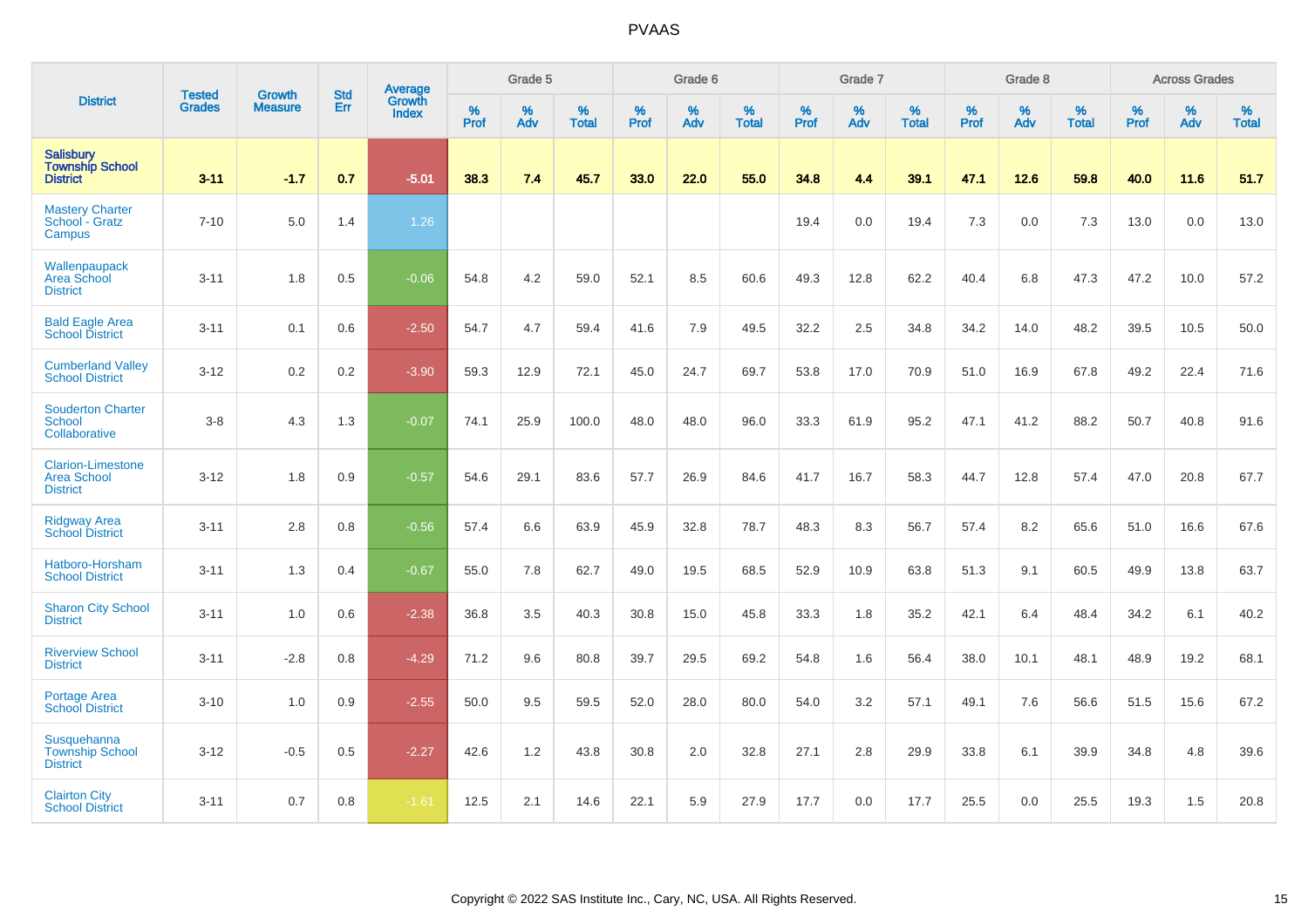# PVAAS

| District | Tested Grades | Growth Measure | Std Err | Average Growth Index | Grade 5 | | | Grade 6 | | | Grade 7 | | | Grade 8 | | | Across Grades | | |
|---|---|---|---|---|---|---|---|---|---|---|---|---|---|---|---|---|---|---|---|
| | | | | | % Prof | % Adv | % Total | % Prof | % Adv | % Total | % Prof | % Adv | % Total | % Prof | % Adv | % Total | % Prof | % Adv | % Total |
| **Salisbury Township School District** | **3-11** | **-1.7** | **0.7** | **-5.01** | **38.3** | **7.4** | **45.7** | **33.0** | **22.0** | **55.0** | **34.8** | **4.4** | **39.1** | **47.1** | **12.6** | **59.8** | **40.0** | **11.6** | **51.7** |
| Mastery Charter School - Gratz Campus | 7-10 | 5.0 | 1.4 | 1.26 | | | | | | | 19.4 | 0.0 | 19.4 | 7.3 | 0.0 | 7.3 | 13.0 | 0.0 | 13.0 |
| Wallenpaupack Area School District | 3-11 | 1.8 | 0.5 | -0.06 | 54.8 | 4.2 | 59.0 | 52.1 | 8.5 | 60.6 | 49.3 | 12.8 | 62.2 | 40.4 | 6.8 | 47.3 | 47.2 | 10.0 | 57.2 |
| Bald Eagle Area School District | 3-11 | 0.1 | 0.6 | -2.50 | 54.7 | 4.7 | 59.4 | 41.6 | 7.9 | 49.5 | 32.2 | 2.5 | 34.8 | 34.2 | 14.0 | 48.2 | 39.5 | 10.5 | 50.0 |
| Cumberland Valley School District | 3-12 | 0.2 | 0.2 | -3.90 | 59.3 | 12.9 | 72.1 | 45.0 | 24.7 | 69.7 | 53.8 | 17.0 | 70.9 | 51.0 | 16.9 | 67.8 | 49.2 | 22.4 | 71.6 |
| Souderton Charter School Collaborative | 3-8 | 4.3 | 1.3 | -0.07 | 74.1 | 25.9 | 100.0 | 48.0 | 48.0 | 96.0 | 33.3 | 61.9 | 95.2 | 47.1 | 41.2 | 88.2 | 50.7 | 40.8 | 91.6 |
| Clarion-Limestone Area School District | 3-12 | 1.8 | 0.9 | -0.57 | 54.6 | 29.1 | 83.6 | 57.7 | 26.9 | 84.6 | 41.7 | 16.7 | 58.3 | 44.7 | 12.8 | 57.4 | 47.0 | 20.8 | 67.7 |
| Ridgway Area School District | 3-11 | 2.8 | 0.8 | -0.56 | 57.4 | 6.6 | 63.9 | 45.9 | 32.8 | 78.7 | 48.3 | 8.3 | 56.7 | 57.4 | 8.2 | 65.6 | 51.0 | 16.6 | 67.6 |
| Hatboro-Horsham School District | 3-11 | 1.3 | 0.4 | -0.67 | 55.0 | 7.8 | 62.7 | 49.0 | 19.5 | 68.5 | 52.9 | 10.9 | 63.8 | 51.3 | 9.1 | 60.5 | 49.9 | 13.8 | 63.7 |
| Sharon City School District | 3-11 | 1.0 | 0.6 | -2.38 | 36.8 | 3.5 | 40.3 | 30.8 | 15.0 | 45.8 | 33.3 | 1.8 | 35.2 | 42.1 | 6.4 | 48.4 | 34.2 | 6.1 | 40.2 |
| Riverview School District | 3-11 | -2.8 | 0.8 | -4.29 | 71.2 | 9.6 | 80.8 | 39.7 | 29.5 | 69.2 | 54.8 | 1.6 | 56.4 | 38.0 | 10.1 | 48.1 | 48.9 | 19.2 | 68.1 |
| Portage Area School District | 3-10 | 1.0 | 0.9 | -2.55 | 50.0 | 9.5 | 59.5 | 52.0 | 28.0 | 80.0 | 54.0 | 3.2 | 57.1 | 49.1 | 7.6 | 56.6 | 51.5 | 15.6 | 67.2 |
| Susquehanna Township School District | 3-12 | -0.5 | 0.5 | -2.27 | 42.6 | 1.2 | 43.8 | 30.8 | 2.0 | 32.8 | 27.1 | 2.8 | 29.9 | 33.8 | 6.1 | 39.9 | 34.8 | 4.8 | 39.6 |
| Clairton City School District | 3-11 | 0.7 | 0.8 | -1.61 | 12.5 | 2.1 | 14.6 | 22.1 | 5.9 | 27.9 | 17.7 | 0.0 | 17.7 | 25.5 | 0.0 | 25.5 | 19.3 | 1.5 | 20.8 |

Copyright © 2022 SAS Institute Inc., Cary, NC, USA. All Rights Reserved.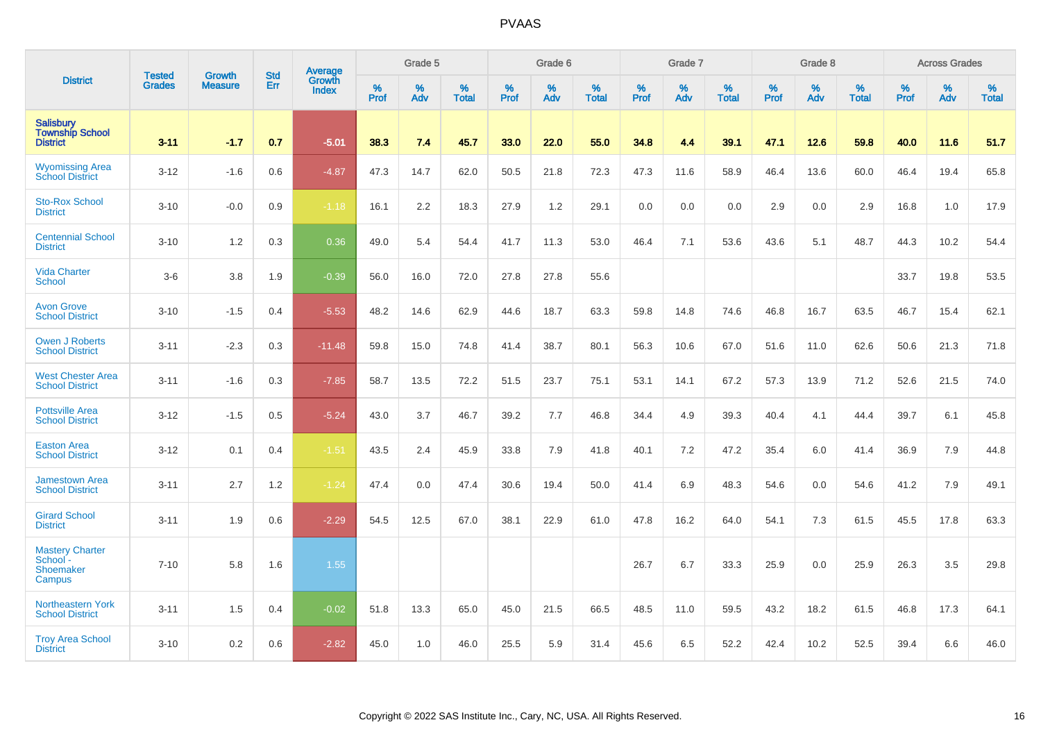# PVAAS

| District | Tested Grades | Growth Measure | Std Err | Average Growth Index | Grade 5 | | | Grade 6 | | | Grade 7 | | | Grade 8 | | | Across Grades | | |
|---|---|---|---|---|---|---|---|---|---|---|---|---|---|---|---|---|---|---|---|
| | | | | | % Prof | % Adv | % Total | % Prof | % Adv | % Total | % Prof | % Adv | % Total | % Prof | % Adv | % Total | % Prof | % Adv | % Total |
| **Salisbury Township School District** | **3-11** | **-1.7** | **0.7** | **-5.01** | **38.3** | **7.4** | **45.7** | **33.0** | **22.0** | **55.0** | **34.8** | **4.4** | **39.1** | **47.1** | **12.6** | **59.8** | **40.0** | **11.6** | **51.7** |
| Wyomissing Area School District | 3-12 | -1.6 | 0.6 | -4.87 | 47.3 | 14.7 | 62.0 | 50.5 | 21.8 | 72.3 | 47.3 | 11.6 | 58.9 | 46.4 | 13.6 | 60.0 | 46.4 | 19.4 | 65.8 |
| Sto-Rox School District | 3-10 | -0.0 | 0.9 | -1.18 | 16.1 | 2.2 | 18.3 | 27.9 | 1.2 | 29.1 | 0.0 | 0.0 | 0.0 | 2.9 | 0.0 | 2.9 | 16.8 | 1.0 | 17.9 |
| Centennial School District | 3-10 | 1.2 | 0.3 | 0.36 | 49.0 | 5.4 | 54.4 | 41.7 | 11.3 | 53.0 | 46.4 | 7.1 | 53.6 | 43.6 | 5.1 | 48.7 | 44.3 | 10.2 | 54.4 |
| Vida Charter School | 3-6 | 3.8 | 1.9 | -0.39 | 56.0 | 16.0 | 72.0 | 27.8 | 27.8 | 55.6 | | | | | | | 33.7 | 19.8 | 53.5 |
| Avon Grove School District | 3-10 | -1.5 | 0.4 | -5.53 | 48.2 | 14.6 | 62.9 | 44.6 | 18.7 | 63.3 | 59.8 | 14.8 | 74.6 | 46.8 | 16.7 | 63.5 | 46.7 | 15.4 | 62.1 |
| Owen J Roberts School District | 3-11 | -2.3 | 0.3 | -11.48 | 59.8 | 15.0 | 74.8 | 41.4 | 38.7 | 80.1 | 56.3 | 10.6 | 67.0 | 51.6 | 11.0 | 62.6 | 50.6 | 21.3 | 71.8 |
| West Chester Area School District | 3-11 | -1.6 | 0.3 | -7.85 | 58.7 | 13.5 | 72.2 | 51.5 | 23.7 | 75.1 | 53.1 | 14.1 | 67.2 | 57.3 | 13.9 | 71.2 | 52.6 | 21.5 | 74.0 |
| Pottsville Area School District | 3-12 | -1.5 | 0.5 | -5.24 | 43.0 | 3.7 | 46.7 | 39.2 | 7.7 | 46.8 | 34.4 | 4.9 | 39.3 | 40.4 | 4.1 | 44.4 | 39.7 | 6.1 | 45.8 |
| Easton Area School District | 3-12 | 0.1 | 0.4 | -1.51 | 43.5 | 2.4 | 45.9 | 33.8 | 7.9 | 41.8 | 40.1 | 7.2 | 47.2 | 35.4 | 6.0 | 41.4 | 36.9 | 7.9 | 44.8 |
| Jamestown Area School District | 3-11 | 2.7 | 1.2 | -1.24 | 47.4 | 0.0 | 47.4 | 30.6 | 19.4 | 50.0 | 41.4 | 6.9 | 48.3 | 54.6 | 0.0 | 54.6 | 41.2 | 7.9 | 49.1 |
| Girard School District | 3-11 | 1.9 | 0.6 | -2.29 | 54.5 | 12.5 | 67.0 | 38.1 | 22.9 | 61.0 | 47.8 | 16.2 | 64.0 | 54.1 | 7.3 | 61.5 | 45.5 | 17.8 | 63.3 |
| Mastery Charter School - Shoemaker Campus | 7-10 | 5.8 | 1.6 | 1.55 | | | | | | | 26.7 | 6.7 | 33.3 | 25.9 | 0.0 | 25.9 | 26.3 | 3.5 | 29.8 |
| Northeastern York School District | 3-11 | 1.5 | 0.4 | -0.02 | 51.8 | 13.3 | 65.0 | 45.0 | 21.5 | 66.5 | 48.5 | 11.0 | 59.5 | 43.2 | 18.2 | 61.5 | 46.8 | 17.3 | 64.1 |
| Troy Area School District | 3-10 | 0.2 | 0.6 | -2.82 | 45.0 | 1.0 | 46.0 | 25.5 | 5.9 | 31.4 | 45.6 | 6.5 | 52.2 | 42.4 | 10.2 | 52.5 | 39.4 | 6.6 | 46.0 |

Copyright © 2022 SAS Institute Inc., Cary, NC, USA. All Rights Reserved.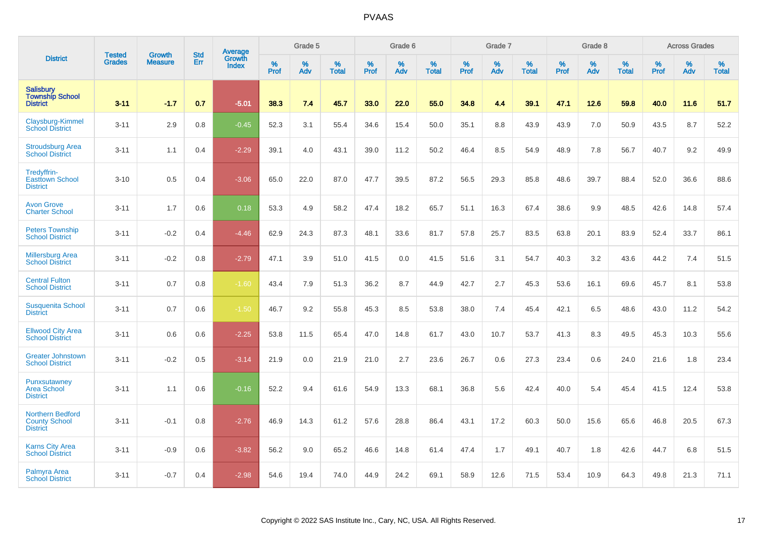# PVAAS

| District | Tested Grades | Growth Measure | Std Err | Average Growth Index | Grade 5 | | | Grade 6 | | | Grade 7 | | | Grade 8 | | | Across Grades | | |
|---|---|---|---|---|---|---|---|---|---|---|---|---|---|---|---|---|---|---|---|
| | | | | | % Prof | % Adv | % Total | % Prof | % Adv | % Total | % Prof | % Adv | % Total | % Prof | % Adv | % Total | % Prof | % Adv | % Total |
| **Salisbury Township School District** | **3-11** | **-1.7** | **0.7** | **-5.01** | **38.3** | **7.4** | **45.7** | **33.0** | **22.0** | **55.0** | **34.8** | **4.4** | **39.1** | **47.1** | **12.6** | **59.8** | **40.0** | **11.6** | **51.7** |
| Claysburg-Kimmel School District | 3-11 | 2.9 | 0.8 | -0.45 | 52.3 | 3.1 | 55.4 | 34.6 | 15.4 | 50.0 | 35.1 | 8.8 | 43.9 | 43.9 | 7.0 | 50.9 | 43.5 | 8.7 | 52.2 |
| Stroudsburg Area School District | 3-11 | 1.1 | 0.4 | -2.29 | 39.1 | 4.0 | 43.1 | 39.0 | 11.2 | 50.2 | 46.4 | 8.5 | 54.9 | 48.9 | 7.8 | 56.7 | 40.7 | 9.2 | 49.9 |
| Tredyffrin-Easttown School District | 3-10 | 0.5 | 0.4 | -3.06 | 65.0 | 22.0 | 87.0 | 47.7 | 39.5 | 87.2 | 56.5 | 29.3 | 85.8 | 48.6 | 39.7 | 88.4 | 52.0 | 36.6 | 88.6 |
| Avon Grove Charter School | 3-11 | 1.7 | 0.6 | 0.18 | 53.3 | 4.9 | 58.2 | 47.4 | 18.2 | 65.7 | 51.1 | 16.3 | 67.4 | 38.6 | 9.9 | 48.5 | 42.6 | 14.8 | 57.4 |
| Peters Township School District | 3-11 | -0.2 | 0.4 | -4.46 | 62.9 | 24.3 | 87.3 | 48.1 | 33.6 | 81.7 | 57.8 | 25.7 | 83.5 | 63.8 | 20.1 | 83.9 | 52.4 | 33.7 | 86.1 |
| Millersburg Area School District | 3-11 | -0.2 | 0.8 | -2.79 | 47.1 | 3.9 | 51.0 | 41.5 | 0.0 | 41.5 | 51.6 | 3.1 | 54.7 | 40.3 | 3.2 | 43.6 | 44.2 | 7.4 | 51.5 |
| Central Fulton School District | 3-11 | 0.7 | 0.8 | -1.60 | 43.4 | 7.9 | 51.3 | 36.2 | 8.7 | 44.9 | 42.7 | 2.7 | 45.3 | 53.6 | 16.1 | 69.6 | 45.7 | 8.1 | 53.8 |
| Susquenita School District | 3-11 | 0.7 | 0.6 | -1.50 | 46.7 | 9.2 | 55.8 | 45.3 | 8.5 | 53.8 | 38.0 | 7.4 | 45.4 | 42.1 | 6.5 | 48.6 | 43.0 | 11.2 | 54.2 |
| Ellwood City Area School District | 3-11 | 0.6 | 0.6 | -2.25 | 53.8 | 11.5 | 65.4 | 47.0 | 14.8 | 61.7 | 43.0 | 10.7 | 53.7 | 41.3 | 8.3 | 49.5 | 45.3 | 10.3 | 55.6 |
| Greater Johnstown School District | 3-11 | -0.2 | 0.5 | -3.14 | 21.9 | 0.0 | 21.9 | 21.0 | 2.7 | 23.6 | 26.7 | 0.6 | 27.3 | 23.4 | 0.6 | 24.0 | 21.6 | 1.8 | 23.4 |
| Punxsutawney Area School District | 3-11 | 1.1 | 0.6 | -0.16 | 52.2 | 9.4 | 61.6 | 54.9 | 13.3 | 68.1 | 36.8 | 5.6 | 42.4 | 40.0 | 5.4 | 45.4 | 41.5 | 12.4 | 53.8 |
| Northern Bedford County School District | 3-11 | -0.1 | 0.8 | -2.76 | 46.9 | 14.3 | 61.2 | 57.6 | 28.8 | 86.4 | 43.1 | 17.2 | 60.3 | 50.0 | 15.6 | 65.6 | 46.8 | 20.5 | 67.3 |
| Karns City Area School District | 3-11 | -0.9 | 0.6 | -3.82 | 56.2 | 9.0 | 65.2 | 46.6 | 14.8 | 61.4 | 47.4 | 1.7 | 49.1 | 40.7 | 1.8 | 42.6 | 44.7 | 6.8 | 51.5 |
| Palmyra Area School District | 3-11 | -0.7 | 0.4 | -2.98 | 54.6 | 19.4 | 74.0 | 44.9 | 24.2 | 69.1 | 58.9 | 12.6 | 71.5 | 53.4 | 10.9 | 64.3 | 49.8 | 21.3 | 71.1 |

Copyright © 2022 SAS Institute Inc., Cary, NC, USA. All Rights Reserved.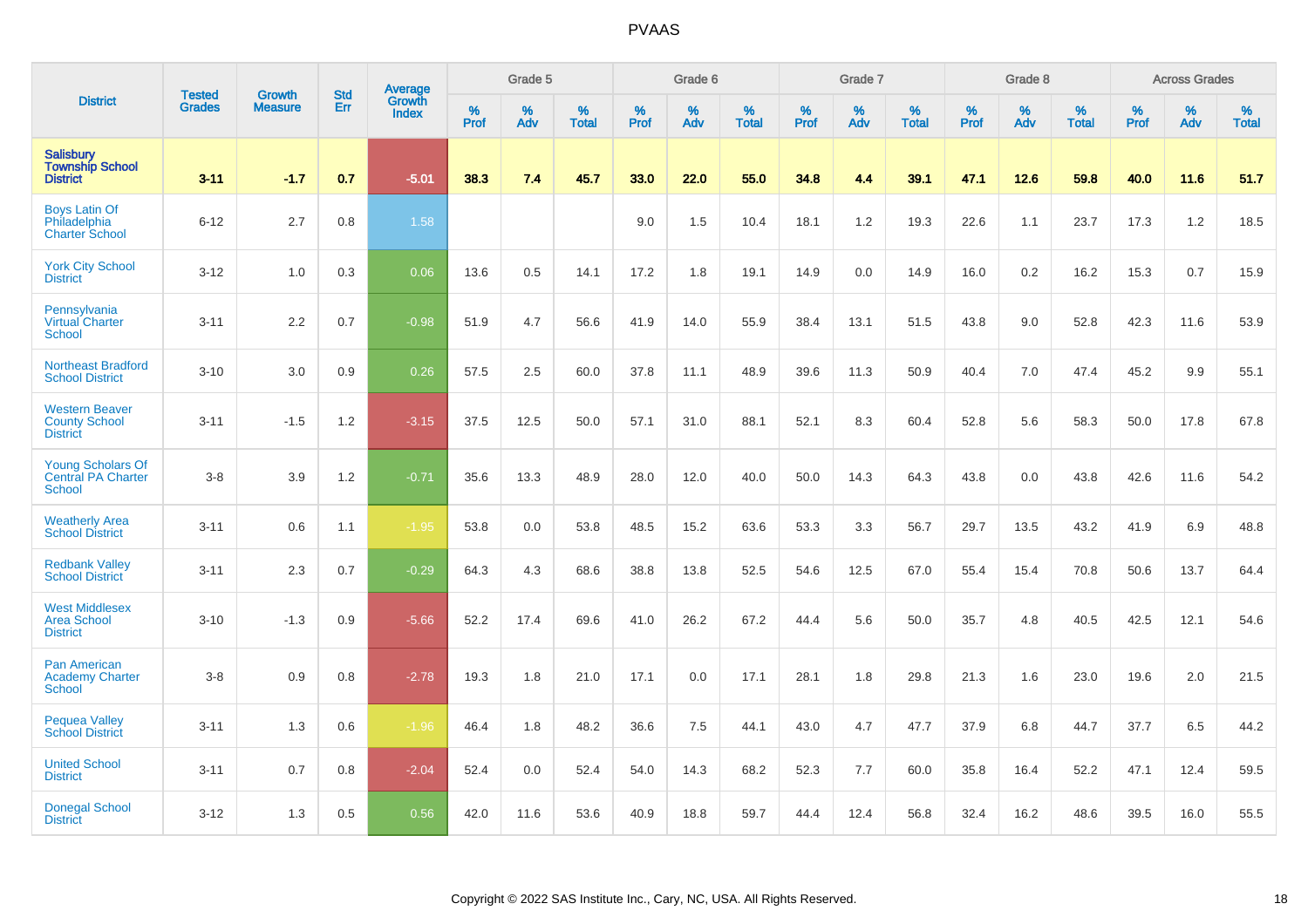# PVAAS

| District | Tested Grades | Growth Measure | Std Err | Average Growth Index | Grade 5 | | | Grade 6 | | | Grade 7 | | | Grade 8 | | | Across Grades | | |
|---|---|---|---|---|---|---|---|---|---|---|---|---|---|---|---|---|---|---|---|
| | | | | | % Prof | % Adv | % Total | % Prof | % Adv | % Total | % Prof | % Adv | % Total | % Prof | % Adv | % Total | % Prof | % Adv | % Total |
| **Salisbury Township School District** | **3-11** | **-1.7** | **0.7** | **-5.01** | **38.3** | **7.4** | **45.7** | **33.0** | **22.0** | **55.0** | **34.8** | **4.4** | **39.1** | **47.1** | **12.6** | **59.8** | **40.0** | **11.6** | **51.7** |
| Boys Latin Of Philadelphia Charter School | 6-12 | 2.7 | 0.8 | 1.58 | | | | 9.0 | 1.5 | 10.4 | 18.1 | 1.2 | 19.3 | 22.6 | 1.1 | 23.7 | 17.3 | 1.2 | 18.5 |
| York City School District | 3-12 | 1.0 | 0.3 | 0.06 | 13.6 | 0.5 | 14.1 | 17.2 | 1.8 | 19.1 | 14.9 | 0.0 | 14.9 | 16.0 | 0.2 | 16.2 | 15.3 | 0.7 | 15.9 |
| Pennsylvania Virtual Charter School | 3-11 | 2.2 | 0.7 | -0.98 | 51.9 | 4.7 | 56.6 | 41.9 | 14.0 | 55.9 | 38.4 | 13.1 | 51.5 | 43.8 | 9.0 | 52.8 | 42.3 | 11.6 | 53.9 |
| Northeast Bradford School District | 3-10 | 3.0 | 0.9 | 0.26 | 57.5 | 2.5 | 60.0 | 37.8 | 11.1 | 48.9 | 39.6 | 11.3 | 50.9 | 40.4 | 7.0 | 47.4 | 45.2 | 9.9 | 55.1 |
| Western Beaver County School District | 3-11 | -1.5 | 1.2 | -3.15 | 37.5 | 12.5 | 50.0 | 57.1 | 31.0 | 88.1 | 52.1 | 8.3 | 60.4 | 52.8 | 5.6 | 58.3 | 50.0 | 17.8 | 67.8 |
| Young Scholars Of Central PA Charter School | 3-8 | 3.9 | 1.2 | -0.71 | 35.6 | 13.3 | 48.9 | 28.0 | 12.0 | 40.0 | 50.0 | 14.3 | 64.3 | 43.8 | 0.0 | 43.8 | 42.6 | 11.6 | 54.2 |
| Weatherly Area School District | 3-11 | 0.6 | 1.1 | -1.95 | 53.8 | 0.0 | 53.8 | 48.5 | 15.2 | 63.6 | 53.3 | 3.3 | 56.7 | 29.7 | 13.5 | 43.2 | 41.9 | 6.9 | 48.8 |
| Redbank Valley School District | 3-11 | 2.3 | 0.7 | -0.29 | 64.3 | 4.3 | 68.6 | 38.8 | 13.8 | 52.5 | 54.6 | 12.5 | 67.0 | 55.4 | 15.4 | 70.8 | 50.6 | 13.7 | 64.4 |
| West Middlesex Area School District | 3-10 | -1.3 | 0.9 | -5.66 | 52.2 | 17.4 | 69.6 | 41.0 | 26.2 | 67.2 | 44.4 | 5.6 | 50.0 | 35.7 | 4.8 | 40.5 | 42.5 | 12.1 | 54.6 |
| Pan American Academy Charter School | 3-8 | 0.9 | 0.8 | -2.78 | 19.3 | 1.8 | 21.0 | 17.1 | 0.0 | 17.1 | 28.1 | 1.8 | 29.8 | 21.3 | 1.6 | 23.0 | 19.6 | 2.0 | 21.5 |
| Pequea Valley School District | 3-11 | 1.3 | 0.6 | -1.96 | 46.4 | 1.8 | 48.2 | 36.6 | 7.5 | 44.1 | 43.0 | 4.7 | 47.7 | 37.9 | 6.8 | 44.7 | 37.7 | 6.5 | 44.2 |
| United School District | 3-11 | 0.7 | 0.8 | -2.04 | 52.4 | 0.0 | 52.4 | 54.0 | 14.3 | 68.2 | 52.3 | 7.7 | 60.0 | 35.8 | 16.4 | 52.2 | 47.1 | 12.4 | 59.5 |
| Donegal School District | 3-12 | 1.3 | 0.5 | 0.56 | 42.0 | 11.6 | 53.6 | 40.9 | 18.8 | 59.7 | 44.4 | 12.4 | 56.8 | 32.4 | 16.2 | 48.6 | 39.5 | 16.0 | 55.5 |

Copyright © 2022 SAS Institute Inc., Cary, NC, USA. All Rights Reserved.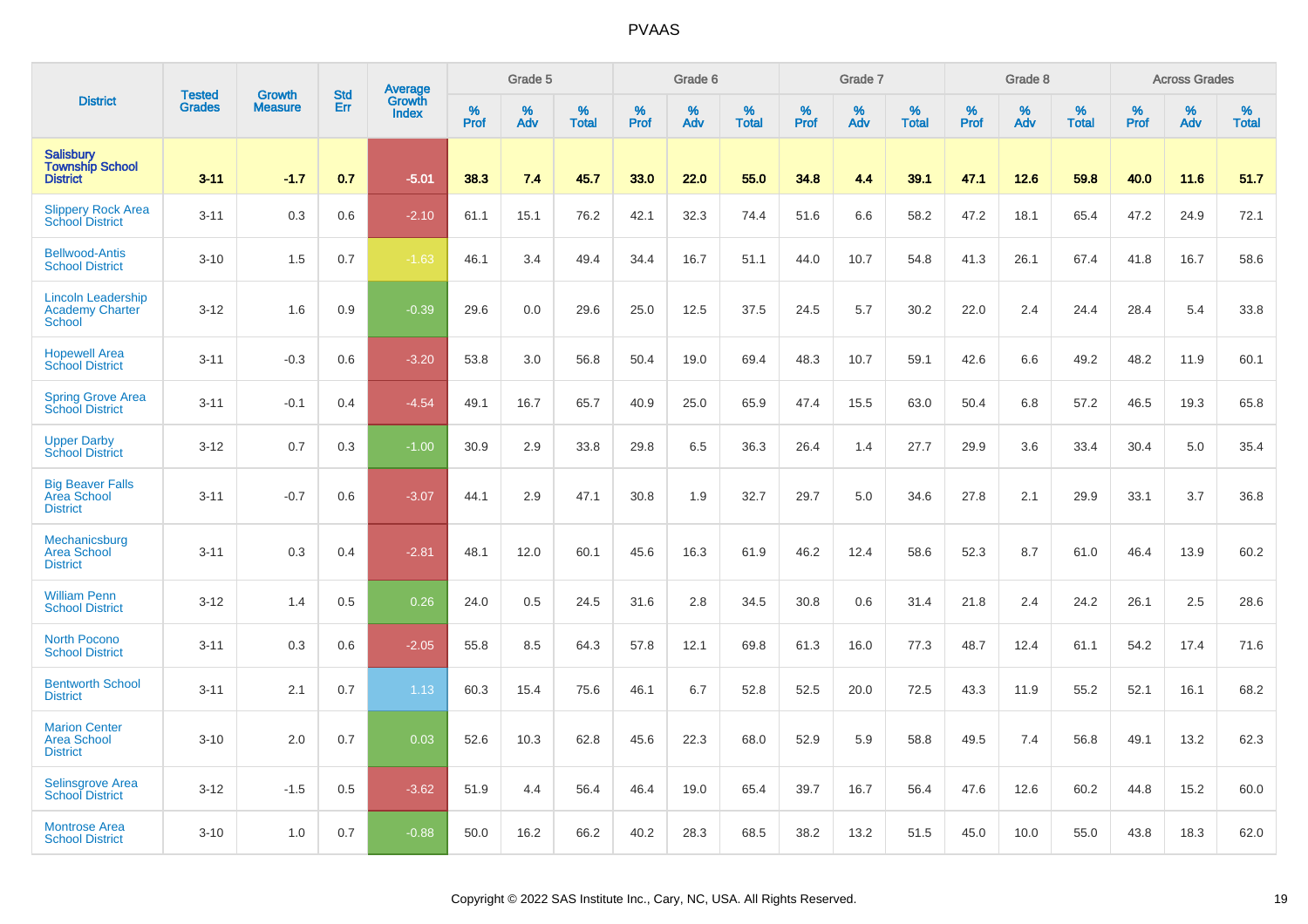# PVAAS

| District | Tested Grades | Growth Measure | Std Err | Average Growth Index | Grade 5 | | | Grade 6 | | | Grade 7 | | | Grade 8 | | | Across Grades | | |
|---|---|---|---|---|---|---|---|---|---|---|---|---|---|---|---|---|---|---|---|
| | | | | | % Prof | % Adv | % Total | % Prof | % Adv | % Total | % Prof | % Adv | % Total | % Prof | % Adv | % Total | % Prof | % Adv | % Total |
| **Salisbury Township School District** | **3-11** | **-1.7** | **0.7** | **-5.01** | **38.3** | **7.4** | **45.7** | **33.0** | **22.0** | **55.0** | **34.8** | **4.4** | **39.1** | **47.1** | **12.6** | **59.8** | **40.0** | **11.6** | **51.7** |
| Slippery Rock Area School District | 3-11 | 0.3 | 0.6 | -2.10 | 61.1 | 15.1 | 76.2 | 42.1 | 32.3 | 74.4 | 51.6 | 6.6 | 58.2 | 47.2 | 18.1 | 65.4 | 47.2 | 24.9 | 72.1 |
| Bellwood-Antis School District | 3-10 | 1.5 | 0.7 | -1.63 | 46.1 | 3.4 | 49.4 | 34.4 | 16.7 | 51.1 | 44.0 | 10.7 | 54.8 | 41.3 | 26.1 | 67.4 | 41.8 | 16.7 | 58.6 |
| Lincoln Leadership Academy Charter School | 3-12 | 1.6 | 0.9 | -0.39 | 29.6 | 0.0 | 29.6 | 25.0 | 12.5 | 37.5 | 24.5 | 5.7 | 30.2 | 22.0 | 2.4 | 24.4 | 28.4 | 5.4 | 33.8 |
| Hopewell Area School District | 3-11 | -0.3 | 0.6 | -3.20 | 53.8 | 3.0 | 56.8 | 50.4 | 19.0 | 69.4 | 48.3 | 10.7 | 59.1 | 42.6 | 6.6 | 49.2 | 48.2 | 11.9 | 60.1 |
| Spring Grove Area School District | 3-11 | -0.1 | 0.4 | -4.54 | 49.1 | 16.7 | 65.7 | 40.9 | 25.0 | 65.9 | 47.4 | 15.5 | 63.0 | 50.4 | 6.8 | 57.2 | 46.5 | 19.3 | 65.8 |
| Upper Darby School District | 3-12 | 0.7 | 0.3 | -1.00 | 30.9 | 2.9 | 33.8 | 29.8 | 6.5 | 36.3 | 26.4 | 1.4 | 27.7 | 29.9 | 3.6 | 33.4 | 30.4 | 5.0 | 35.4 |
| Big Beaver Falls Area School District | 3-11 | -0.7 | 0.6 | -3.07 | 44.1 | 2.9 | 47.1 | 30.8 | 1.9 | 32.7 | 29.7 | 5.0 | 34.6 | 27.8 | 2.1 | 29.9 | 33.1 | 3.7 | 36.8 |
| Mechanicsburg Area School District | 3-11 | 0.3 | 0.4 | -2.81 | 48.1 | 12.0 | 60.1 | 45.6 | 16.3 | 61.9 | 46.2 | 12.4 | 58.6 | 52.3 | 8.7 | 61.0 | 46.4 | 13.9 | 60.2 |
| William Penn School District | 3-12 | 1.4 | 0.5 | 0.26 | 24.0 | 0.5 | 24.5 | 31.6 | 2.8 | 34.5 | 30.8 | 0.6 | 31.4 | 21.8 | 2.4 | 24.2 | 26.1 | 2.5 | 28.6 |
| North Pocono School District | 3-11 | 0.3 | 0.6 | -2.05 | 55.8 | 8.5 | 64.3 | 57.8 | 12.1 | 69.8 | 61.3 | 16.0 | 77.3 | 48.7 | 12.4 | 61.1 | 54.2 | 17.4 | 71.6 |
| Bentworth School District | 3-11 | 2.1 | 0.7 | 1.13 | 60.3 | 15.4 | 75.6 | 46.1 | 6.7 | 52.8 | 52.5 | 20.0 | 72.5 | 43.3 | 11.9 | 55.2 | 52.1 | 16.1 | 68.2 |
| Marion Center Area School District | 3-10 | 2.0 | 0.7 | 0.03 | 52.6 | 10.3 | 62.8 | 45.6 | 22.3 | 68.0 | 52.9 | 5.9 | 58.8 | 49.5 | 7.4 | 56.8 | 49.1 | 13.2 | 62.3 |
| Selinsgrove Area School District | 3-12 | -1.5 | 0.5 | -3.62 | 51.9 | 4.4 | 56.4 | 46.4 | 19.0 | 65.4 | 39.7 | 16.7 | 56.4 | 47.6 | 12.6 | 60.2 | 44.8 | 15.2 | 60.0 |
| Montrose Area School District | 3-10 | 1.0 | 0.7 | -0.88 | 50.0 | 16.2 | 66.2 | 40.2 | 28.3 | 68.5 | 38.2 | 13.2 | 51.5 | 45.0 | 10.0 | 55.0 | 43.8 | 18.3 | 62.0 |

Copyright © 2022 SAS Institute Inc., Cary, NC, USA. All Rights Reserved.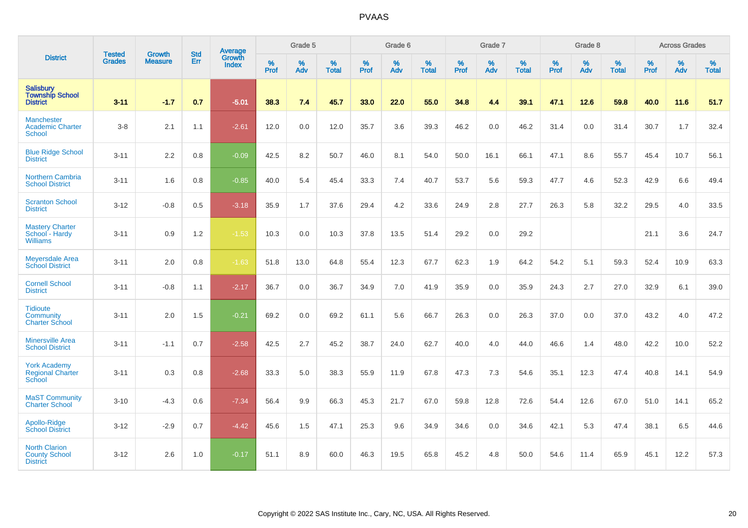| District | Tested Grades | Growth Measure | Std Err | Average Growth Index | Grade 5 | | | Grade 6 | | | Grade 7 | | | Grade 8 | | | Across Grades | | |
|---|---|---|---|---|---|---|---|---|---|---|---|---|---|---|---|---|---|---|---|
| | | | | | % Prof | % Adv | % Total | % Prof | % Adv | % Total | % Prof | % Adv | % Total | % Prof | % Adv | % Total | % Prof | % Adv | % Total |
| **Salisbury Township School District** | **3-11** | **-1.7** | **0.7** | **-5.01** | **38.3** | **7.4** | **45.7** | **33.0** | **22.0** | **55.0** | **34.8** | **4.4** | **39.1** | **47.1** | **12.6** | **59.8** | **40.0** | **11.6** | **51.7** |
| Manchester Academic Charter School | 3-8 | 2.1 | 1.1 | -2.61 | 12.0 | 0.0 | 12.0 | 35.7 | 3.6 | 39.3 | 46.2 | 0.0 | 46.2 | 31.4 | 0.0 | 31.4 | 30.7 | 1.7 | 32.4 |
| Blue Ridge School District | 3-11 | 2.2 | 0.8 | -0.09 | 42.5 | 8.2 | 50.7 | 46.0 | 8.1 | 54.0 | 50.0 | 16.1 | 66.1 | 47.1 | 8.6 | 55.7 | 45.4 | 10.7 | 56.1 |
| Northern Cambria School District | 3-11 | 1.6 | 0.8 | -0.85 | 40.0 | 5.4 | 45.4 | 33.3 | 7.4 | 40.7 | 53.7 | 5.6 | 59.3 | 47.7 | 4.6 | 52.3 | 42.9 | 6.6 | 49.4 |
| Scranton School District | 3-12 | -0.8 | 0.5 | -3.18 | 35.9 | 1.7 | 37.6 | 29.4 | 4.2 | 33.6 | 24.9 | 2.8 | 27.7 | 26.3 | 5.8 | 32.2 | 29.5 | 4.0 | 33.5 |
| Mastery Charter School - Hardy Williams | 3-11 | 0.9 | 1.2 | -1.53 | 10.3 | 0.0 | 10.3 | 37.8 | 13.5 | 51.4 | 29.2 | 0.0 | 29.2 | | | | 21.1 | 3.6 | 24.7 |
| Meyersdale Area School District | 3-11 | 2.0 | 0.8 | -1.63 | 51.8 | 13.0 | 64.8 | 55.4 | 12.3 | 67.7 | 62.3 | 1.9 | 64.2 | 54.2 | 5.1 | 59.3 | 52.4 | 10.9 | 63.3 |
| Cornell School District | 3-11 | -0.8 | 1.1 | -2.17 | 36.7 | 0.0 | 36.7 | 34.9 | 7.0 | 41.9 | 35.9 | 0.0 | 35.9 | 24.3 | 2.7 | 27.0 | 32.9 | 6.1 | 39.0 |
| Tidioute Community Charter School | 3-11 | 2.0 | 1.5 | -0.21 | 69.2 | 0.0 | 69.2 | 61.1 | 5.6 | 66.7 | 26.3 | 0.0 | 26.3 | 37.0 | 0.0 | 37.0 | 43.2 | 4.0 | 47.2 |
| Minersville Area School District | 3-11 | -1.1 | 0.7 | -2.58 | 42.5 | 2.7 | 45.2 | 38.7 | 24.0 | 62.7 | 40.0 | 4.0 | 44.0 | 46.6 | 1.4 | 48.0 | 42.2 | 10.0 | 52.2 |
| York Academy Regional Charter School | 3-11 | 0.3 | 0.8 | -2.68 | 33.3 | 5.0 | 38.3 | 55.9 | 11.9 | 67.8 | 47.3 | 7.3 | 54.6 | 35.1 | 12.3 | 47.4 | 40.8 | 14.1 | 54.9 |
| MaST Community Charter School | 3-10 | -4.3 | 0.6 | -7.34 | 56.4 | 9.9 | 66.3 | 45.3 | 21.7 | 67.0 | 59.8 | 12.8 | 72.6 | 54.4 | 12.6 | 67.0 | 51.0 | 14.1 | 65.2 |
| Apollo-Ridge School District | 3-12 | -2.9 | 0.7 | -4.42 | 45.6 | 1.5 | 47.1 | 25.3 | 9.6 | 34.9 | 34.6 | 0.0 | 34.6 | 42.1 | 5.3 | 47.4 | 38.1 | 6.5 | 44.6 |
| North Clarion County School District | 3-12 | 2.6 | 1.0 | -0.17 | 51.1 | 8.9 | 60.0 | 46.3 | 19.5 | 65.8 | 45.2 | 4.8 | 50.0 | 54.6 | 11.4 | 65.9 | 45.1 | 12.2 | 57.3 |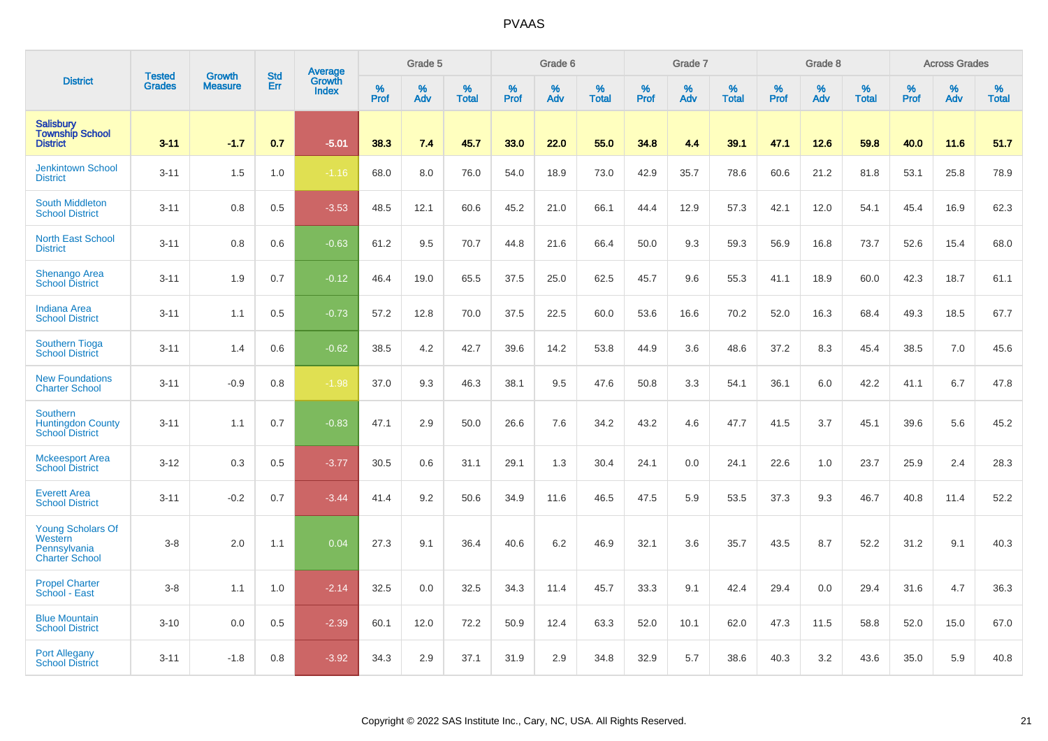| District | Tested Grades | Growth Measure | Std Err | Average Growth Index | Grade 5 | | | Grade 6 | | | Grade 7 | | | Grade 8 | | | Across Grades | | |
|---|---|---|---|---|---|---|---|---|---|---|---|---|---|---|---|---|---|---|---|
| | | | | | % Prof | % Adv | % Total | % Prof | % Adv | % Total | % Prof | % Adv | % Total | % Prof | % Adv | % Total | % Prof | % Adv | % Total |
| **Salisbury Township School District** | **3-11** | **-1.7** | **0.7** | **-5.01** | **38.3** | **7.4** | **45.7** | **33.0** | **22.0** | **55.0** | **34.8** | **4.4** | **39.1** | **47.1** | **12.6** | **59.8** | **40.0** | **11.6** | **51.7** |
| Jenkintown School District | 3-11 | 1.5 | 1.0 | -1.16 | 68.0 | 8.0 | 76.0 | 54.0 | 18.9 | 73.0 | 42.9 | 35.7 | 78.6 | 60.6 | 21.2 | 81.8 | 53.1 | 25.8 | 78.9 |
| South Middleton School District | 3-11 | 0.8 | 0.5 | -3.53 | 48.5 | 12.1 | 60.6 | 45.2 | 21.0 | 66.1 | 44.4 | 12.9 | 57.3 | 42.1 | 12.0 | 54.1 | 45.4 | 16.9 | 62.3 |
| North East School District | 3-11 | 0.8 | 0.6 | -0.63 | 61.2 | 9.5 | 70.7 | 44.8 | 21.6 | 66.4 | 50.0 | 9.3 | 59.3 | 56.9 | 16.8 | 73.7 | 52.6 | 15.4 | 68.0 |
| Shenango Area School District | 3-11 | 1.9 | 0.7 | -0.12 | 46.4 | 19.0 | 65.5 | 37.5 | 25.0 | 62.5 | 45.7 | 9.6 | 55.3 | 41.1 | 18.9 | 60.0 | 42.3 | 18.7 | 61.1 |
| Indiana Area School District | 3-11 | 1.1 | 0.5 | -0.73 | 57.2 | 12.8 | 70.0 | 37.5 | 22.5 | 60.0 | 53.6 | 16.6 | 70.2 | 52.0 | 16.3 | 68.4 | 49.3 | 18.5 | 67.7 |
| Southern Tioga School District | 3-11 | 1.4 | 0.6 | -0.62 | 38.5 | 4.2 | 42.7 | 39.6 | 14.2 | 53.8 | 44.9 | 3.6 | 48.6 | 37.2 | 8.3 | 45.4 | 38.5 | 7.0 | 45.6 |
| New Foundations Charter School | 3-11 | -0.9 | 0.8 | -1.98 | 37.0 | 9.3 | 46.3 | 38.1 | 9.5 | 47.6 | 50.8 | 3.3 | 54.1 | 36.1 | 6.0 | 42.2 | 41.1 | 6.7 | 47.8 |
| Southern Huntingdon County School District | 3-11 | 1.1 | 0.7 | -0.83 | 47.1 | 2.9 | 50.0 | 26.6 | 7.6 | 34.2 | 43.2 | 4.6 | 47.7 | 41.5 | 3.7 | 45.1 | 39.6 | 5.6 | 45.2 |
| Mckeesport Area School District | 3-12 | 0.3 | 0.5 | -3.77 | 30.5 | 0.6 | 31.1 | 29.1 | 1.3 | 30.4 | 24.1 | 0.0 | 24.1 | 22.6 | 1.0 | 23.7 | 25.9 | 2.4 | 28.3 |
| Everett Area School District | 3-11 | -0.2 | 0.7 | -3.44 | 41.4 | 9.2 | 50.6 | 34.9 | 11.6 | 46.5 | 47.5 | 5.9 | 53.5 | 37.3 | 9.3 | 46.7 | 40.8 | 11.4 | 52.2 |
| Young Scholars Of Western Pennsylvania Charter School | 3-8 | 2.0 | 1.1 | 0.04 | 27.3 | 9.1 | 36.4 | 40.6 | 6.2 | 46.9 | 32.1 | 3.6 | 35.7 | 43.5 | 8.7 | 52.2 | 31.2 | 9.1 | 40.3 |
| Propel Charter School - East | 3-8 | 1.1 | 1.0 | -2.14 | 32.5 | 0.0 | 32.5 | 34.3 | 11.4 | 45.7 | 33.3 | 9.1 | 42.4 | 29.4 | 0.0 | 29.4 | 31.6 | 4.7 | 36.3 |
| Blue Mountain School District | 3-10 | 0.0 | 0.5 | -2.39 | 60.1 | 12.0 | 72.2 | 50.9 | 12.4 | 63.3 | 52.0 | 10.1 | 62.0 | 47.3 | 11.5 | 58.8 | 52.0 | 15.0 | 67.0 |
| Port Allegany School District | 3-11 | -1.8 | 0.8 | -3.92 | 34.3 | 2.9 | 37.1 | 31.9 | 2.9 | 34.8 | 32.9 | 5.7 | 38.6 | 40.3 | 3.2 | 43.6 | 35.0 | 5.9 | 40.8 |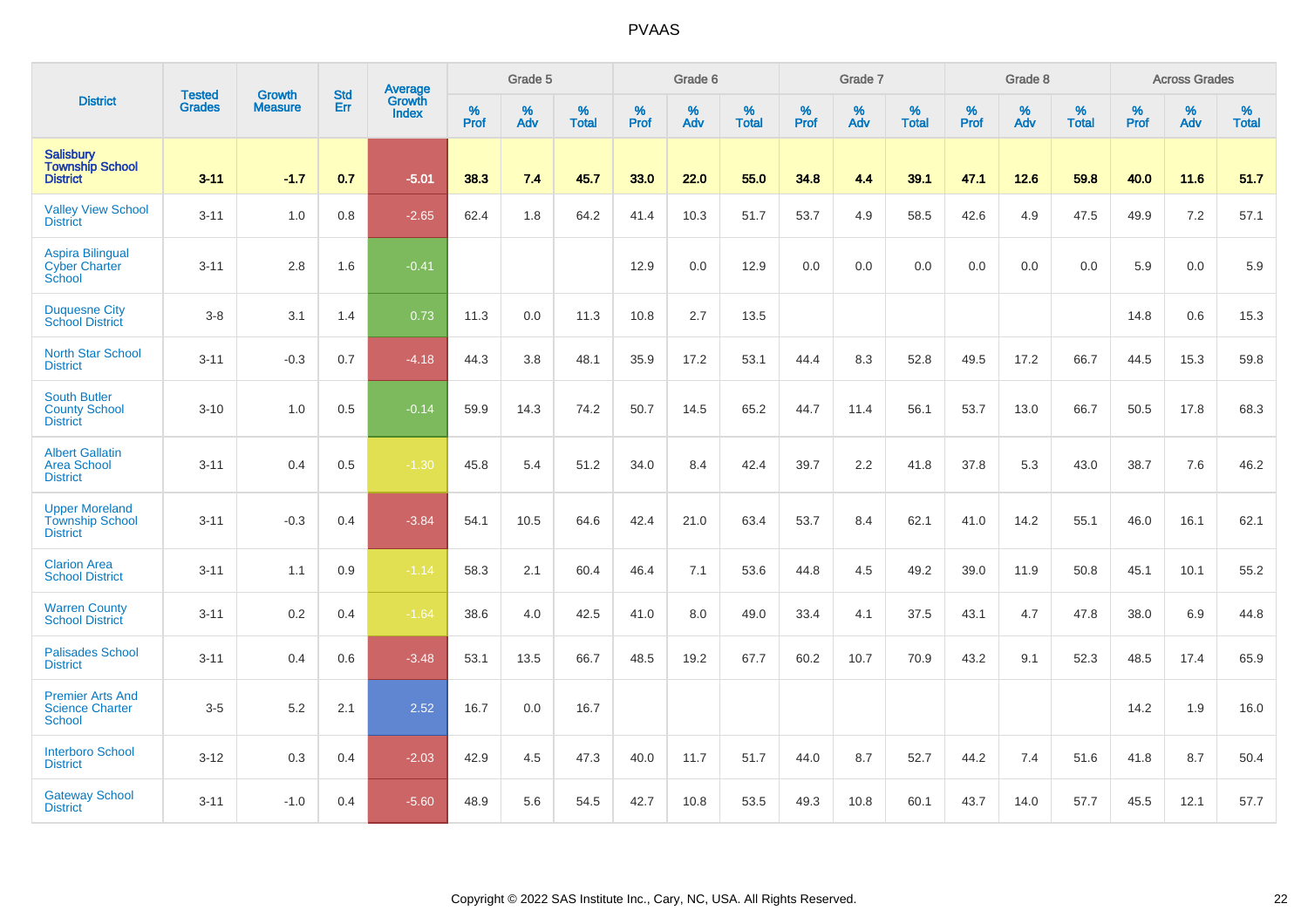| District | Tested Grades | Growth Measure | Std Err | Average Growth Index | Grade 5 | | | Grade 6 | | | Grade 7 | | | Grade 8 | | | Across Grades | | |
|---|---|---|---|---|---|---|---|---|---|---|---|---|---|---|---|---|---|---|---|
| | | | | | % Prof | % Adv | % Total | % Prof | % Adv | % Total | % Prof | % Adv | % Total | % Prof | % Adv | % Total | % Prof | % Adv | % Total |
| **Salisbury Township School District** | **3-11** | **-1.7** | **0.7** | **-5.01** | **38.3** | **7.4** | **45.7** | **33.0** | **22.0** | **55.0** | **34.8** | **4.4** | **39.1** | **47.1** | **12.6** | **59.8** | **40.0** | **11.6** | **51.7** |
| Valley View School District | 3-11 | 1.0 | 0.8 | -2.65 | 62.4 | 1.8 | 64.2 | 41.4 | 10.3 | 51.7 | 53.7 | 4.9 | 58.5 | 42.6 | 4.9 | 47.5 | 49.9 | 7.2 | 57.1 |
| Aspira Bilingual Cyber Charter School | 3-11 | 2.8 | 1.6 | -0.41 | | | | 12.9 | 0.0 | 12.9 | 0.0 | 0.0 | 0.0 | 0.0 | 0.0 | 0.0 | 5.9 | 0.0 | 5.9 |
| Duquesne City School District | 3-8 | 3.1 | 1.4 | 0.73 | 11.3 | 0.0 | 11.3 | 10.8 | 2.7 | 13.5 | | | | | | | 14.8 | 0.6 | 15.3 |
| North Star School District | 3-11 | -0.3 | 0.7 | -4.18 | 44.3 | 3.8 | 48.1 | 35.9 | 17.2 | 53.1 | 44.4 | 8.3 | 52.8 | 49.5 | 17.2 | 66.7 | 44.5 | 15.3 | 59.8 |
| South Butler County School District | 3-10 | 1.0 | 0.5 | -0.14 | 59.9 | 14.3 | 74.2 | 50.7 | 14.5 | 65.2 | 44.7 | 11.4 | 56.1 | 53.7 | 13.0 | 66.7 | 50.5 | 17.8 | 68.3 |
| Albert Gallatin Area School District | 3-11 | 0.4 | 0.5 | -1.30 | 45.8 | 5.4 | 51.2 | 34.0 | 8.4 | 42.4 | 39.7 | 2.2 | 41.8 | 37.8 | 5.3 | 43.0 | 38.7 | 7.6 | 46.2 |
| Upper Moreland Township School District | 3-11 | -0.3 | 0.4 | -3.84 | 54.1 | 10.5 | 64.6 | 42.4 | 21.0 | 63.4 | 53.7 | 8.4 | 62.1 | 41.0 | 14.2 | 55.1 | 46.0 | 16.1 | 62.1 |
| Clarion Area School District | 3-11 | 1.1 | 0.9 | -1.14 | 58.3 | 2.1 | 60.4 | 46.4 | 7.1 | 53.6 | 44.8 | 4.5 | 49.2 | 39.0 | 11.9 | 50.8 | 45.1 | 10.1 | 55.2 |
| Warren County School District | 3-11 | 0.2 | 0.4 | -1.64 | 38.6 | 4.0 | 42.5 | 41.0 | 8.0 | 49.0 | 33.4 | 4.1 | 37.5 | 43.1 | 4.7 | 47.8 | 38.0 | 6.9 | 44.8 |
| Palisades School District | 3-11 | 0.4 | 0.6 | -3.48 | 53.1 | 13.5 | 66.7 | 48.5 | 19.2 | 67.7 | 60.2 | 10.7 | 70.9 | 43.2 | 9.1 | 52.3 | 48.5 | 17.4 | 65.9 |
| Premier Arts And Science Charter School | 3-5 | 5.2 | 2.1 | 2.52 | 16.7 | 0.0 | 16.7 | | | | | | | | | | 14.2 | 1.9 | 16.0 |
| Interboro School District | 3-12 | 0.3 | 0.4 | -2.03 | 42.9 | 4.5 | 47.3 | 40.0 | 11.7 | 51.7 | 44.0 | 8.7 | 52.7 | 44.2 | 7.4 | 51.6 | 41.8 | 8.7 | 50.4 |
| Gateway School District | 3-11 | -1.0 | 0.4 | -5.60 | 48.9 | 5.6 | 54.5 | 42.7 | 10.8 | 53.5 | 49.3 | 10.8 | 60.1 | 43.7 | 14.0 | 57.7 | 45.5 | 12.1 | 57.7 |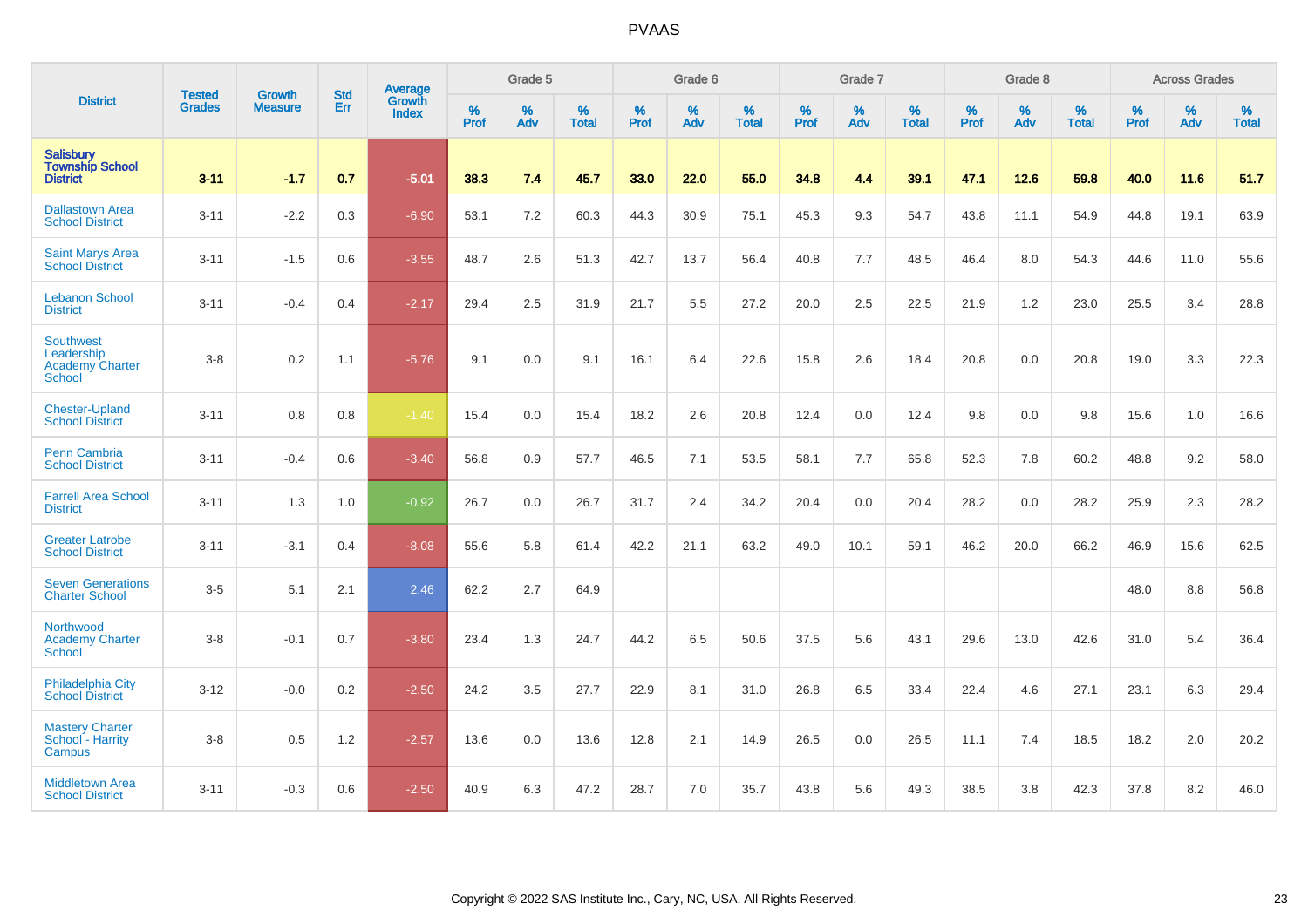# PVAAS

| District | Tested Grades | Growth Measure | Std Err | Average Growth Index | Grade 5 | | | Grade 6 | | | Grade 7 | | | Grade 8 | | | Across Grades | | |
|---|---|---|---|---|---|---|---|---|---|---|---|---|---|---|---|---|---|---|---|
| | | | | | % Prof | % Adv | % Total | % Prof | % Adv | % Total | % Prof | % Adv | % Total | % Prof | % Adv | % Total | % Prof | % Adv | % Total |
| **Salisbury Township School District** | **3-11** | **-1.7** | **0.7** | **-5.01** | **38.3** | **7.4** | **45.7** | **33.0** | **22.0** | **55.0** | **34.8** | **4.4** | **39.1** | **47.1** | **12.6** | **59.8** | **40.0** | **11.6** | **51.7** |
| Dallastown Area School District | 3-11 | -2.2 | 0.3 | -6.90 | 53.1 | 7.2 | 60.3 | 44.3 | 30.9 | 75.1 | 45.3 | 9.3 | 54.7 | 43.8 | 11.1 | 54.9 | 44.8 | 19.1 | 63.9 |
| Saint Marys Area School District | 3-11 | -1.5 | 0.6 | -3.55 | 48.7 | 2.6 | 51.3 | 42.7 | 13.7 | 56.4 | 40.8 | 7.7 | 48.5 | 46.4 | 8.0 | 54.3 | 44.6 | 11.0 | 55.6 |
| Lebanon School District | 3-11 | -0.4 | 0.4 | -2.17 | 29.4 | 2.5 | 31.9 | 21.7 | 5.5 | 27.2 | 20.0 | 2.5 | 22.5 | 21.9 | 1.2 | 23.0 | 25.5 | 3.4 | 28.8 |
| Southwest Leadership Academy Charter School | 3-8 | 0.2 | 1.1 | -5.76 | 9.1 | 0.0 | 9.1 | 16.1 | 6.4 | 22.6 | 15.8 | 2.6 | 18.4 | 20.8 | 0.0 | 20.8 | 19.0 | 3.3 | 22.3 |
| Chester-Upland School District | 3-11 | 0.8 | 0.8 | -1.40 | 15.4 | 0.0 | 15.4 | 18.2 | 2.6 | 20.8 | 12.4 | 0.0 | 12.4 | 9.8 | 0.0 | 9.8 | 15.6 | 1.0 | 16.6 |
| Penn Cambria School District | 3-11 | -0.4 | 0.6 | -3.40 | 56.8 | 0.9 | 57.7 | 46.5 | 7.1 | 53.5 | 58.1 | 7.7 | 65.8 | 52.3 | 7.8 | 60.2 | 48.8 | 9.2 | 58.0 |
| Farrell Area School District | 3-11 | 1.3 | 1.0 | -0.92 | 26.7 | 0.0 | 26.7 | 31.7 | 2.4 | 34.2 | 20.4 | 0.0 | 20.4 | 28.2 | 0.0 | 28.2 | 25.9 | 2.3 | 28.2 |
| Greater Latrobe School District | 3-11 | -3.1 | 0.4 | -8.08 | 55.6 | 5.8 | 61.4 | 42.2 | 21.1 | 63.2 | 49.0 | 10.1 | 59.1 | 46.2 | 20.0 | 66.2 | 46.9 | 15.6 | 62.5 |
| Seven Generations Charter School | 3-5 | 5.1 | 2.1 | 2.46 | 62.2 | 2.7 | 64.9 | | | | | | | | | | 48.0 | 8.8 | 56.8 |
| Northwood Academy Charter School | 3-8 | -0.1 | 0.7 | -3.80 | 23.4 | 1.3 | 24.7 | 44.2 | 6.5 | 50.6 | 37.5 | 5.6 | 43.1 | 29.6 | 13.0 | 42.6 | 31.0 | 5.4 | 36.4 |
| Philadelphia City School District | 3-12 | -0.0 | 0.2 | -2.50 | 24.2 | 3.5 | 27.7 | 22.9 | 8.1 | 31.0 | 26.8 | 6.5 | 33.4 | 22.4 | 4.6 | 27.1 | 23.1 | 6.3 | 29.4 |
| Mastery Charter School - Harrity Campus | 3-8 | 0.5 | 1.2 | -2.57 | 13.6 | 0.0 | 13.6 | 12.8 | 2.1 | 14.9 | 26.5 | 0.0 | 26.5 | 11.1 | 7.4 | 18.5 | 18.2 | 2.0 | 20.2 |
| Middletown Area School District | 3-11 | -0.3 | 0.6 | -2.50 | 40.9 | 6.3 | 47.2 | 28.7 | 7.0 | 35.7 | 43.8 | 5.6 | 49.3 | 38.5 | 3.8 | 42.3 | 37.8 | 8.2 | 46.0 |

Copyright © 2022 SAS Institute Inc., Cary, NC, USA. All Rights Reserved.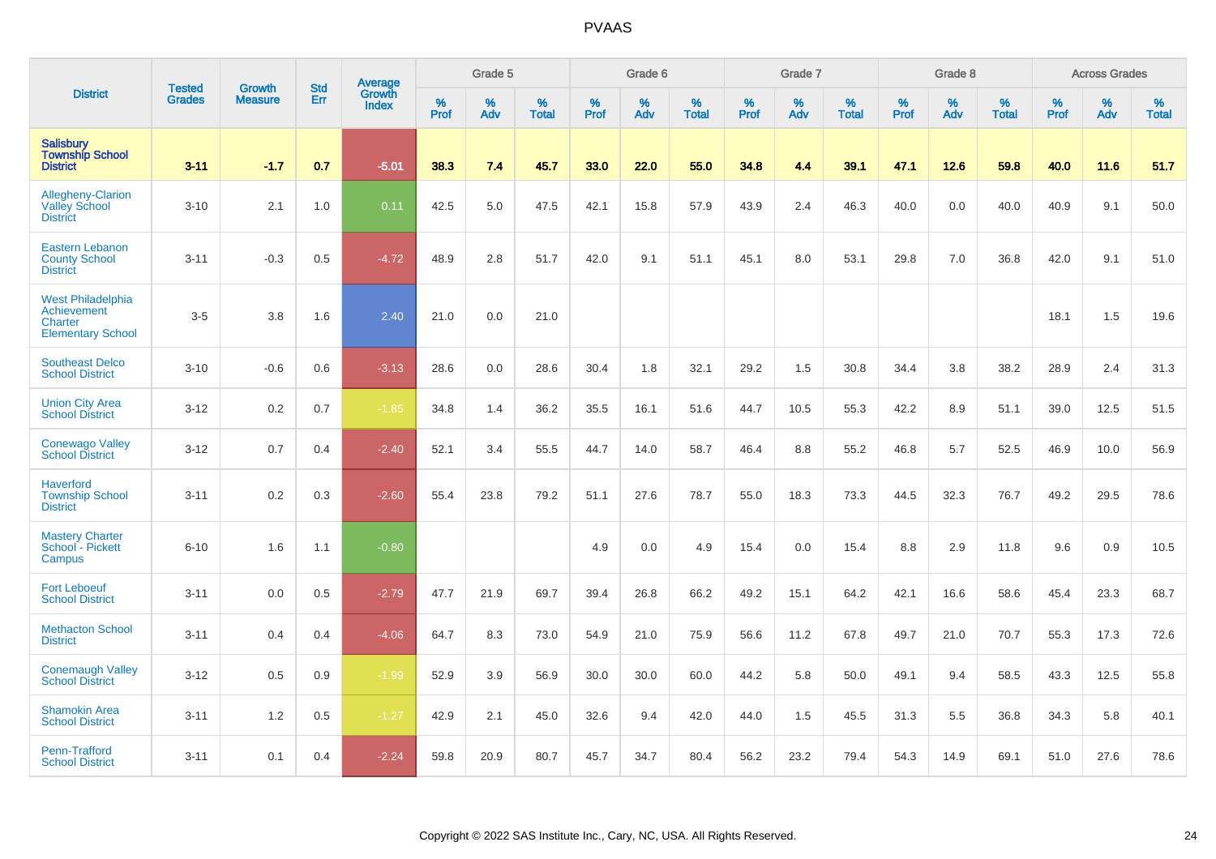PVAAS

| District | Tested Grades | Growth Measure | Std Err | Average Growth Index | Grade 5 | | | Grade 6 | | | Grade 7 | | | Grade 8 | | | Across Grades | | |
|---|---|---|---|---|---|---|---|---|---|---|---|---|---|---|---|---|---|---|---|
| | | | | | % Prof | % Adv | % Total | % Prof | % Adv | % Total | % Prof | % Adv | % Total | % Prof | % Adv | % Total | % Prof | % Adv | % Total |
| **Salisbury Township School District** | **3-11** | **-1.7** | **0.7** | **-5.01** | **38.3** | **7.4** | **45.7** | **33.0** | **22.0** | **55.0** | **34.8** | **4.4** | **39.1** | **47.1** | **12.6** | **59.8** | **40.0** | **11.6** | **51.7** |
| Allegheny-Clarion Valley School District | 3-10 | 2.1 | 1.0 | 0.11 | 42.5 | 5.0 | 47.5 | 42.1 | 15.8 | 57.9 | 43.9 | 2.4 | 46.3 | 40.0 | 0.0 | 40.0 | 40.9 | 9.1 | 50.0 |
| Eastern Lebanon County School District | 3-11 | -0.3 | 0.5 | -4.72 | 48.9 | 2.8 | 51.7 | 42.0 | 9.1 | 51.1 | 45.1 | 8.0 | 53.1 | 29.8 | 7.0 | 36.8 | 42.0 | 9.1 | 51.0 |
| West Philadelphia Achievement Charter Elementary School | 3-5 | 3.8 | 1.6 | 2.40 | 21.0 | 0.0 | 21.0 | | | | | | | | | | 18.1 | 1.5 | 19.6 |
| Southeast Delco School District | 3-10 | -0.6 | 0.6 | -3.13 | 28.6 | 0.0 | 28.6 | 30.4 | 1.8 | 32.1 | 29.2 | 1.5 | 30.8 | 34.4 | 3.8 | 38.2 | 28.9 | 2.4 | 31.3 |
| Union City Area School District | 3-12 | 0.2 | 0.7 | -1.85 | 34.8 | 1.4 | 36.2 | 35.5 | 16.1 | 51.6 | 44.7 | 10.5 | 55.3 | 42.2 | 8.9 | 51.1 | 39.0 | 12.5 | 51.5 |
| Conewago Valley School District | 3-12 | 0.7 | 0.4 | -2.40 | 52.1 | 3.4 | 55.5 | 44.7 | 14.0 | 58.7 | 46.4 | 8.8 | 55.2 | 46.8 | 5.7 | 52.5 | 46.9 | 10.0 | 56.9 |
| Haverford Township School District | 3-11 | 0.2 | 0.3 | -2.60 | 55.4 | 23.8 | 79.2 | 51.1 | 27.6 | 78.7 | 55.0 | 18.3 | 73.3 | 44.5 | 32.3 | 76.7 | 49.2 | 29.5 | 78.6 |
| Mastery Charter School - Pickett Campus | 6-10 | 1.6 | 1.1 | -0.80 | | | | 4.9 | 0.0 | 4.9 | 15.4 | 0.0 | 15.4 | 8.8 | 2.9 | 11.8 | 9.6 | 0.9 | 10.5 |
| Fort Leboeuf School District | 3-11 | 0.0 | 0.5 | -2.79 | 47.7 | 21.9 | 69.7 | 39.4 | 26.8 | 66.2 | 49.2 | 15.1 | 64.2 | 42.1 | 16.6 | 58.6 | 45.4 | 23.3 | 68.7 |
| Methacton School District | 3-11 | 0.4 | 0.4 | -4.06 | 64.7 | 8.3 | 73.0 | 54.9 | 21.0 | 75.9 | 56.6 | 11.2 | 67.8 | 49.7 | 21.0 | 70.7 | 55.3 | 17.3 | 72.6 |
| Conemaugh Valley School District | 3-12 | 0.5 | 0.9 | -1.99 | 52.9 | 3.9 | 56.9 | 30.0 | 30.0 | 60.0 | 44.2 | 5.8 | 50.0 | 49.1 | 9.4 | 58.5 | 43.3 | 12.5 | 55.8 |
| Shamokin Area School District | 3-11 | 1.2 | 0.5 | -1.27 | 42.9 | 2.1 | 45.0 | 32.6 | 9.4 | 42.0 | 44.0 | 1.5 | 45.5 | 31.3 | 5.5 | 36.8 | 34.3 | 5.8 | 40.1 |
| Penn-Trafford School District | 3-11 | 0.1 | 0.4 | -2.24 | 59.8 | 20.9 | 80.7 | 45.7 | 34.7 | 80.4 | 56.2 | 23.2 | 79.4 | 54.3 | 14.9 | 69.1 | 51.0 | 27.6 | 78.6 |

Copyright © 2022 SAS Institute Inc., Cary, NC, USA. All Rights Reserved.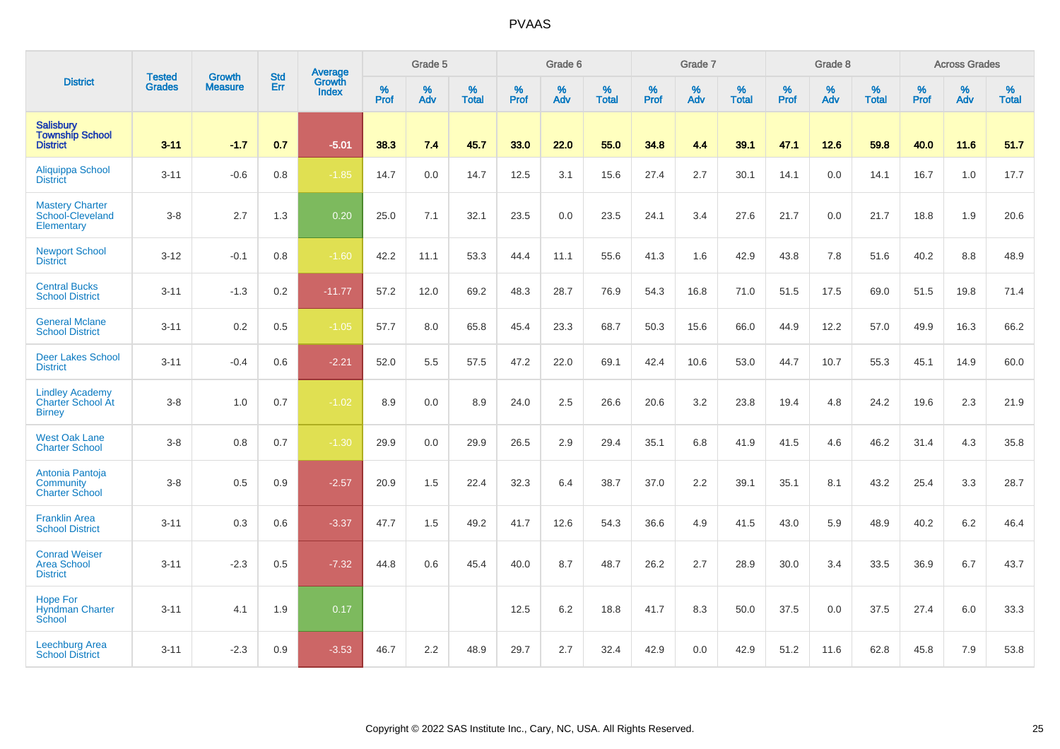# PVAAS

| District | Tested Grades | Growth Measure | Std Err | Average Growth Index | Grade 5 | | | Grade 6 | | | Grade 7 | | | Grade 8 | | | Across Grades | | |
|---|---|---|---|---|---|---|---|---|---|---|---|---|---|---|---|---|---|---|---|
| | | | | | % Prof | % Adv | % Total | % Prof | % Adv | % Total | % Prof | % Adv | % Total | % Prof | % Adv | % Total | % Prof | % Adv | % Total |
| **Salisbury Township School District** | **3-11** | **-1.7** | **0.7** | **-5.01** | **38.3** | **7.4** | **45.7** | **33.0** | **22.0** | **55.0** | **34.8** | **4.4** | **39.1** | **47.1** | **12.6** | **59.8** | **40.0** | **11.6** | **51.7** |
| Aliquippa School District | 3-11 | -0.6 | 0.8 | -1.85 | 14.7 | 0.0 | 14.7 | 12.5 | 3.1 | 15.6 | 27.4 | 2.7 | 30.1 | 14.1 | 0.0 | 14.1 | 16.7 | 1.0 | 17.7 |
| Mastery Charter School-Cleveland Elementary | 3-8 | 2.7 | 1.3 | 0.20 | 25.0 | 7.1 | 32.1 | 23.5 | 0.0 | 23.5 | 24.1 | 3.4 | 27.6 | 21.7 | 0.0 | 21.7 | 18.8 | 1.9 | 20.6 |
| Newport School District | 3-12 | -0.1 | 0.8 | -1.60 | 42.2 | 11.1 | 53.3 | 44.4 | 11.1 | 55.6 | 41.3 | 1.6 | 42.9 | 43.8 | 7.8 | 51.6 | 40.2 | 8.8 | 48.9 |
| Central Bucks School District | 3-11 | -1.3 | 0.2 | -11.77 | 57.2 | 12.0 | 69.2 | 48.3 | 28.7 | 76.9 | 54.3 | 16.8 | 71.0 | 51.5 | 17.5 | 69.0 | 51.5 | 19.8 | 71.4 |
| General Mclane School District | 3-11 | 0.2 | 0.5 | -1.05 | 57.7 | 8.0 | 65.8 | 45.4 | 23.3 | 68.7 | 50.3 | 15.6 | 66.0 | 44.9 | 12.2 | 57.0 | 49.9 | 16.3 | 66.2 |
| Deer Lakes School District | 3-11 | -0.4 | 0.6 | -2.21 | 52.0 | 5.5 | 57.5 | 47.2 | 22.0 | 69.1 | 42.4 | 10.6 | 53.0 | 44.7 | 10.7 | 55.3 | 45.1 | 14.9 | 60.0 |
| Lindley Academy Charter School At Birney | 3-8 | 1.0 | 0.7 | -1.02 | 8.9 | 0.0 | 8.9 | 24.0 | 2.5 | 26.6 | 20.6 | 3.2 | 23.8 | 19.4 | 4.8 | 24.2 | 19.6 | 2.3 | 21.9 |
| West Oak Lane Charter School | 3-8 | 0.8 | 0.7 | -1.30 | 29.9 | 0.0 | 29.9 | 26.5 | 2.9 | 29.4 | 35.1 | 6.8 | 41.9 | 41.5 | 4.6 | 46.2 | 31.4 | 4.3 | 35.8 |
| Antonia Pantoja Community Charter School | 3-8 | 0.5 | 0.9 | -2.57 | 20.9 | 1.5 | 22.4 | 32.3 | 6.4 | 38.7 | 37.0 | 2.2 | 39.1 | 35.1 | 8.1 | 43.2 | 25.4 | 3.3 | 28.7 |
| Franklin Area School District | 3-11 | 0.3 | 0.6 | -3.37 | 47.7 | 1.5 | 49.2 | 41.7 | 12.6 | 54.3 | 36.6 | 4.9 | 41.5 | 43.0 | 5.9 | 48.9 | 40.2 | 6.2 | 46.4 |
| Conrad Weiser Area School District | 3-11 | -2.3 | 0.5 | -7.32 | 44.8 | 0.6 | 45.4 | 40.0 | 8.7 | 48.7 | 26.2 | 2.7 | 28.9 | 30.0 | 3.4 | 33.5 | 36.9 | 6.7 | 43.7 |
| Hope For Hyndman Charter School | 3-11 | 4.1 | 1.9 | 0.17 | | | | 12.5 | 6.2 | 18.8 | 41.7 | 8.3 | 50.0 | 37.5 | 0.0 | 37.5 | 27.4 | 6.0 | 33.3 |
| Leechburg Area School District | 3-11 | -2.3 | 0.9 | -3.53 | 46.7 | 2.2 | 48.9 | 29.7 | 2.7 | 32.4 | 42.9 | 0.0 | 42.9 | 51.2 | 11.6 | 62.8 | 45.8 | 7.9 | 53.8 |

Copyright © 2022 SAS Institute Inc., Cary, NC, USA. All Rights Reserved.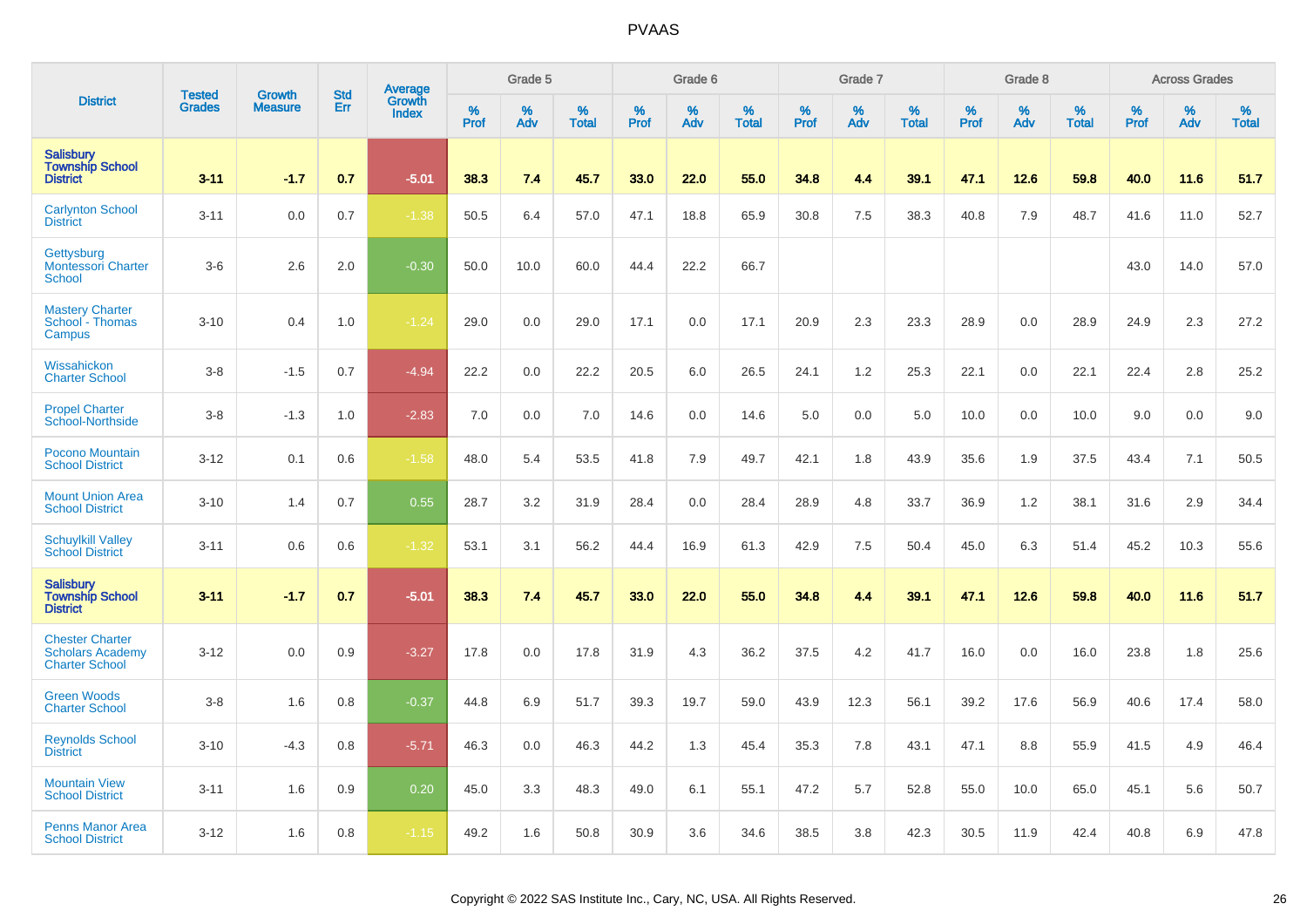PVAAS

| District | Tested Grades | Growth Measure | Std Err | Average Growth Index | Grade 5 | | | Grade 6 | | | Grade 7 | | | Grade 8 | | | Across Grades | | |
|---|---|---|---|---|---|---|---|---|---|---|---|---|---|---|---|---|---|---|---|
| | | | | | % Prof | % Adv | % Total | % Prof | % Adv | % Total | % Prof | % Adv | % Total | % Prof | % Adv | % Total | % Prof | % Adv | % Total |
| **Salisbury Township School District** | **3-11** | **-1.7** | **0.7** | **-5.01** | **38.3** | **7.4** | **45.7** | **33.0** | **22.0** | **55.0** | **34.8** | **4.4** | **39.1** | **47.1** | **12.6** | **59.8** | **40.0** | **11.6** | **51.7** |
| Carlynton School District | 3-11 | 0.0 | 0.7 | -1.38 | 50.5 | 6.4 | 57.0 | 47.1 | 18.8 | 65.9 | 30.8 | 7.5 | 38.3 | 40.8 | 7.9 | 48.7 | 41.6 | 11.0 | 52.7 |
| Gettysburg Montessori Charter School | 3-6 | 2.6 | 2.0 | -0.30 | 50.0 | 10.0 | 60.0 | 44.4 | 22.2 | 66.7 | | | | | | | 43.0 | 14.0 | 57.0 |
| Mastery Charter School - Thomas Campus | 3-10 | 0.4 | 1.0 | -1.24 | 29.0 | 0.0 | 29.0 | 17.1 | 0.0 | 17.1 | 20.9 | 2.3 | 23.3 | 28.9 | 0.0 | 28.9 | 24.9 | 2.3 | 27.2 |
| Wissahickon Charter School | 3-8 | -1.5 | 0.7 | -4.94 | 22.2 | 0.0 | 22.2 | 20.5 | 6.0 | 26.5 | 24.1 | 1.2 | 25.3 | 22.1 | 0.0 | 22.1 | 22.4 | 2.8 | 25.2 |
| Propel Charter School-Northside | 3-8 | -1.3 | 1.0 | -2.83 | 7.0 | 0.0 | 7.0 | 14.6 | 0.0 | 14.6 | 5.0 | 0.0 | 5.0 | 10.0 | 0.0 | 10.0 | 9.0 | 0.0 | 9.0 |
| Pocono Mountain School District | 3-12 | 0.1 | 0.6 | -1.58 | 48.0 | 5.4 | 53.5 | 41.8 | 7.9 | 49.7 | 42.1 | 1.8 | 43.9 | 35.6 | 1.9 | 37.5 | 43.4 | 7.1 | 50.5 |
| Mount Union Area School District | 3-10 | 1.4 | 0.7 | 0.55 | 28.7 | 3.2 | 31.9 | 28.4 | 0.0 | 28.4 | 28.9 | 4.8 | 33.7 | 36.9 | 1.2 | 38.1 | 31.6 | 2.9 | 34.4 |
| Schuylkill Valley School District | 3-11 | 0.6 | 0.6 | -1.32 | 53.1 | 3.1 | 56.2 | 44.4 | 16.9 | 61.3 | 42.9 | 7.5 | 50.4 | 45.0 | 6.3 | 51.4 | 45.2 | 10.3 | 55.6 |
| **Salisbury Township School District** | **3-11** | **-1.7** | **0.7** | **-5.01** | **38.3** | **7.4** | **45.7** | **33.0** | **22.0** | **55.0** | **34.8** | **4.4** | **39.1** | **47.1** | **12.6** | **59.8** | **40.0** | **11.6** | **51.7** |
| Chester Charter Scholars Academy Charter School | 3-12 | 0.0 | 0.9 | -3.27 | 17.8 | 0.0 | 17.8 | 31.9 | 4.3 | 36.2 | 37.5 | 4.2 | 41.7 | 16.0 | 0.0 | 16.0 | 23.8 | 1.8 | 25.6 |
| Green Woods Charter School | 3-8 | 1.6 | 0.8 | -0.37 | 44.8 | 6.9 | 51.7 | 39.3 | 19.7 | 59.0 | 43.9 | 12.3 | 56.1 | 39.2 | 17.6 | 56.9 | 40.6 | 17.4 | 58.0 |
| Reynolds School District | 3-10 | -4.3 | 0.8 | -5.71 | 46.3 | 0.0 | 46.3 | 44.2 | 1.3 | 45.4 | 35.3 | 7.8 | 43.1 | 47.1 | 8.8 | 55.9 | 41.5 | 4.9 | 46.4 |
| Mountain View School District | 3-11 | 1.6 | 0.9 | 0.20 | 45.0 | 3.3 | 48.3 | 49.0 | 6.1 | 55.1 | 47.2 | 5.7 | 52.8 | 55.0 | 10.0 | 65.0 | 45.1 | 5.6 | 50.7 |
| Penns Manor Area School District | 3-12 | 1.6 | 0.8 | -1.15 | 49.2 | 1.6 | 50.8 | 30.9 | 3.6 | 34.6 | 38.5 | 3.8 | 42.3 | 30.5 | 11.9 | 42.4 | 40.8 | 6.9 | 47.8 |

Copyright © 2022 SAS Institute Inc., Cary, NC, USA. All Rights Reserved.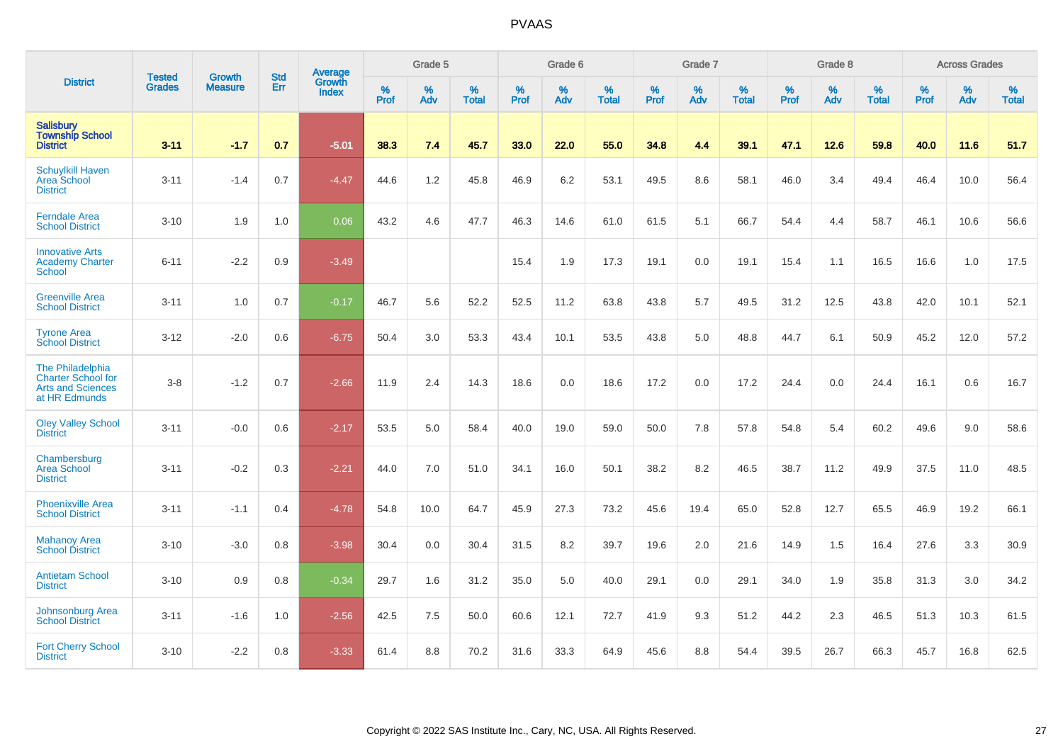# PVAAS

| District | Tested Grades | Growth Measure | Std Err | Average Growth Index | Grade 5 | | | Grade 6 | | | Grade 7 | | | Grade 8 | | | Across Grades | | |
|---|---|---|---|---|---|---|---|---|---|---|---|---|---|---|---|---|---|---|---|
| | | | | | % Prof | % Adv | % Total | % Prof | % Adv | % Total | % Prof | % Adv | % Total | % Prof | % Adv | % Total | % Prof | % Adv | % Total |
| **Salisbury Township School District** | **3-11** | **-1.7** | **0.7** | **-5.01** | **38.3** | **7.4** | **45.7** | **33.0** | **22.0** | **55.0** | **34.8** | **4.4** | **39.1** | **47.1** | **12.6** | **59.8** | **40.0** | **11.6** | **51.7** |
| Schuylkill Haven Area School District | 3-11 | -1.4 | 0.7 | -4.47 | 44.6 | 1.2 | 45.8 | 46.9 | 6.2 | 53.1 | 49.5 | 8.6 | 58.1 | 46.0 | 3.4 | 49.4 | 46.4 | 10.0 | 56.4 |
| Ferndale Area School District | 3-10 | 1.9 | 1.0 | 0.06 | 43.2 | 4.6 | 47.7 | 46.3 | 14.6 | 61.0 | 61.5 | 5.1 | 66.7 | 54.4 | 4.4 | 58.7 | 46.1 | 10.6 | 56.6 |
| Innovative Arts Academy Charter School | 6-11 | -2.2 | 0.9 | -3.49 | | | | 15.4 | 1.9 | 17.3 | 19.1 | 0.0 | 19.1 | 15.4 | 1.1 | 16.5 | 16.6 | 1.0 | 17.5 |
| Greenville Area School District | 3-11 | 1.0 | 0.7 | -0.17 | 46.7 | 5.6 | 52.2 | 52.5 | 11.2 | 63.8 | 43.8 | 5.7 | 49.5 | 31.2 | 12.5 | 43.8 | 42.0 | 10.1 | 52.1 |
| Tyrone Area School District | 3-12 | -2.0 | 0.6 | -6.75 | 50.4 | 3.0 | 53.3 | 43.4 | 10.1 | 53.5 | 43.8 | 5.0 | 48.8 | 44.7 | 6.1 | 50.9 | 45.2 | 12.0 | 57.2 |
| The Philadelphia Charter School for Arts and Sciences at HR Edmunds | 3-8 | -1.2 | 0.7 | -2.66 | 11.9 | 2.4 | 14.3 | 18.6 | 0.0 | 18.6 | 17.2 | 0.0 | 17.2 | 24.4 | 0.0 | 24.4 | 16.1 | 0.6 | 16.7 |
| Oley Valley School District | 3-11 | -0.0 | 0.6 | -2.17 | 53.5 | 5.0 | 58.4 | 40.0 | 19.0 | 59.0 | 50.0 | 7.8 | 57.8 | 54.8 | 5.4 | 60.2 | 49.6 | 9.0 | 58.6 |
| Chambersburg Area School District | 3-11 | -0.2 | 0.3 | -2.21 | 44.0 | 7.0 | 51.0 | 34.1 | 16.0 | 50.1 | 38.2 | 8.2 | 46.5 | 38.7 | 11.2 | 49.9 | 37.5 | 11.0 | 48.5 |
| Phoenixville Area School District | 3-11 | -1.1 | 0.4 | -4.78 | 54.8 | 10.0 | 64.7 | 45.9 | 27.3 | 73.2 | 45.6 | 19.4 | 65.0 | 52.8 | 12.7 | 65.5 | 46.9 | 19.2 | 66.1 |
| Mahanoy Area School District | 3-10 | -3.0 | 0.8 | -3.98 | 30.4 | 0.0 | 30.4 | 31.5 | 8.2 | 39.7 | 19.6 | 2.0 | 21.6 | 14.9 | 1.5 | 16.4 | 27.6 | 3.3 | 30.9 |
| Antietam School District | 3-10 | 0.9 | 0.8 | -0.34 | 29.7 | 1.6 | 31.2 | 35.0 | 5.0 | 40.0 | 29.1 | 0.0 | 29.1 | 34.0 | 1.9 | 35.8 | 31.3 | 3.0 | 34.2 |
| Johnsonburg Area School District | 3-11 | -1.6 | 1.0 | -2.56 | 42.5 | 7.5 | 50.0 | 60.6 | 12.1 | 72.7 | 41.9 | 9.3 | 51.2 | 44.2 | 2.3 | 46.5 | 51.3 | 10.3 | 61.5 |
| Fort Cherry School District | 3-10 | -2.2 | 0.8 | -3.33 | 61.4 | 8.8 | 70.2 | 31.6 | 33.3 | 64.9 | 45.6 | 8.8 | 54.4 | 39.5 | 26.7 | 66.3 | 45.7 | 16.8 | 62.5 |

Copyright © 2022 SAS Institute Inc., Cary, NC, USA. All Rights Reserved.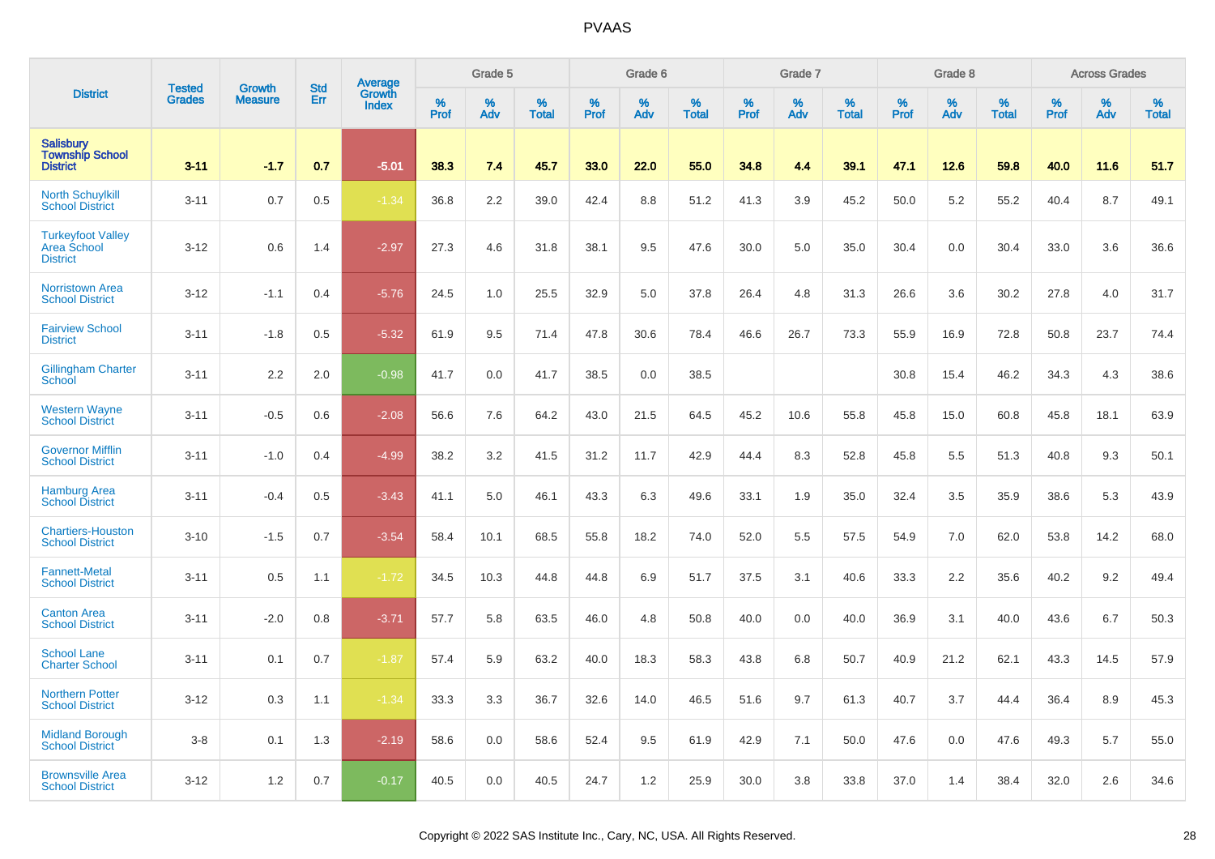# PVAAS

| District | Tested Grades | Growth Measure | Std Err | Average Growth Index | Grade 5 | | | Grade 6 | | | Grade 7 | | | Grade 8 | | | Across Grades | | |
|---|---|---|---|---|---|---|---|---|---|---|---|---|---|---|---|---|---|---|---|
| | | | | | % Prof | % Adv | % Total | % Prof | % Adv | % Total | % Prof | % Adv | % Total | % Prof | % Adv | % Total | % Prof | % Adv | % Total |
| **Salisbury Township School District** | **3-11** | **-1.7** | **0.7** | **-5.01** | **38.3** | **7.4** | **45.7** | **33.0** | **22.0** | **55.0** | **34.8** | **4.4** | **39.1** | **47.1** | **12.6** | **59.8** | **40.0** | **11.6** | **51.7** |
| North Schuylkill School District | 3-11 | 0.7 | 0.5 | -1.34 | 36.8 | 2.2 | 39.0 | 42.4 | 8.8 | 51.2 | 41.3 | 3.9 | 45.2 | 50.0 | 5.2 | 55.2 | 40.4 | 8.7 | 49.1 |
| Turkeyfoot Valley Area School District | 3-12 | 0.6 | 1.4 | -2.97 | 27.3 | 4.6 | 31.8 | 38.1 | 9.5 | 47.6 | 30.0 | 5.0 | 35.0 | 30.4 | 0.0 | 30.4 | 33.0 | 3.6 | 36.6 |
| Norristown Area School District | 3-12 | -1.1 | 0.4 | -5.76 | 24.5 | 1.0 | 25.5 | 32.9 | 5.0 | 37.8 | 26.4 | 4.8 | 31.3 | 26.6 | 3.6 | 30.2 | 27.8 | 4.0 | 31.7 |
| Fairview School District | 3-11 | -1.8 | 0.5 | -5.32 | 61.9 | 9.5 | 71.4 | 47.8 | 30.6 | 78.4 | 46.6 | 26.7 | 73.3 | 55.9 | 16.9 | 72.8 | 50.8 | 23.7 | 74.4 |
| Gillingham Charter School | 3-11 | 2.2 | 2.0 | -0.98 | 41.7 | 0.0 | 41.7 | 38.5 | 0.0 | 38.5 | | | | 30.8 | 15.4 | 46.2 | 34.3 | 4.3 | 38.6 |
| Western Wayne School District | 3-11 | -0.5 | 0.6 | -2.08 | 56.6 | 7.6 | 64.2 | 43.0 | 21.5 | 64.5 | 45.2 | 10.6 | 55.8 | 45.8 | 15.0 | 60.8 | 45.8 | 18.1 | 63.9 |
| Governor Mifflin School District | 3-11 | -1.0 | 0.4 | -4.99 | 38.2 | 3.2 | 41.5 | 31.2 | 11.7 | 42.9 | 44.4 | 8.3 | 52.8 | 45.8 | 5.5 | 51.3 | 40.8 | 9.3 | 50.1 |
| Hamburg Area School District | 3-11 | -0.4 | 0.5 | -3.43 | 41.1 | 5.0 | 46.1 | 43.3 | 6.3 | 49.6 | 33.1 | 1.9 | 35.0 | 32.4 | 3.5 | 35.9 | 38.6 | 5.3 | 43.9 |
| Chartiers-Houston School District | 3-10 | -1.5 | 0.7 | -3.54 | 58.4 | 10.1 | 68.5 | 55.8 | 18.2 | 74.0 | 52.0 | 5.5 | 57.5 | 54.9 | 7.0 | 62.0 | 53.8 | 14.2 | 68.0 |
| Fannett-Metal School District | 3-11 | 0.5 | 1.1 | -1.72 | 34.5 | 10.3 | 44.8 | 44.8 | 6.9 | 51.7 | 37.5 | 3.1 | 40.6 | 33.3 | 2.2 | 35.6 | 40.2 | 9.2 | 49.4 |
| Canton Area School District | 3-11 | -2.0 | 0.8 | -3.71 | 57.7 | 5.8 | 63.5 | 46.0 | 4.8 | 50.8 | 40.0 | 0.0 | 40.0 | 36.9 | 3.1 | 40.0 | 43.6 | 6.7 | 50.3 |
| School Lane Charter School | 3-11 | 0.1 | 0.7 | -1.87 | 57.4 | 5.9 | 63.2 | 40.0 | 18.3 | 58.3 | 43.8 | 6.8 | 50.7 | 40.9 | 21.2 | 62.1 | 43.3 | 14.5 | 57.9 |
| Northern Potter School District | 3-12 | 0.3 | 1.1 | -1.34 | 33.3 | 3.3 | 36.7 | 32.6 | 14.0 | 46.5 | 51.6 | 9.7 | 61.3 | 40.7 | 3.7 | 44.4 | 36.4 | 8.9 | 45.3 |
| Midland Borough School District | 3-8 | 0.1 | 1.3 | -2.19 | 58.6 | 0.0 | 58.6 | 52.4 | 9.5 | 61.9 | 42.9 | 7.1 | 50.0 | 47.6 | 0.0 | 47.6 | 49.3 | 5.7 | 55.0 |
| Brownsville Area School District | 3-12 | 1.2 | 0.7 | -0.17 | 40.5 | 0.0 | 40.5 | 24.7 | 1.2 | 25.9 | 30.0 | 3.8 | 33.8 | 37.0 | 1.4 | 38.4 | 32.0 | 2.6 | 34.6 |

Copyright © 2022 SAS Institute Inc., Cary, NC, USA. All Rights Reserved.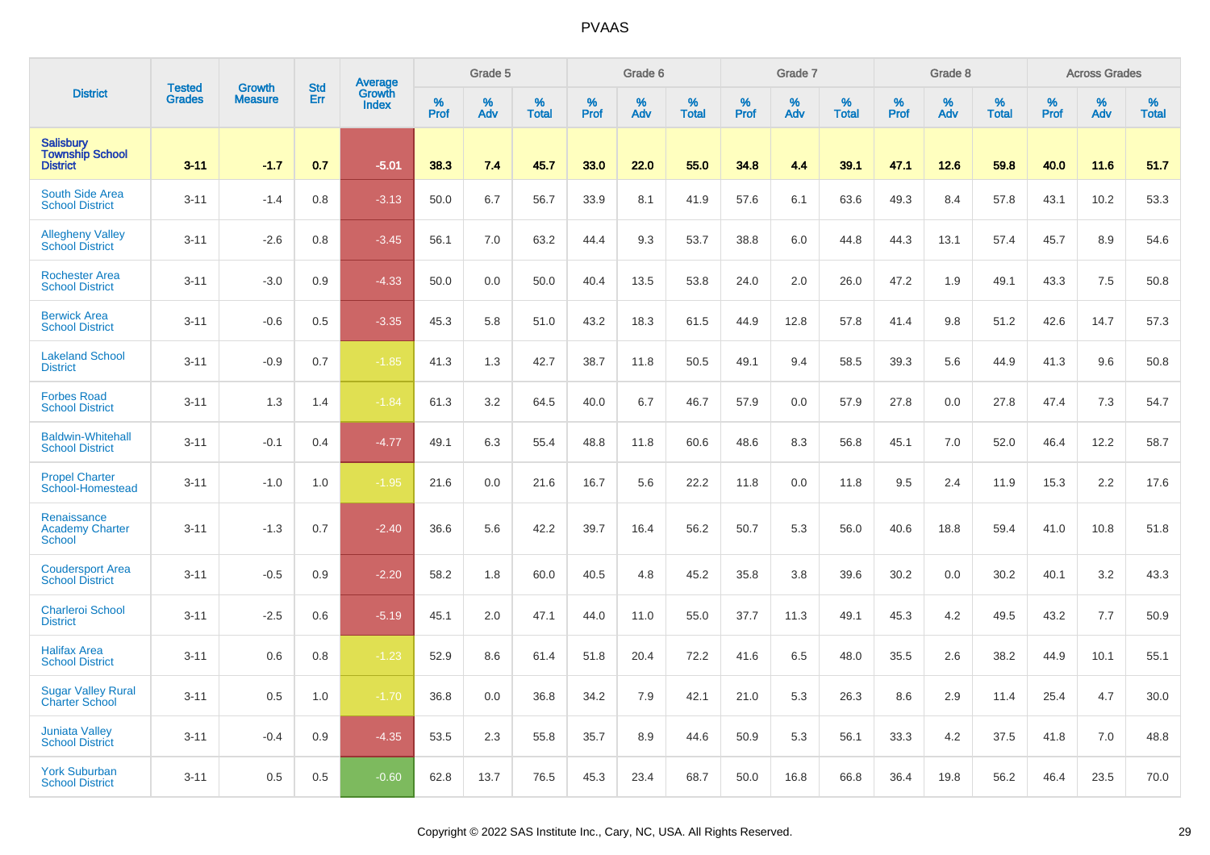# PVAAS

| District | Tested Grades | Growth Measure | Std Err | Average Growth Index | Grade 5 | | | Grade 6 | | | Grade 7 | | | Grade 8 | | | Across Grades | | |
|---|---|---|---|---|---|---|---|---|---|---|---|---|---|---|---|---|---|---|---|
| | | | | | % Prof | % Adv | % Total | % Prof | % Adv | % Total | % Prof | % Adv | % Total | % Prof | % Adv | % Total | % Prof | % Adv | % Total |
| **Salisbury Township School District** | **3-11** | **-1.7** | **0.7** | **-5.01** | **38.3** | **7.4** | **45.7** | **33.0** | **22.0** | **55.0** | **34.8** | **4.4** | **39.1** | **47.1** | **12.6** | **59.8** | **40.0** | **11.6** | **51.7** |
| South Side Area School District | 3-11 | -1.4 | 0.8 | -3.13 | 50.0 | 6.7 | 56.7 | 33.9 | 8.1 | 41.9 | 57.6 | 6.1 | 63.6 | 49.3 | 8.4 | 57.8 | 43.1 | 10.2 | 53.3 |
| Allegheny Valley School District | 3-11 | -2.6 | 0.8 | -3.45 | 56.1 | 7.0 | 63.2 | 44.4 | 9.3 | 53.7 | 38.8 | 6.0 | 44.8 | 44.3 | 13.1 | 57.4 | 45.7 | 8.9 | 54.6 |
| Rochester Area School District | 3-11 | -3.0 | 0.9 | -4.33 | 50.0 | 0.0 | 50.0 | 40.4 | 13.5 | 53.8 | 24.0 | 2.0 | 26.0 | 47.2 | 1.9 | 49.1 | 43.3 | 7.5 | 50.8 |
| Berwick Area School District | 3-11 | -0.6 | 0.5 | -3.35 | 45.3 | 5.8 | 51.0 | 43.2 | 18.3 | 61.5 | 44.9 | 12.8 | 57.8 | 41.4 | 9.8 | 51.2 | 42.6 | 14.7 | 57.3 |
| Lakeland School District | 3-11 | -0.9 | 0.7 | -1.85 | 41.3 | 1.3 | 42.7 | 38.7 | 11.8 | 50.5 | 49.1 | 9.4 | 58.5 | 39.3 | 5.6 | 44.9 | 41.3 | 9.6 | 50.8 |
| Forbes Road School District | 3-11 | 1.3 | 1.4 | -1.84 | 61.3 | 3.2 | 64.5 | 40.0 | 6.7 | 46.7 | 57.9 | 0.0 | 57.9 | 27.8 | 0.0 | 27.8 | 47.4 | 7.3 | 54.7 |
| Baldwin-Whitehall School District | 3-11 | -0.1 | 0.4 | -4.77 | 49.1 | 6.3 | 55.4 | 48.8 | 11.8 | 60.6 | 48.6 | 8.3 | 56.8 | 45.1 | 7.0 | 52.0 | 46.4 | 12.2 | 58.7 |
| Propel Charter School-Homestead | 3-11 | -1.0 | 1.0 | -1.95 | 21.6 | 0.0 | 21.6 | 16.7 | 5.6 | 22.2 | 11.8 | 0.0 | 11.8 | 9.5 | 2.4 | 11.9 | 15.3 | 2.2 | 17.6 |
| Renaissance Academy Charter School | 3-11 | -1.3 | 0.7 | -2.40 | 36.6 | 5.6 | 42.2 | 39.7 | 16.4 | 56.2 | 50.7 | 5.3 | 56.0 | 40.6 | 18.8 | 59.4 | 41.0 | 10.8 | 51.8 |
| Coudersport Area School District | 3-11 | -0.5 | 0.9 | -2.20 | 58.2 | 1.8 | 60.0 | 40.5 | 4.8 | 45.2 | 35.8 | 3.8 | 39.6 | 30.2 | 0.0 | 30.2 | 40.1 | 3.2 | 43.3 |
| Charleroi School District | 3-11 | -2.5 | 0.6 | -5.19 | 45.1 | 2.0 | 47.1 | 44.0 | 11.0 | 55.0 | 37.7 | 11.3 | 49.1 | 45.3 | 4.2 | 49.5 | 43.2 | 7.7 | 50.9 |
| Halifax Area School District | 3-11 | 0.6 | 0.8 | -1.23 | 52.9 | 8.6 | 61.4 | 51.8 | 20.4 | 72.2 | 41.6 | 6.5 | 48.0 | 35.5 | 2.6 | 38.2 | 44.9 | 10.1 | 55.1 |
| Sugar Valley Rural Charter School | 3-11 | 0.5 | 1.0 | -1.70 | 36.8 | 0.0 | 36.8 | 34.2 | 7.9 | 42.1 | 21.0 | 5.3 | 26.3 | 8.6 | 2.9 | 11.4 | 25.4 | 4.7 | 30.0 |
| Juniata Valley School District | 3-11 | -0.4 | 0.9 | -4.35 | 53.5 | 2.3 | 55.8 | 35.7 | 8.9 | 44.6 | 50.9 | 5.3 | 56.1 | 33.3 | 4.2 | 37.5 | 41.8 | 7.0 | 48.8 |
| York Suburban School District | 3-11 | 0.5 | 0.5 | -0.60 | 62.8 | 13.7 | 76.5 | 45.3 | 23.4 | 68.7 | 50.0 | 16.8 | 66.8 | 36.4 | 19.8 | 56.2 | 46.4 | 23.5 | 70.0 |

Copyright © 2022 SAS Institute Inc., Cary, NC, USA. All Rights Reserved.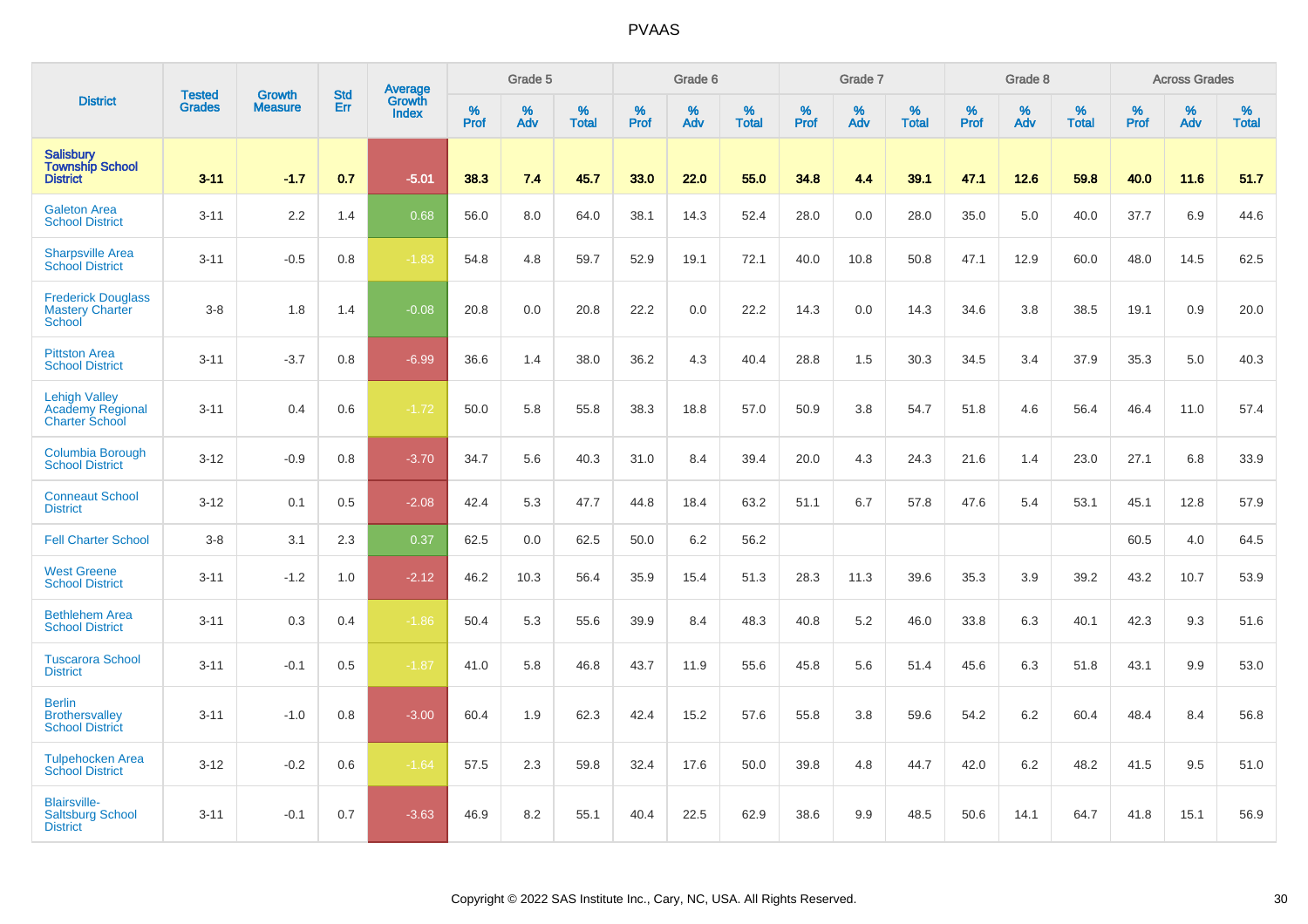# PVAAS

| District | Tested Grades | Growth Measure | Std Err | Average Growth Index | Grade 5 | | | Grade 6 | | | Grade 7 | | | Grade 8 | | | Across Grades | | |
|---|---|---|---|---|---|---|---|---|---|---|---|---|---|---|---|---|---|---|---|
| | | | | | % Prof | % Adv | % Total | % Prof | % Adv | % Total | % Prof | % Adv | % Total | % Prof | % Adv | % Total | % Prof | % Adv | % Total |
| **Salisbury Township School District** | **3-11** | **-1.7** | **0.7** | **-5.01** | **38.3** | **7.4** | **45.7** | **33.0** | **22.0** | **55.0** | **34.8** | **4.4** | **39.1** | **47.1** | **12.6** | **59.8** | **40.0** | **11.6** | **51.7** |
| Galeton Area School District | 3-11 | 2.2 | 1.4 | 0.68 | 56.0 | 8.0 | 64.0 | 38.1 | 14.3 | 52.4 | 28.0 | 0.0 | 28.0 | 35.0 | 5.0 | 40.0 | 37.7 | 6.9 | 44.6 |
| Sharpsville Area School District | 3-11 | -0.5 | 0.8 | -1.83 | 54.8 | 4.8 | 59.7 | 52.9 | 19.1 | 72.1 | 40.0 | 10.8 | 50.8 | 47.1 | 12.9 | 60.0 | 48.0 | 14.5 | 62.5 |
| Frederick Douglass Mastery Charter School | 3-8 | 1.8 | 1.4 | -0.08 | 20.8 | 0.0 | 20.8 | 22.2 | 0.0 | 22.2 | 14.3 | 0.0 | 14.3 | 34.6 | 3.8 | 38.5 | 19.1 | 0.9 | 20.0 |
| Pittston Area School District | 3-11 | -3.7 | 0.8 | -6.99 | 36.6 | 1.4 | 38.0 | 36.2 | 4.3 | 40.4 | 28.8 | 1.5 | 30.3 | 34.5 | 3.4 | 37.9 | 35.3 | 5.0 | 40.3 |
| Lehigh Valley Academy Regional Charter School | 3-11 | 0.4 | 0.6 | -1.72 | 50.0 | 5.8 | 55.8 | 38.3 | 18.8 | 57.0 | 50.9 | 3.8 | 54.7 | 51.8 | 4.6 | 56.4 | 46.4 | 11.0 | 57.4 |
| Columbia Borough School District | 3-12 | -0.9 | 0.8 | -3.70 | 34.7 | 5.6 | 40.3 | 31.0 | 8.4 | 39.4 | 20.0 | 4.3 | 24.3 | 21.6 | 1.4 | 23.0 | 27.1 | 6.8 | 33.9 |
| Conneaut School District | 3-12 | 0.1 | 0.5 | -2.08 | 42.4 | 5.3 | 47.7 | 44.8 | 18.4 | 63.2 | 51.1 | 6.7 | 57.8 | 47.6 | 5.4 | 53.1 | 45.1 | 12.8 | 57.9 |
| Fell Charter School | 3-8 | 3.1 | 2.3 | 0.37 | 62.5 | 0.0 | 62.5 | 50.0 | 6.2 | 56.2 | | | | | | | 60.5 | 4.0 | 64.5 |
| West Greene School District | 3-11 | -1.2 | 1.0 | -2.12 | 46.2 | 10.3 | 56.4 | 35.9 | 15.4 | 51.3 | 28.3 | 11.3 | 39.6 | 35.3 | 3.9 | 39.2 | 43.2 | 10.7 | 53.9 |
| Bethlehem Area School District | 3-11 | 0.3 | 0.4 | -1.86 | 50.4 | 5.3 | 55.6 | 39.9 | 8.4 | 48.3 | 40.8 | 5.2 | 46.0 | 33.8 | 6.3 | 40.1 | 42.3 | 9.3 | 51.6 |
| Tuscarora School District | 3-11 | -0.1 | 0.5 | -1.87 | 41.0 | 5.8 | 46.8 | 43.7 | 11.9 | 55.6 | 45.8 | 5.6 | 51.4 | 45.6 | 6.3 | 51.8 | 43.1 | 9.9 | 53.0 |
| Berlin Brothersvalley School District | 3-11 | -1.0 | 0.8 | -3.00 | 60.4 | 1.9 | 62.3 | 42.4 | 15.2 | 57.6 | 55.8 | 3.8 | 59.6 | 54.2 | 6.2 | 60.4 | 48.4 | 8.4 | 56.8 |
| Tulpehocken Area School District | 3-12 | -0.2 | 0.6 | -1.64 | 57.5 | 2.3 | 59.8 | 32.4 | 17.6 | 50.0 | 39.8 | 4.8 | 44.7 | 42.0 | 6.2 | 48.2 | 41.5 | 9.5 | 51.0 |
| Blairsville-Saltsburg School District | 3-11 | -0.1 | 0.7 | -3.63 | 46.9 | 8.2 | 55.1 | 40.4 | 22.5 | 62.9 | 38.6 | 9.9 | 48.5 | 50.6 | 14.1 | 64.7 | 41.8 | 15.1 | 56.9 |

Copyright © 2022 SAS Institute Inc., Cary, NC, USA. All Rights Reserved.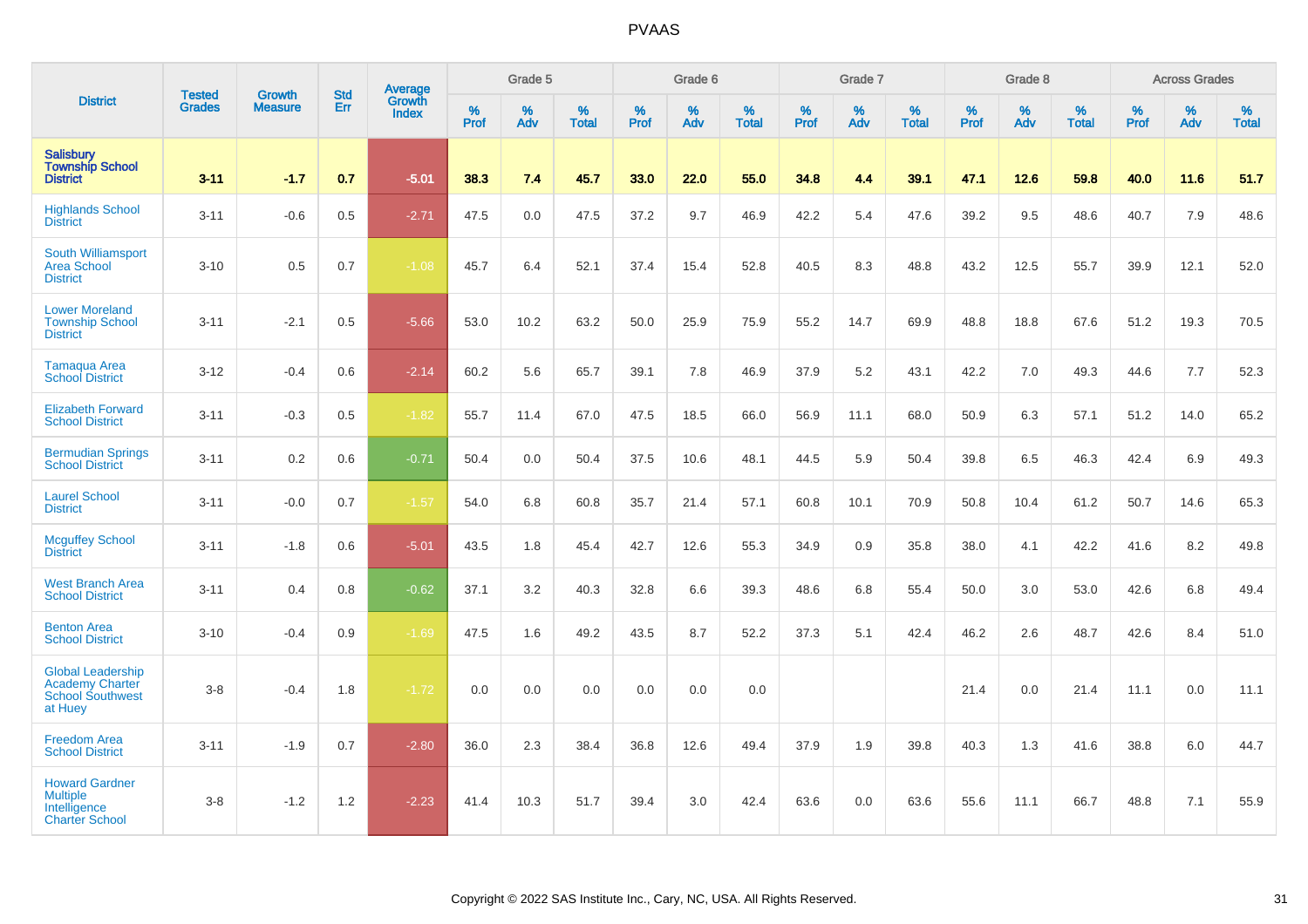# PVAAS

| District | Tested Grades | Growth Measure | Std Err | Average Growth Index | Grade 5 | | | Grade 6 | | | Grade 7 | | | Grade 8 | | | Across Grades | | |
|---|---|---|---|---|---|---|---|---|---|---|---|---|---|---|---|---|---|---|---|
| | | | | | % Prof | % Adv | % Total | % Prof | % Adv | % Total | % Prof | % Adv | % Total | % Prof | % Adv | % Total | % Prof | % Adv | % Total |
| **Salisbury Township School District** | **3-11** | **-1.7** | **0.7** | **-5.01** | **38.3** | **7.4** | **45.7** | **33.0** | **22.0** | **55.0** | **34.8** | **4.4** | **39.1** | **47.1** | **12.6** | **59.8** | **40.0** | **11.6** | **51.7** |
| Highlands School District | 3-11 | -0.6 | 0.5 | -2.71 | 47.5 | 0.0 | 47.5 | 37.2 | 9.7 | 46.9 | 42.2 | 5.4 | 47.6 | 39.2 | 9.5 | 48.6 | 40.7 | 7.9 | 48.6 |
| South Williamsport Area School District | 3-10 | 0.5 | 0.7 | -1.08 | 45.7 | 6.4 | 52.1 | 37.4 | 15.4 | 52.8 | 40.5 | 8.3 | 48.8 | 43.2 | 12.5 | 55.7 | 39.9 | 12.1 | 52.0 |
| Lower Moreland Township School District | 3-11 | -2.1 | 0.5 | -5.66 | 53.0 | 10.2 | 63.2 | 50.0 | 25.9 | 75.9 | 55.2 | 14.7 | 69.9 | 48.8 | 18.8 | 67.6 | 51.2 | 19.3 | 70.5 |
| Tamaqua Area School District | 3-12 | -0.4 | 0.6 | -2.14 | 60.2 | 5.6 | 65.7 | 39.1 | 7.8 | 46.9 | 37.9 | 5.2 | 43.1 | 42.2 | 7.0 | 49.3 | 44.6 | 7.7 | 52.3 |
| Elizabeth Forward School District | 3-11 | -0.3 | 0.5 | -1.82 | 55.7 | 11.4 | 67.0 | 47.5 | 18.5 | 66.0 | 56.9 | 11.1 | 68.0 | 50.9 | 6.3 | 57.1 | 51.2 | 14.0 | 65.2 |
| Bermudian Springs School District | 3-11 | 0.2 | 0.6 | -0.71 | 50.4 | 0.0 | 50.4 | 37.5 | 10.6 | 48.1 | 44.5 | 5.9 | 50.4 | 39.8 | 6.5 | 46.3 | 42.4 | 6.9 | 49.3 |
| Laurel School District | 3-11 | -0.0 | 0.7 | -1.57 | 54.0 | 6.8 | 60.8 | 35.7 | 21.4 | 57.1 | 60.8 | 10.1 | 70.9 | 50.8 | 10.4 | 61.2 | 50.7 | 14.6 | 65.3 |
| Mcguffey School District | 3-11 | -1.8 | 0.6 | -5.01 | 43.5 | 1.8 | 45.4 | 42.7 | 12.6 | 55.3 | 34.9 | 0.9 | 35.8 | 38.0 | 4.1 | 42.2 | 41.6 | 8.2 | 49.8 |
| West Branch Area School District | 3-11 | 0.4 | 0.8 | -0.62 | 37.1 | 3.2 | 40.3 | 32.8 | 6.6 | 39.3 | 48.6 | 6.8 | 55.4 | 50.0 | 3.0 | 53.0 | 42.6 | 6.8 | 49.4 |
| Benton Area School District | 3-10 | -0.4 | 0.9 | -1.69 | 47.5 | 1.6 | 49.2 | 43.5 | 8.7 | 52.2 | 37.3 | 5.1 | 42.4 | 46.2 | 2.6 | 48.7 | 42.6 | 8.4 | 51.0 |
| Global Leadership Academy Charter School Southwest at Huey | 3-8 | -0.4 | 1.8 | -1.72 | 0.0 | 0.0 | 0.0 | 0.0 | 0.0 | 0.0 | | | | 21.4 | 0.0 | 21.4 | 11.1 | 0.0 | 11.1 |
| Freedom Area School District | 3-11 | -1.9 | 0.7 | -2.80 | 36.0 | 2.3 | 38.4 | 36.8 | 12.6 | 49.4 | 37.9 | 1.9 | 39.8 | 40.3 | 1.3 | 41.6 | 38.8 | 6.0 | 44.7 |
| Howard Gardner Multiple Intelligence Charter School | 3-8 | -1.2 | 1.2 | -2.23 | 41.4 | 10.3 | 51.7 | 39.4 | 3.0 | 42.4 | 63.6 | 0.0 | 63.6 | 55.6 | 11.1 | 66.7 | 48.8 | 7.1 | 55.9 |

Copyright © 2022 SAS Institute Inc., Cary, NC, USA. All Rights Reserved.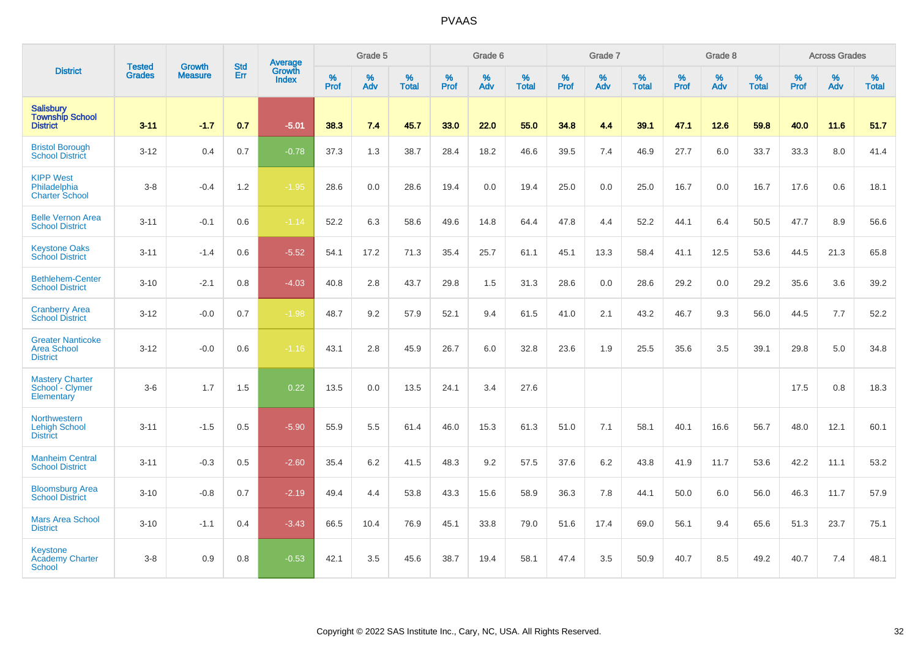# PVAAS

| District | Tested Grades | Growth Measure | Std Err | Average Growth Index | Grade 5 | | | Grade 6 | | | Grade 7 | | | Grade 8 | | | Across Grades | | |
|---|---|---|---|---|---|---|---|---|---|---|---|---|---|---|---|---|---|---|---|
| | | | | | % Prof | % Adv | % Total | % Prof | % Adv | % Total | % Prof | % Adv | % Total | % Prof | % Adv | % Total | % Prof | % Adv | % Total |
| **Salisbury Township School District** | **3-11** | **-1.7** | **0.7** | **-5.01** | **38.3** | **7.4** | **45.7** | **33.0** | **22.0** | **55.0** | **34.8** | **4.4** | **39.1** | **47.1** | **12.6** | **59.8** | **40.0** | **11.6** | **51.7** |
| Bristol Borough School District | 3-12 | 0.4 | 0.7 | -0.78 | 37.3 | 1.3 | 38.7 | 28.4 | 18.2 | 46.6 | 39.5 | 7.4 | 46.9 | 27.7 | 6.0 | 33.7 | 33.3 | 8.0 | 41.4 |
| KIPP West Philadelphia Charter School | 3-8 | -0.4 | 1.2 | -1.95 | 28.6 | 0.0 | 28.6 | 19.4 | 0.0 | 19.4 | 25.0 | 0.0 | 25.0 | 16.7 | 0.0 | 16.7 | 17.6 | 0.6 | 18.1 |
| Belle Vernon Area School District | 3-11 | -0.1 | 0.6 | -1.14 | 52.2 | 6.3 | 58.6 | 49.6 | 14.8 | 64.4 | 47.8 | 4.4 | 52.2 | 44.1 | 6.4 | 50.5 | 47.7 | 8.9 | 56.6 |
| Keystone Oaks School District | 3-11 | -1.4 | 0.6 | -5.52 | 54.1 | 17.2 | 71.3 | 35.4 | 25.7 | 61.1 | 45.1 | 13.3 | 58.4 | 41.1 | 12.5 | 53.6 | 44.5 | 21.3 | 65.8 |
| Bethlehem-Center School District | 3-10 | -2.1 | 0.8 | -4.03 | 40.8 | 2.8 | 43.7 | 29.8 | 1.5 | 31.3 | 28.6 | 0.0 | 28.6 | 29.2 | 0.0 | 29.2 | 35.6 | 3.6 | 39.2 |
| Cranberry Area School District | 3-12 | -0.0 | 0.7 | -1.98 | 48.7 | 9.2 | 57.9 | 52.1 | 9.4 | 61.5 | 41.0 | 2.1 | 43.2 | 46.7 | 9.3 | 56.0 | 44.5 | 7.7 | 52.2 |
| Greater Nanticoke Area School District | 3-12 | -0.0 | 0.6 | -1.16 | 43.1 | 2.8 | 45.9 | 26.7 | 6.0 | 32.8 | 23.6 | 1.9 | 25.5 | 35.6 | 3.5 | 39.1 | 29.8 | 5.0 | 34.8 |
| Mastery Charter School - Clymer Elementary | 3-6 | 1.7 | 1.5 | 0.22 | 13.5 | 0.0 | 13.5 | 24.1 | 3.4 | 27.6 | | | | | | | 17.5 | 0.8 | 18.3 |
| Northwestern Lehigh School District | 3-11 | -1.5 | 0.5 | -5.90 | 55.9 | 5.5 | 61.4 | 46.0 | 15.3 | 61.3 | 51.0 | 7.1 | 58.1 | 40.1 | 16.6 | 56.7 | 48.0 | 12.1 | 60.1 |
| Manheim Central School District | 3-11 | -0.3 | 0.5 | -2.60 | 35.4 | 6.2 | 41.5 | 48.3 | 9.2 | 57.5 | 37.6 | 6.2 | 43.8 | 41.9 | 11.7 | 53.6 | 42.2 | 11.1 | 53.2 |
| Bloomsburg Area School District | 3-10 | -0.8 | 0.7 | -2.19 | 49.4 | 4.4 | 53.8 | 43.3 | 15.6 | 58.9 | 36.3 | 7.8 | 44.1 | 50.0 | 6.0 | 56.0 | 46.3 | 11.7 | 57.9 |
| Mars Area School District | 3-10 | -1.1 | 0.4 | -3.43 | 66.5 | 10.4 | 76.9 | 45.1 | 33.8 | 79.0 | 51.6 | 17.4 | 69.0 | 56.1 | 9.4 | 65.6 | 51.3 | 23.7 | 75.1 |
| Keystone Academy Charter School | 3-8 | 0.9 | 0.8 | -0.53 | 42.1 | 3.5 | 45.6 | 38.7 | 19.4 | 58.1 | 47.4 | 3.5 | 50.9 | 40.7 | 8.5 | 49.2 | 40.7 | 7.4 | 48.1 |

Copyright © 2022 SAS Institute Inc., Cary, NC, USA. All Rights Reserved.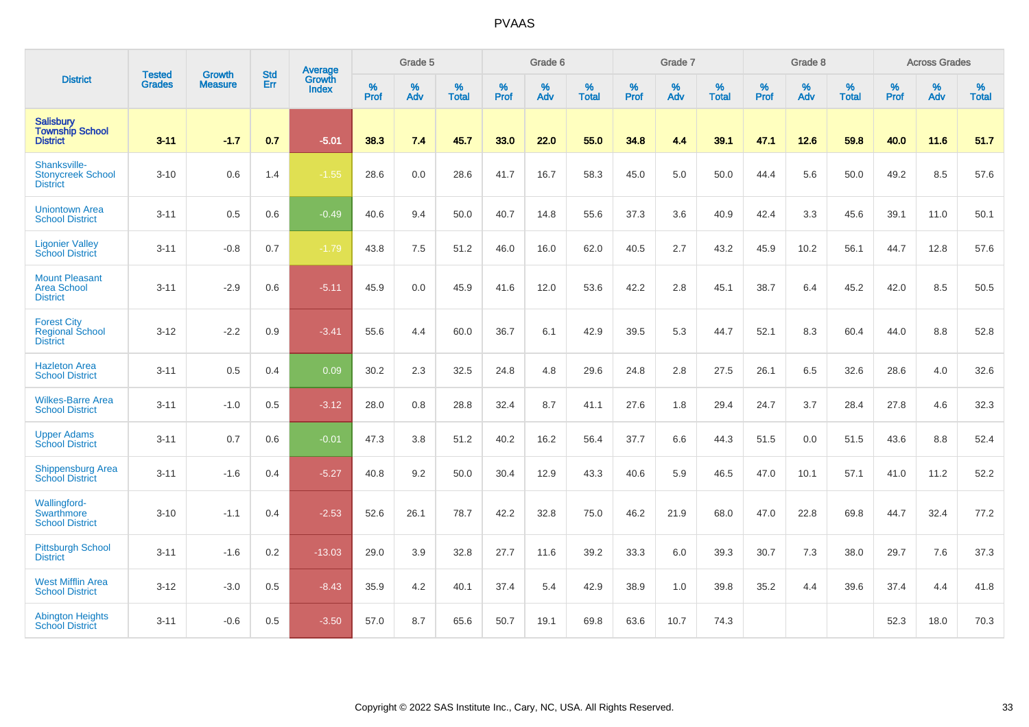# PVAAS

| District | Tested Grades | Growth Measure | Std Err | Average Growth Index | Grade 5 | | | Grade 6 | | | Grade 7 | | | Grade 8 | | | Across Grades | | |
|---|---|---|---|---|---|---|---|---|---|---|---|---|---|---|---|---|---|---|---|
| | | | | | % Prof | % Adv | % Total | % Prof | % Adv | % Total | % Prof | % Adv | % Total | % Prof | % Adv | % Total | % Prof | % Adv | % Total |
| **Salisbury Township School District** | **3-11** | **-1.7** | **0.7** | **-5.01** | **38.3** | **7.4** | **45.7** | **33.0** | **22.0** | **55.0** | **34.8** | **4.4** | **39.1** | **47.1** | **12.6** | **59.8** | **40.0** | **11.6** | **51.7** |
| Shanksville-Stonycreek School District | 3-10 | 0.6 | 1.4 | -1.55 | 28.6 | 0.0 | 28.6 | 41.7 | 16.7 | 58.3 | 45.0 | 5.0 | 50.0 | 44.4 | 5.6 | 50.0 | 49.2 | 8.5 | 57.6 |
| Uniontown Area School District | 3-11 | 0.5 | 0.6 | -0.49 | 40.6 | 9.4 | 50.0 | 40.7 | 14.8 | 55.6 | 37.3 | 3.6 | 40.9 | 42.4 | 3.3 | 45.6 | 39.1 | 11.0 | 50.1 |
| Ligonier Valley School District | 3-11 | -0.8 | 0.7 | -1.79 | 43.8 | 7.5 | 51.2 | 46.0 | 16.0 | 62.0 | 40.5 | 2.7 | 43.2 | 45.9 | 10.2 | 56.1 | 44.7 | 12.8 | 57.6 |
| Mount Pleasant Area School District | 3-11 | -2.9 | 0.6 | -5.11 | 45.9 | 0.0 | 45.9 | 41.6 | 12.0 | 53.6 | 42.2 | 2.8 | 45.1 | 38.7 | 6.4 | 45.2 | 42.0 | 8.5 | 50.5 |
| Forest City Regional School District | 3-12 | -2.2 | 0.9 | -3.41 | 55.6 | 4.4 | 60.0 | 36.7 | 6.1 | 42.9 | 39.5 | 5.3 | 44.7 | 52.1 | 8.3 | 60.4 | 44.0 | 8.8 | 52.8 |
| Hazleton Area School District | 3-11 | 0.5 | 0.4 | 0.09 | 30.2 | 2.3 | 32.5 | 24.8 | 4.8 | 29.6 | 24.8 | 2.8 | 27.5 | 26.1 | 6.5 | 32.6 | 28.6 | 4.0 | 32.6 |
| Wilkes-Barre Area School District | 3-11 | -1.0 | 0.5 | -3.12 | 28.0 | 0.8 | 28.8 | 32.4 | 8.7 | 41.1 | 27.6 | 1.8 | 29.4 | 24.7 | 3.7 | 28.4 | 27.8 | 4.6 | 32.3 |
| Upper Adams School District | 3-11 | 0.7 | 0.6 | -0.01 | 47.3 | 3.8 | 51.2 | 40.2 | 16.2 | 56.4 | 37.7 | 6.6 | 44.3 | 51.5 | 0.0 | 51.5 | 43.6 | 8.8 | 52.4 |
| Shippensburg Area School District | 3-11 | -1.6 | 0.4 | -5.27 | 40.8 | 9.2 | 50.0 | 30.4 | 12.9 | 43.3 | 40.6 | 5.9 | 46.5 | 47.0 | 10.1 | 57.1 | 41.0 | 11.2 | 52.2 |
| Wallingford-Swarthmore School District | 3-10 | -1.1 | 0.4 | -2.53 | 52.6 | 26.1 | 78.7 | 42.2 | 32.8 | 75.0 | 46.2 | 21.9 | 68.0 | 47.0 | 22.8 | 69.8 | 44.7 | 32.4 | 77.2 |
| Pittsburgh School District | 3-11 | -1.6 | 0.2 | -13.03 | 29.0 | 3.9 | 32.8 | 27.7 | 11.6 | 39.2 | 33.3 | 6.0 | 39.3 | 30.7 | 7.3 | 38.0 | 29.7 | 7.6 | 37.3 |
| West Mifflin Area School District | 3-12 | -3.0 | 0.5 | -8.43 | 35.9 | 4.2 | 40.1 | 37.4 | 5.4 | 42.9 | 38.9 | 1.0 | 39.8 | 35.2 | 4.4 | 39.6 | 37.4 | 4.4 | 41.8 |
| Abington Heights School District | 3-11 | -0.6 | 0.5 | -3.50 | 57.0 | 8.7 | 65.6 | 50.7 | 19.1 | 69.8 | 63.6 | 10.7 | 74.3 | | | | 52.3 | 18.0 | 70.3 |

Copyright © 2022 SAS Institute Inc., Cary, NC, USA. All Rights Reserved.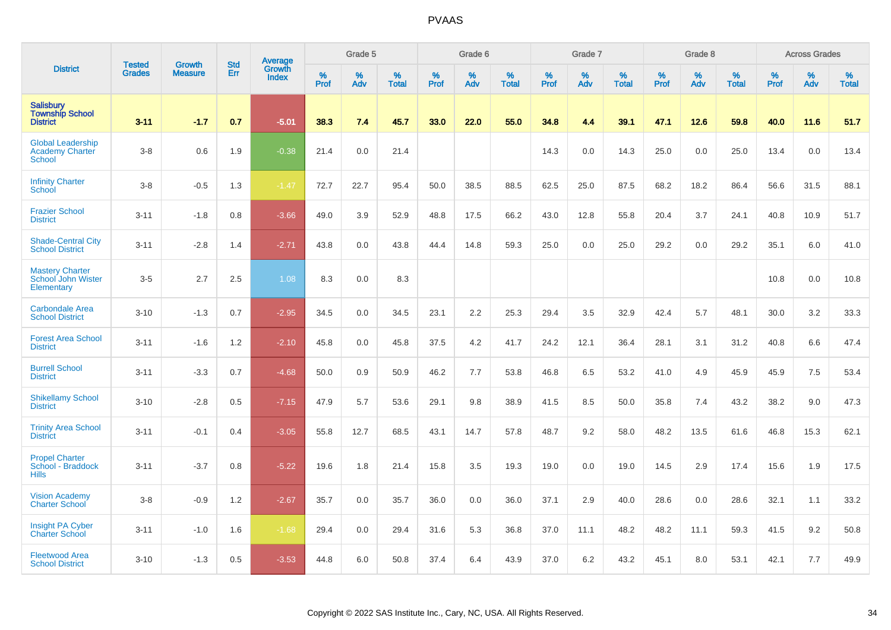# PVAAS

| District | Tested Grades | Growth Measure | Std Err | Average Growth Index | Grade 5 | | | Grade 6 | | | Grade 7 | | | Grade 8 | | | Across Grades | | |
|---|---|---|---|---|---|---|---|---|---|---|---|---|---|---|---|---|---|---|---|
| | | | | | % Prof | % Adv | % Total | % Prof | % Adv | % Total | % Prof | % Adv | % Total | % Prof | % Adv | % Total | % Prof | % Adv | % Total |
| **Salisbury Township School District** | **3-11** | **-1.7** | **0.7** | **-5.01** | **38.3** | **7.4** | **45.7** | **33.0** | **22.0** | **55.0** | **34.8** | **4.4** | **39.1** | **47.1** | **12.6** | **59.8** | **40.0** | **11.6** | **51.7** |
| Global Leadership Academy Charter School | 3-8 | 0.6 | 1.9 | -0.38 | 21.4 | 0.0 | 21.4 | | | | 14.3 | 0.0 | 14.3 | 25.0 | 0.0 | 25.0 | 13.4 | 0.0 | 13.4 |
| Infinity Charter School | 3-8 | -0.5 | 1.3 | -1.47 | 72.7 | 22.7 | 95.4 | 50.0 | 38.5 | 88.5 | 62.5 | 25.0 | 87.5 | 68.2 | 18.2 | 86.4 | 56.6 | 31.5 | 88.1 |
| Frazier School District | 3-11 | -1.8 | 0.8 | -3.66 | 49.0 | 3.9 | 52.9 | 48.8 | 17.5 | 66.2 | 43.0 | 12.8 | 55.8 | 20.4 | 3.7 | 24.1 | 40.8 | 10.9 | 51.7 |
| Shade-Central City School District | 3-11 | -2.8 | 1.4 | -2.71 | 43.8 | 0.0 | 43.8 | 44.4 | 14.8 | 59.3 | 25.0 | 0.0 | 25.0 | 29.2 | 0.0 | 29.2 | 35.1 | 6.0 | 41.0 |
| Mastery Charter School John Wister Elementary | 3-5 | 2.7 | 2.5 | 1.08 | 8.3 | 0.0 | 8.3 | | | | | | | | | | 10.8 | 0.0 | 10.8 |
| Carbondale Area School District | 3-10 | -1.3 | 0.7 | -2.95 | 34.5 | 0.0 | 34.5 | 23.1 | 2.2 | 25.3 | 29.4 | 3.5 | 32.9 | 42.4 | 5.7 | 48.1 | 30.0 | 3.2 | 33.3 |
| Forest Area School District | 3-11 | -1.6 | 1.2 | -2.10 | 45.8 | 0.0 | 45.8 | 37.5 | 4.2 | 41.7 | 24.2 | 12.1 | 36.4 | 28.1 | 3.1 | 31.2 | 40.8 | 6.6 | 47.4 |
| Burrell School District | 3-11 | -3.3 | 0.7 | -4.68 | 50.0 | 0.9 | 50.9 | 46.2 | 7.7 | 53.8 | 46.8 | 6.5 | 53.2 | 41.0 | 4.9 | 45.9 | 45.9 | 7.5 | 53.4 |
| Shikellamy School District | 3-10 | -2.8 | 0.5 | -7.15 | 47.9 | 5.7 | 53.6 | 29.1 | 9.8 | 38.9 | 41.5 | 8.5 | 50.0 | 35.8 | 7.4 | 43.2 | 38.2 | 9.0 | 47.3 |
| Trinity Area School District | 3-11 | -0.1 | 0.4 | -3.05 | 55.8 | 12.7 | 68.5 | 43.1 | 14.7 | 57.8 | 48.7 | 9.2 | 58.0 | 48.2 | 13.5 | 61.6 | 46.8 | 15.3 | 62.1 |
| Propel Charter School - Braddock Hills | 3-11 | -3.7 | 0.8 | -5.22 | 19.6 | 1.8 | 21.4 | 15.8 | 3.5 | 19.3 | 19.0 | 0.0 | 19.0 | 14.5 | 2.9 | 17.4 | 15.6 | 1.9 | 17.5 |
| Vision Academy Charter School | 3-8 | -0.9 | 1.2 | -2.67 | 35.7 | 0.0 | 35.7 | 36.0 | 0.0 | 36.0 | 37.1 | 2.9 | 40.0 | 28.6 | 0.0 | 28.6 | 32.1 | 1.1 | 33.2 |
| Insight PA Cyber Charter School | 3-11 | -1.0 | 1.6 | -1.68 | 29.4 | 0.0 | 29.4 | 31.6 | 5.3 | 36.8 | 37.0 | 11.1 | 48.2 | 48.2 | 11.1 | 59.3 | 41.5 | 9.2 | 50.8 |
| Fleetwood Area School District | 3-10 | -1.3 | 0.5 | -3.53 | 44.8 | 6.0 | 50.8 | 37.4 | 6.4 | 43.9 | 37.0 | 6.2 | 43.2 | 45.1 | 8.0 | 53.1 | 42.1 | 7.7 | 49.9 |

Copyright © 2022 SAS Institute Inc., Cary, NC, USA. All Rights Reserved.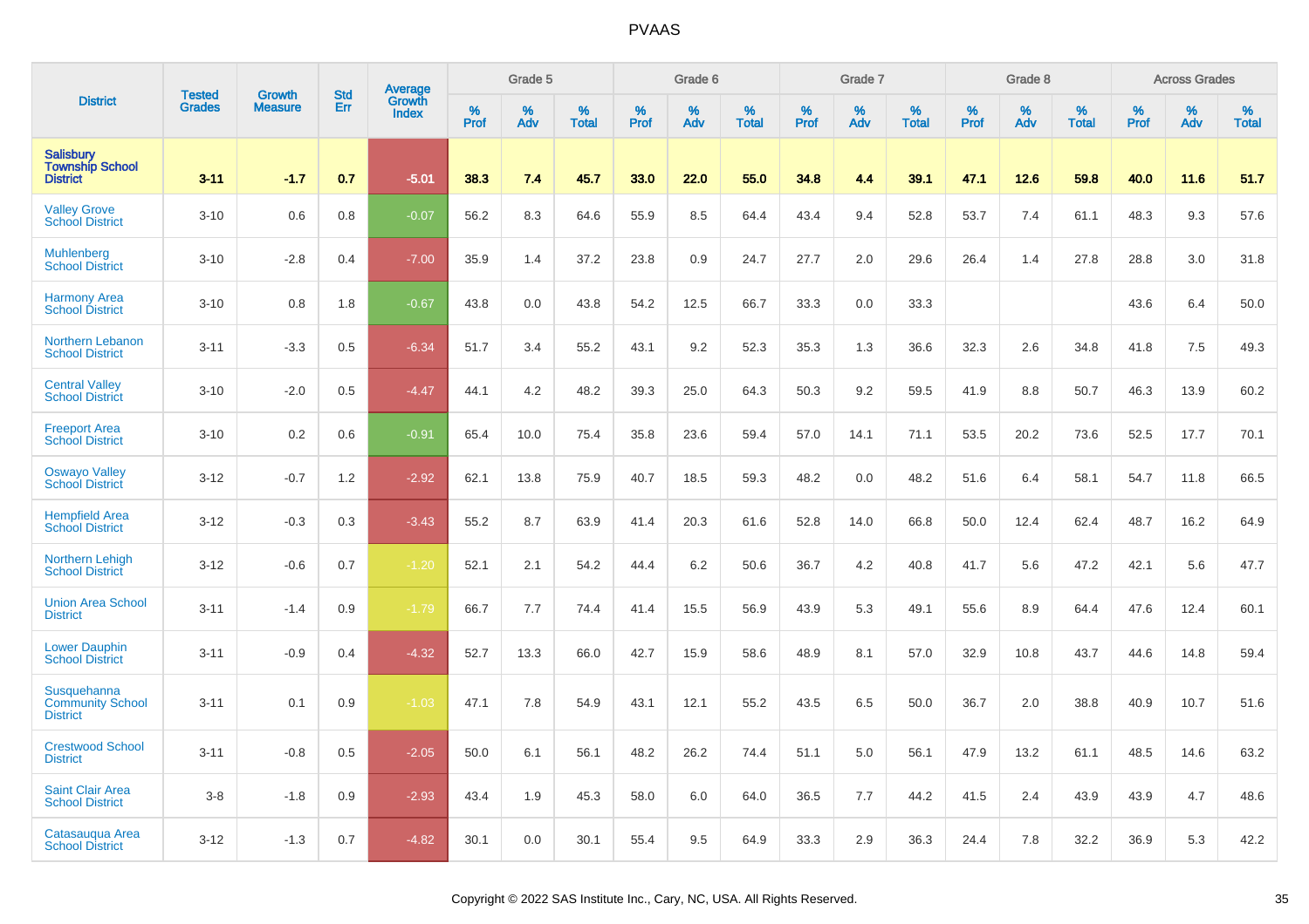# PVAAS

| District | Tested Grades | Growth Measure | Std Err | Average Growth Index | Grade 5 | | | Grade 6 | | | Grade 7 | | | Grade 8 | | | Across Grades | | |
|---|---|---|---|---|---|---|---|---|---|---|---|---|---|---|---|---|---|---|---|
| | | | | | % Prof | % Adv | % Total | % Prof | % Adv | % Total | % Prof | % Adv | % Total | % Prof | % Adv | % Total | % Prof | % Adv | % Total |
| **Salisbury Township School District** | **3-11** | **-1.7** | **0.7** | **-5.01** | **38.3** | **7.4** | **45.7** | **33.0** | **22.0** | **55.0** | **34.8** | **4.4** | **39.1** | **47.1** | **12.6** | **59.8** | **40.0** | **11.6** | **51.7** |
| Valley Grove School District | 3-10 | 0.6 | 0.8 | -0.07 | 56.2 | 8.3 | 64.6 | 55.9 | 8.5 | 64.4 | 43.4 | 9.4 | 52.8 | 53.7 | 7.4 | 61.1 | 48.3 | 9.3 | 57.6 |
| Muhlenberg School District | 3-10 | -2.8 | 0.4 | -7.00 | 35.9 | 1.4 | 37.2 | 23.8 | 0.9 | 24.7 | 27.7 | 2.0 | 29.6 | 26.4 | 1.4 | 27.8 | 28.8 | 3.0 | 31.8 |
| Harmony Area School District | 3-10 | 0.8 | 1.8 | -0.67 | 43.8 | 0.0 | 43.8 | 54.2 | 12.5 | 66.7 | 33.3 | 0.0 | 33.3 | | | | 43.6 | 6.4 | 50.0 |
| Northern Lebanon School District | 3-11 | -3.3 | 0.5 | -6.34 | 51.7 | 3.4 | 55.2 | 43.1 | 9.2 | 52.3 | 35.3 | 1.3 | 36.6 | 32.3 | 2.6 | 34.8 | 41.8 | 7.5 | 49.3 |
| Central Valley School District | 3-10 | -2.0 | 0.5 | -4.47 | 44.1 | 4.2 | 48.2 | 39.3 | 25.0 | 64.3 | 50.3 | 9.2 | 59.5 | 41.9 | 8.8 | 50.7 | 46.3 | 13.9 | 60.2 |
| Freeport Area School District | 3-10 | 0.2 | 0.6 | -0.91 | 65.4 | 10.0 | 75.4 | 35.8 | 23.6 | 59.4 | 57.0 | 14.1 | 71.1 | 53.5 | 20.2 | 73.6 | 52.5 | 17.7 | 70.1 |
| Oswayo Valley School District | 3-12 | -0.7 | 1.2 | -2.92 | 62.1 | 13.8 | 75.9 | 40.7 | 18.5 | 59.3 | 48.2 | 0.0 | 48.2 | 51.6 | 6.4 | 58.1 | 54.7 | 11.8 | 66.5 |
| Hempfield Area School District | 3-12 | -0.3 | 0.3 | -3.43 | 55.2 | 8.7 | 63.9 | 41.4 | 20.3 | 61.6 | 52.8 | 14.0 | 66.8 | 50.0 | 12.4 | 62.4 | 48.7 | 16.2 | 64.9 |
| Northern Lehigh School District | 3-12 | -0.6 | 0.7 | -1.20 | 52.1 | 2.1 | 54.2 | 44.4 | 6.2 | 50.6 | 36.7 | 4.2 | 40.8 | 41.7 | 5.6 | 47.2 | 42.1 | 5.6 | 47.7 |
| Union Area School District | 3-11 | -1.4 | 0.9 | -1.79 | 66.7 | 7.7 | 74.4 | 41.4 | 15.5 | 56.9 | 43.9 | 5.3 | 49.1 | 55.6 | 8.9 | 64.4 | 47.6 | 12.4 | 60.1 |
| Lower Dauphin School District | 3-11 | -0.9 | 0.4 | -4.32 | 52.7 | 13.3 | 66.0 | 42.7 | 15.9 | 58.6 | 48.9 | 8.1 | 57.0 | 32.9 | 10.8 | 43.7 | 44.6 | 14.8 | 59.4 |
| Susquehanna Community School District | 3-11 | 0.1 | 0.9 | -1.03 | 47.1 | 7.8 | 54.9 | 43.1 | 12.1 | 55.2 | 43.5 | 6.5 | 50.0 | 36.7 | 2.0 | 38.8 | 40.9 | 10.7 | 51.6 |
| Crestwood School District | 3-11 | -0.8 | 0.5 | -2.05 | 50.0 | 6.1 | 56.1 | 48.2 | 26.2 | 74.4 | 51.1 | 5.0 | 56.1 | 47.9 | 13.2 | 61.1 | 48.5 | 14.6 | 63.2 |
| Saint Clair Area School District | 3-8 | -1.8 | 0.9 | -2.93 | 43.4 | 1.9 | 45.3 | 58.0 | 6.0 | 64.0 | 36.5 | 7.7 | 44.2 | 41.5 | 2.4 | 43.9 | 43.9 | 4.7 | 48.6 |
| Catasauqua Area School District | 3-12 | -1.3 | 0.7 | -4.82 | 30.1 | 0.0 | 30.1 | 55.4 | 9.5 | 64.9 | 33.3 | 2.9 | 36.3 | 24.4 | 7.8 | 32.2 | 36.9 | 5.3 | 42.2 |

Copyright © 2022 SAS Institute Inc., Cary, NC, USA. All Rights Reserved.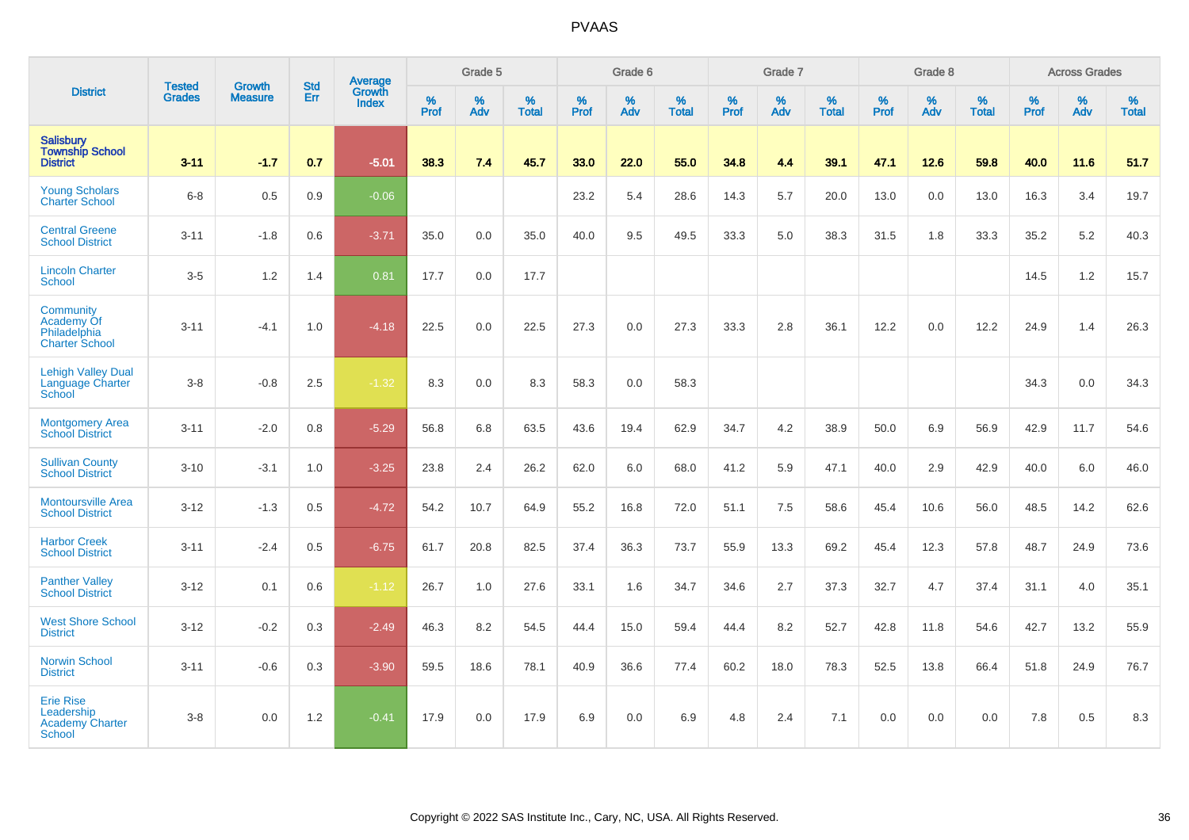# PVAAS

| District | Tested Grades | Growth Measure | Std Err | Average Growth Index | Grade 5 | | | Grade 6 | | | Grade 7 | | | Grade 8 | | | Across Grades | | |
|---|---|---|---|---|---|---|---|---|---|---|---|---|---|---|---|---|---|---|---|
| | | | | | % Prof | % Adv | % Total | % Prof | % Adv | % Total | % Prof | % Adv | % Total | % Prof | % Adv | % Total | % Prof | % Adv | % Total |
| **Salisbury Township School District** | **3-11** | **-1.7** | **0.7** | **-5.01** | **38.3** | **7.4** | **45.7** | **33.0** | **22.0** | **55.0** | **34.8** | **4.4** | **39.1** | **47.1** | **12.6** | **59.8** | **40.0** | **11.6** | **51.7** |
| Young Scholars Charter School | 6-8 | 0.5 | 0.9 | -0.06 | | | | 23.2 | 5.4 | 28.6 | 14.3 | 5.7 | 20.0 | 13.0 | 0.0 | 13.0 | 16.3 | 3.4 | 19.7 |
| Central Greene School District | 3-11 | -1.8 | 0.6 | -3.71 | 35.0 | 0.0 | 35.0 | 40.0 | 9.5 | 49.5 | 33.3 | 5.0 | 38.3 | 31.5 | 1.8 | 33.3 | 35.2 | 5.2 | 40.3 |
| Lincoln Charter School | 3-5 | 1.2 | 1.4 | 0.81 | 17.7 | 0.0 | 17.7 | | | | | | | | | | 14.5 | 1.2 | 15.7 |
| Community Academy Of Philadelphia Charter School | 3-11 | -4.1 | 1.0 | -4.18 | 22.5 | 0.0 | 22.5 | 27.3 | 0.0 | 27.3 | 33.3 | 2.8 | 36.1 | 12.2 | 0.0 | 12.2 | 24.9 | 1.4 | 26.3 |
| Lehigh Valley Dual Language Charter School | 3-8 | -0.8 | 2.5 | -1.32 | 8.3 | 0.0 | 8.3 | 58.3 | 0.0 | 58.3 | | | | | | | 34.3 | 0.0 | 34.3 |
| Montgomery Area School District | 3-11 | -2.0 | 0.8 | -5.29 | 56.8 | 6.8 | 63.5 | 43.6 | 19.4 | 62.9 | 34.7 | 4.2 | 38.9 | 50.0 | 6.9 | 56.9 | 42.9 | 11.7 | 54.6 |
| Sullivan County School District | 3-10 | -3.1 | 1.0 | -3.25 | 23.8 | 2.4 | 26.2 | 62.0 | 6.0 | 68.0 | 41.2 | 5.9 | 47.1 | 40.0 | 2.9 | 42.9 | 40.0 | 6.0 | 46.0 |
| Montoursville Area School District | 3-12 | -1.3 | 0.5 | -4.72 | 54.2 | 10.7 | 64.9 | 55.2 | 16.8 | 72.0 | 51.1 | 7.5 | 58.6 | 45.4 | 10.6 | 56.0 | 48.5 | 14.2 | 62.6 |
| Harbor Creek School District | 3-11 | -2.4 | 0.5 | -6.75 | 61.7 | 20.8 | 82.5 | 37.4 | 36.3 | 73.7 | 55.9 | 13.3 | 69.2 | 45.4 | 12.3 | 57.8 | 48.7 | 24.9 | 73.6 |
| Panther Valley School District | 3-12 | 0.1 | 0.6 | -1.12 | 26.7 | 1.0 | 27.6 | 33.1 | 1.6 | 34.7 | 34.6 | 2.7 | 37.3 | 32.7 | 4.7 | 37.4 | 31.1 | 4.0 | 35.1 |
| West Shore School District | 3-12 | -0.2 | 0.3 | -2.49 | 46.3 | 8.2 | 54.5 | 44.4 | 15.0 | 59.4 | 44.4 | 8.2 | 52.7 | 42.8 | 11.8 | 54.6 | 42.7 | 13.2 | 55.9 |
| Norwin School District | 3-11 | -0.6 | 0.3 | -3.90 | 59.5 | 18.6 | 78.1 | 40.9 | 36.6 | 77.4 | 60.2 | 18.0 | 78.3 | 52.5 | 13.8 | 66.4 | 51.8 | 24.9 | 76.7 |
| Erie Rise Leadership Academy Charter School | 3-8 | 0.0 | 1.2 | -0.41 | 17.9 | 0.0 | 17.9 | 6.9 | 0.0 | 6.9 | 4.8 | 2.4 | 7.1 | 0.0 | 0.0 | 0.0 | 7.8 | 0.5 | 8.3 |

Copyright © 2022 SAS Institute Inc., Cary, NC, USA. All Rights Reserved.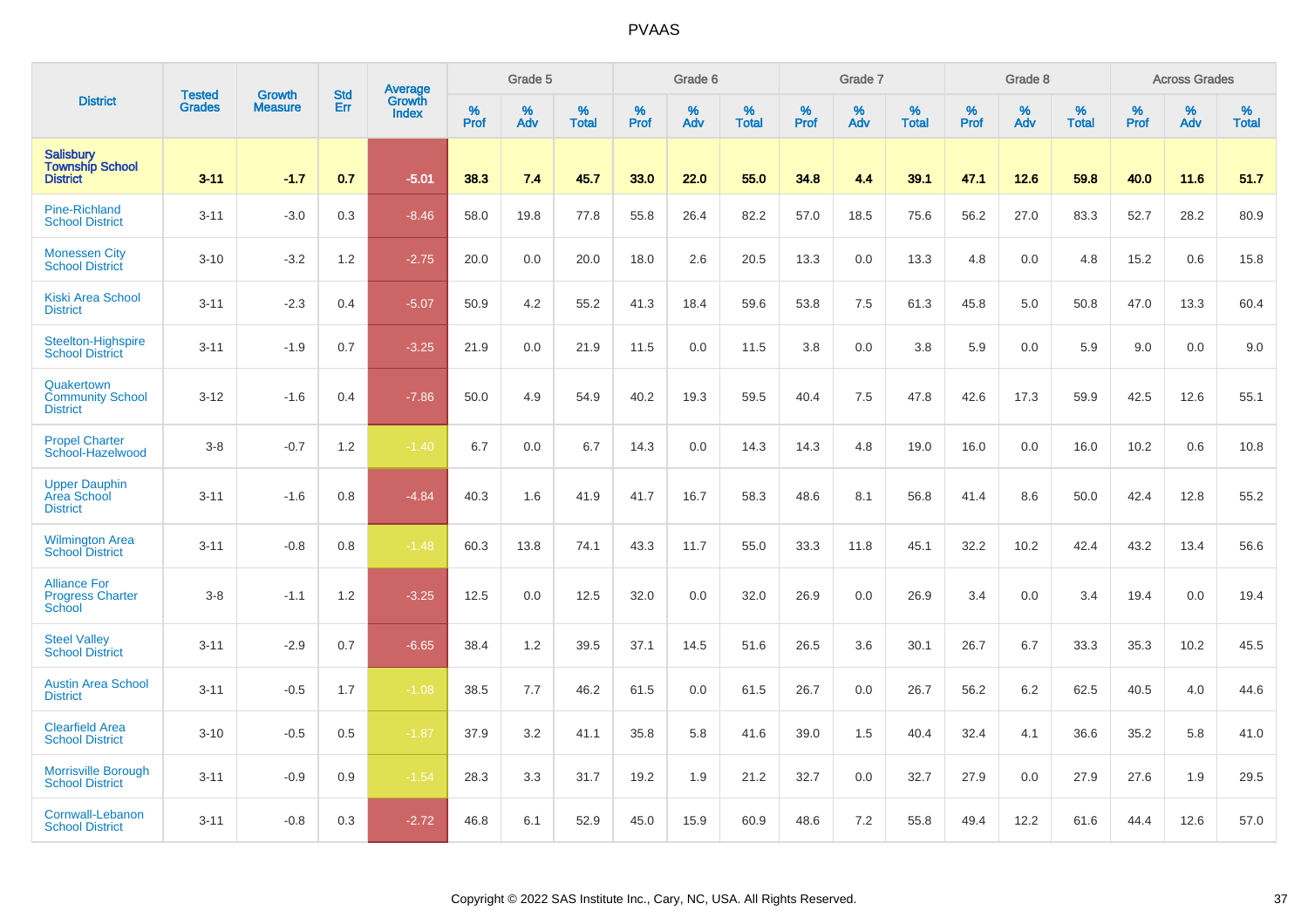| District | Tested Grades | Growth Measure | Std Err | Average Growth Index | Grade 5 | | | Grade 6 | | | Grade 7 | | | Grade 8 | | | Across Grades | | |
|---|---|---|---|---|---|---|---|---|---|---|---|---|---|---|---|---|---|---|---|
| | | | | | % Prof | % Adv | % Total | % Prof | % Adv | % Total | % Prof | % Adv | % Total | % Prof | % Adv | % Total | % Prof | % Adv | % Total |
| **Salisbury Township School District** | **3-11** | **-1.7** | **0.7** | **-5.01** | **38.3** | **7.4** | **45.7** | **33.0** | **22.0** | **55.0** | **34.8** | **4.4** | **39.1** | **47.1** | **12.6** | **59.8** | **40.0** | **11.6** | **51.7** |
| Pine-Richland School District | 3-11 | -3.0 | 0.3 | -8.46 | 58.0 | 19.8 | 77.8 | 55.8 | 26.4 | 82.2 | 57.0 | 18.5 | 75.6 | 56.2 | 27.0 | 83.3 | 52.7 | 28.2 | 80.9 |
| Monessen City School District | 3-10 | -3.2 | 1.2 | -2.75 | 20.0 | 0.0 | 20.0 | 18.0 | 2.6 | 20.5 | 13.3 | 0.0 | 13.3 | 4.8 | 0.0 | 4.8 | 15.2 | 0.6 | 15.8 |
| Kiski Area School District | 3-11 | -2.3 | 0.4 | -5.07 | 50.9 | 4.2 | 55.2 | 41.3 | 18.4 | 59.6 | 53.8 | 7.5 | 61.3 | 45.8 | 5.0 | 50.8 | 47.0 | 13.3 | 60.4 |
| Steelton-Highspire School District | 3-11 | -1.9 | 0.7 | -3.25 | 21.9 | 0.0 | 21.9 | 11.5 | 0.0 | 11.5 | 3.8 | 0.0 | 3.8 | 5.9 | 0.0 | 5.9 | 9.0 | 0.0 | 9.0 |
| Quakertown Community School District | 3-12 | -1.6 | 0.4 | -7.86 | 50.0 | 4.9 | 54.9 | 40.2 | 19.3 | 59.5 | 40.4 | 7.5 | 47.8 | 42.6 | 17.3 | 59.9 | 42.5 | 12.6 | 55.1 |
| Propel Charter School-Hazelwood | 3-8 | -0.7 | 1.2 | -1.40 | 6.7 | 0.0 | 6.7 | 14.3 | 0.0 | 14.3 | 14.3 | 4.8 | 19.0 | 16.0 | 0.0 | 16.0 | 10.2 | 0.6 | 10.8 |
| Upper Dauphin Area School District | 3-11 | -1.6 | 0.8 | -4.84 | 40.3 | 1.6 | 41.9 | 41.7 | 16.7 | 58.3 | 48.6 | 8.1 | 56.8 | 41.4 | 8.6 | 50.0 | 42.4 | 12.8 | 55.2 |
| Wilmington Area School District | 3-11 | -0.8 | 0.8 | -1.48 | 60.3 | 13.8 | 74.1 | 43.3 | 11.7 | 55.0 | 33.3 | 11.8 | 45.1 | 32.2 | 10.2 | 42.4 | 43.2 | 13.4 | 56.6 |
| Alliance For Progress Charter School | 3-8 | -1.1 | 1.2 | -3.25 | 12.5 | 0.0 | 12.5 | 32.0 | 0.0 | 32.0 | 26.9 | 0.0 | 26.9 | 3.4 | 0.0 | 3.4 | 19.4 | 0.0 | 19.4 |
| Steel Valley School District | 3-11 | -2.9 | 0.7 | -6.65 | 38.4 | 1.2 | 39.5 | 37.1 | 14.5 | 51.6 | 26.5 | 3.6 | 30.1 | 26.7 | 6.7 | 33.3 | 35.3 | 10.2 | 45.5 |
| Austin Area School District | 3-11 | -0.5 | 1.7 | -1.08 | 38.5 | 7.7 | 46.2 | 61.5 | 0.0 | 61.5 | 26.7 | 0.0 | 26.7 | 56.2 | 6.2 | 62.5 | 40.5 | 4.0 | 44.6 |
| Clearfield Area School District | 3-10 | -0.5 | 0.5 | -1.87 | 37.9 | 3.2 | 41.1 | 35.8 | 5.8 | 41.6 | 39.0 | 1.5 | 40.4 | 32.4 | 4.1 | 36.6 | 35.2 | 5.8 | 41.0 |
| Morrisville Borough School District | 3-11 | -0.9 | 0.9 | -1.54 | 28.3 | 3.3 | 31.7 | 19.2 | 1.9 | 21.2 | 32.7 | 0.0 | 32.7 | 27.9 | 0.0 | 27.9 | 27.6 | 1.9 | 29.5 |
| Cornwall-Lebanon School District | 3-11 | -0.8 | 0.3 | -2.72 | 46.8 | 6.1 | 52.9 | 45.0 | 15.9 | 60.9 | 48.6 | 7.2 | 55.8 | 49.4 | 12.2 | 61.6 | 44.4 | 12.6 | 57.0 |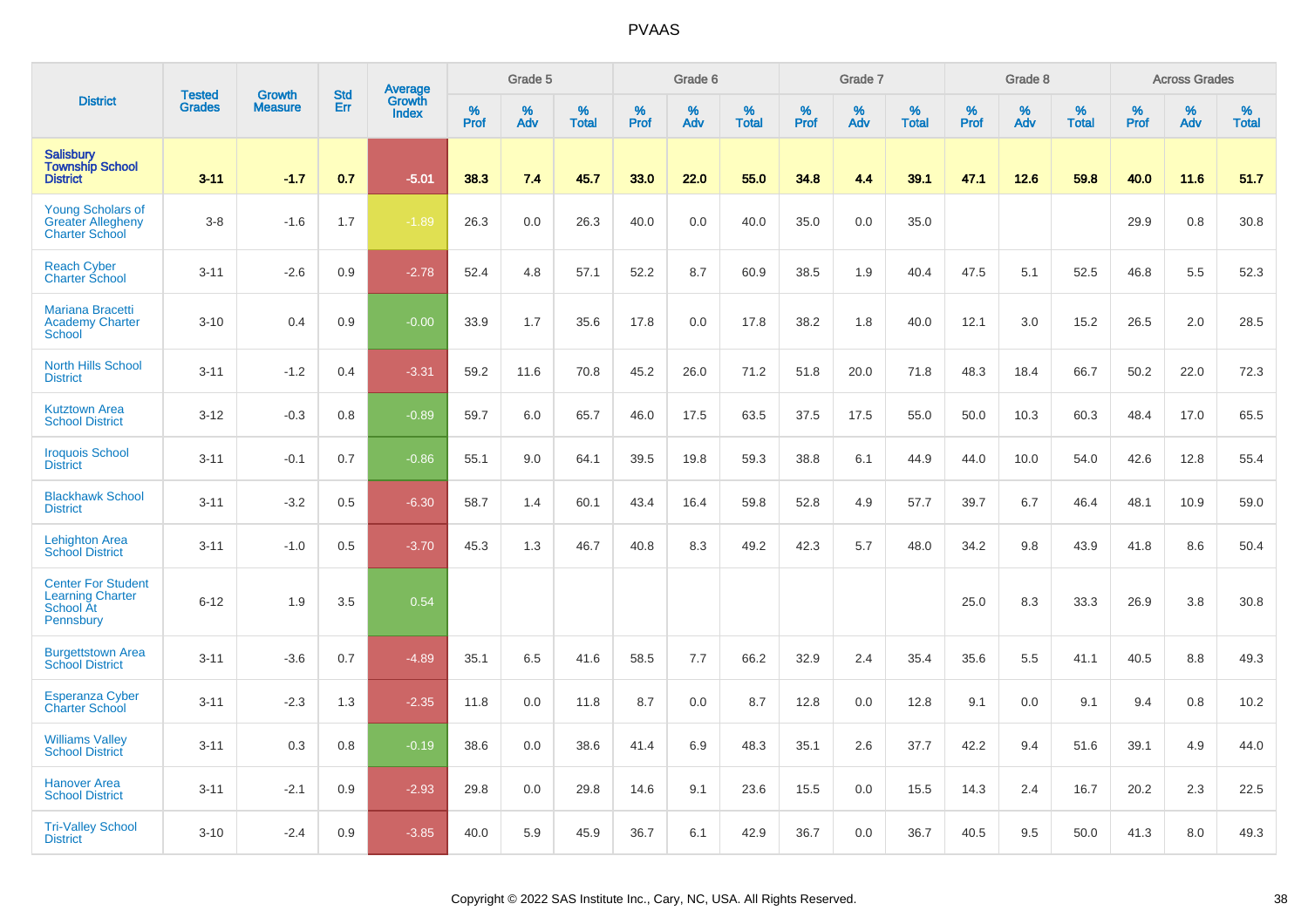| District | Tested Grades | Growth Measure | Std Err | Average Growth Index | Grade 5 | | | Grade 6 | | | Grade 7 | | | Grade 8 | | | Across Grades | | |
|---|---|---|---|---|---|---|---|---|---|---|---|---|---|---|---|---|---|---|---|
| | | | | | % Prof | % Adv | % Total | % Prof | % Adv | % Total | % Prof | % Adv | % Total | % Prof | % Adv | % Total | % Prof | % Adv | % Total |
| **Salisbury Township School District** | **3-11** | **-1.7** | **0.7** | **-5.01** | **38.3** | **7.4** | **45.7** | **33.0** | **22.0** | **55.0** | **34.8** | **4.4** | **39.1** | **47.1** | **12.6** | **59.8** | **40.0** | **11.6** | **51.7** |
| Young Scholars of Greater Allegheny Charter School | 3-8 | -1.6 | 1.7 | -1.89 | 26.3 | 0.0 | 26.3 | 40.0 | 0.0 | 40.0 | 35.0 | 0.0 | 35.0 | | | | 29.9 | 0.8 | 30.8 |
| Reach Cyber Charter School | 3-11 | -2.6 | 0.9 | -2.78 | 52.4 | 4.8 | 57.1 | 52.2 | 8.7 | 60.9 | 38.5 | 1.9 | 40.4 | 47.5 | 5.1 | 52.5 | 46.8 | 5.5 | 52.3 |
| Mariana Bracetti Academy Charter School | 3-10 | 0.4 | 0.9 | -0.00 | 33.9 | 1.7 | 35.6 | 17.8 | 0.0 | 17.8 | 38.2 | 1.8 | 40.0 | 12.1 | 3.0 | 15.2 | 26.5 | 2.0 | 28.5 |
| North Hills School District | 3-11 | -1.2 | 0.4 | -3.31 | 59.2 | 11.6 | 70.8 | 45.2 | 26.0 | 71.2 | 51.8 | 20.0 | 71.8 | 48.3 | 18.4 | 66.7 | 50.2 | 22.0 | 72.3 |
| Kutztown Area School District | 3-12 | -0.3 | 0.8 | -0.89 | 59.7 | 6.0 | 65.7 | 46.0 | 17.5 | 63.5 | 37.5 | 17.5 | 55.0 | 50.0 | 10.3 | 60.3 | 48.4 | 17.0 | 65.5 |
| Iroquois School District | 3-11 | -0.1 | 0.7 | -0.86 | 55.1 | 9.0 | 64.1 | 39.5 | 19.8 | 59.3 | 38.8 | 6.1 | 44.9 | 44.0 | 10.0 | 54.0 | 42.6 | 12.8 | 55.4 |
| Blackhawk School District | 3-11 | -3.2 | 0.5 | -6.30 | 58.7 | 1.4 | 60.1 | 43.4 | 16.4 | 59.8 | 52.8 | 4.9 | 57.7 | 39.7 | 6.7 | 46.4 | 48.1 | 10.9 | 59.0 |
| Lehighton Area School District | 3-11 | -1.0 | 0.5 | -3.70 | 45.3 | 1.3 | 46.7 | 40.8 | 8.3 | 49.2 | 42.3 | 5.7 | 48.0 | 34.2 | 9.8 | 43.9 | 41.8 | 8.6 | 50.4 |
| Center For Student Learning Charter School At Pennsbury | 6-12 | 1.9 | 3.5 | 0.54 | | | | | | | | | | 25.0 | 8.3 | 33.3 | 26.9 | 3.8 | 30.8 |
| Burgettstown Area School District | 3-11 | -3.6 | 0.7 | -4.89 | 35.1 | 6.5 | 41.6 | 58.5 | 7.7 | 66.2 | 32.9 | 2.4 | 35.4 | 35.6 | 5.5 | 41.1 | 40.5 | 8.8 | 49.3 |
| Esperanza Cyber Charter School | 3-11 | -2.3 | 1.3 | -2.35 | 11.8 | 0.0 | 11.8 | 8.7 | 0.0 | 8.7 | 12.8 | 0.0 | 12.8 | 9.1 | 0.0 | 9.1 | 9.4 | 0.8 | 10.2 |
| Williams Valley School District | 3-11 | 0.3 | 0.8 | -0.19 | 38.6 | 0.0 | 38.6 | 41.4 | 6.9 | 48.3 | 35.1 | 2.6 | 37.7 | 42.2 | 9.4 | 51.6 | 39.1 | 4.9 | 44.0 |
| Hanover Area School District | 3-11 | -2.1 | 0.9 | -2.93 | 29.8 | 0.0 | 29.8 | 14.6 | 9.1 | 23.6 | 15.5 | 0.0 | 15.5 | 14.3 | 2.4 | 16.7 | 20.2 | 2.3 | 22.5 |
| Tri-Valley School District | 3-10 | -2.4 | 0.9 | -3.85 | 40.0 | 5.9 | 45.9 | 36.7 | 6.1 | 42.9 | 36.7 | 0.0 | 36.7 | 40.5 | 9.5 | 50.0 | 41.3 | 8.0 | 49.3 |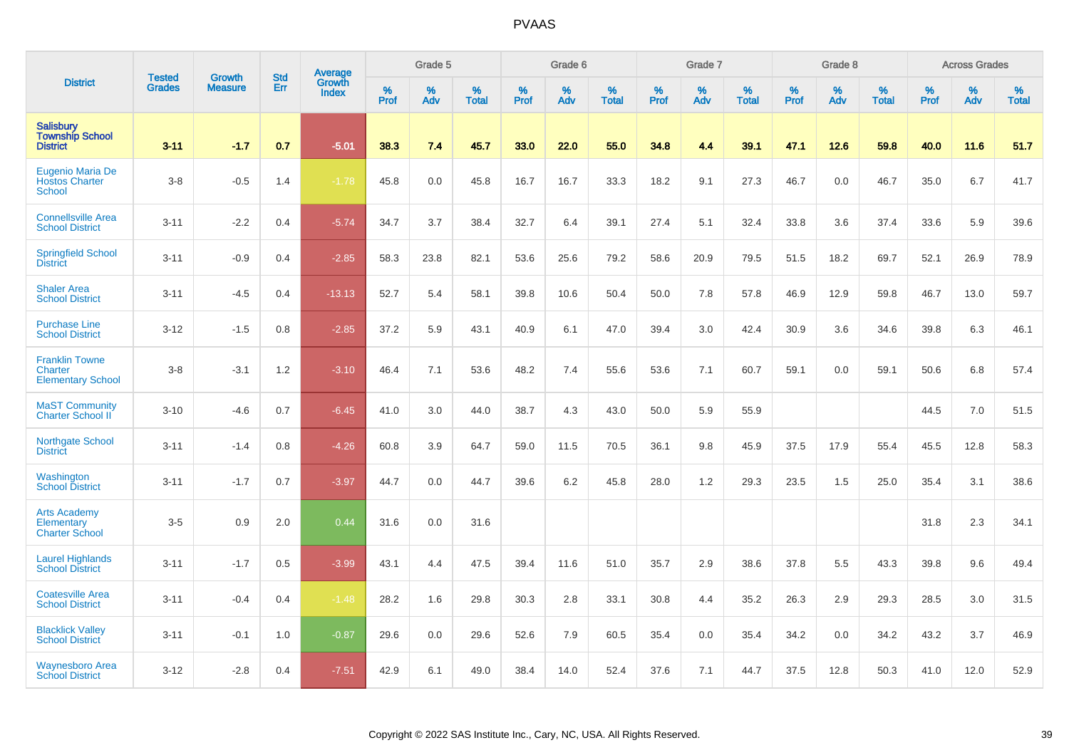| District | Tested Grades | Growth Measure | Std Err | Average Growth Index | Grade 5 | | | Grade 6 | | | Grade 7 | | | Grade 8 | | | Across Grades | | |
|---|---|---|---|---|---|---|---|---|---|---|---|---|---|---|---|---|---|---|---|
| | | | | | % Prof | % Adv | % Total | % Prof | % Adv | % Total | % Prof | % Adv | % Total | % Prof | % Adv | % Total | % Prof | % Adv | % Total |
| **Salisbury Township School District** | **3-11** | **-1.7** | **0.7** | **-5.01** | **38.3** | **7.4** | **45.7** | **33.0** | **22.0** | **55.0** | **34.8** | **4.4** | **39.1** | **47.1** | **12.6** | **59.8** | **40.0** | **11.6** | **51.7** |
| Eugenio Maria De Hostos Charter School | 3-8 | -0.5 | 1.4 | -1.78 | 45.8 | 0.0 | 45.8 | 16.7 | 16.7 | 33.3 | 18.2 | 9.1 | 27.3 | 46.7 | 0.0 | 46.7 | 35.0 | 6.7 | 41.7 |
| Connellsville Area School District | 3-11 | -2.2 | 0.4 | -5.74 | 34.7 | 3.7 | 38.4 | 32.7 | 6.4 | 39.1 | 27.4 | 5.1 | 32.4 | 33.8 | 3.6 | 37.4 | 33.6 | 5.9 | 39.6 |
| Springfield School District | 3-11 | -0.9 | 0.4 | -2.85 | 58.3 | 23.8 | 82.1 | 53.6 | 25.6 | 79.2 | 58.6 | 20.9 | 79.5 | 51.5 | 18.2 | 69.7 | 52.1 | 26.9 | 78.9 |
| Shaler Area School District | 3-11 | -4.5 | 0.4 | -13.13 | 52.7 | 5.4 | 58.1 | 39.8 | 10.6 | 50.4 | 50.0 | 7.8 | 57.8 | 46.9 | 12.9 | 59.8 | 46.7 | 13.0 | 59.7 |
| Purchase Line School District | 3-12 | -1.5 | 0.8 | -2.85 | 37.2 | 5.9 | 43.1 | 40.9 | 6.1 | 47.0 | 39.4 | 3.0 | 42.4 | 30.9 | 3.6 | 34.6 | 39.8 | 6.3 | 46.1 |
| Franklin Towne Charter Elementary School | 3-8 | -3.1 | 1.2 | -3.10 | 46.4 | 7.1 | 53.6 | 48.2 | 7.4 | 55.6 | 53.6 | 7.1 | 60.7 | 59.1 | 0.0 | 59.1 | 50.6 | 6.8 | 57.4 |
| MaST Community Charter School II | 3-10 | -4.6 | 0.7 | -6.45 | 41.0 | 3.0 | 44.0 | 38.7 | 4.3 | 43.0 | 50.0 | 5.9 | 55.9 | | | | 44.5 | 7.0 | 51.5 |
| Northgate School District | 3-11 | -1.4 | 0.8 | -4.26 | 60.8 | 3.9 | 64.7 | 59.0 | 11.5 | 70.5 | 36.1 | 9.8 | 45.9 | 37.5 | 17.9 | 55.4 | 45.5 | 12.8 | 58.3 |
| Washington School District | 3-11 | -1.7 | 0.7 | -3.97 | 44.7 | 0.0 | 44.7 | 39.6 | 6.2 | 45.8 | 28.0 | 1.2 | 29.3 | 23.5 | 1.5 | 25.0 | 35.4 | 3.1 | 38.6 |
| Arts Academy Elementary Charter School | 3-5 | 0.9 | 2.0 | 0.44 | 31.6 | 0.0 | 31.6 | | | | | | | | | | 31.8 | 2.3 | 34.1 |
| Laurel Highlands School District | 3-11 | -1.7 | 0.5 | -3.99 | 43.1 | 4.4 | 47.5 | 39.4 | 11.6 | 51.0 | 35.7 | 2.9 | 38.6 | 37.8 | 5.5 | 43.3 | 39.8 | 9.6 | 49.4 |
| Coatesville Area School District | 3-11 | -0.4 | 0.4 | -1.48 | 28.2 | 1.6 | 29.8 | 30.3 | 2.8 | 33.1 | 30.8 | 4.4 | 35.2 | 26.3 | 2.9 | 29.3 | 28.5 | 3.0 | 31.5 |
| Blacklick Valley School District | 3-11 | -0.1 | 1.0 | -0.87 | 29.6 | 0.0 | 29.6 | 52.6 | 7.9 | 60.5 | 35.4 | 0.0 | 35.4 | 34.2 | 0.0 | 34.2 | 43.2 | 3.7 | 46.9 |
| Waynesboro Area School District | 3-12 | -2.8 | 0.4 | -7.51 | 42.9 | 6.1 | 49.0 | 38.4 | 14.0 | 52.4 | 37.6 | 7.1 | 44.7 | 37.5 | 12.8 | 50.3 | 41.0 | 12.0 | 52.9 |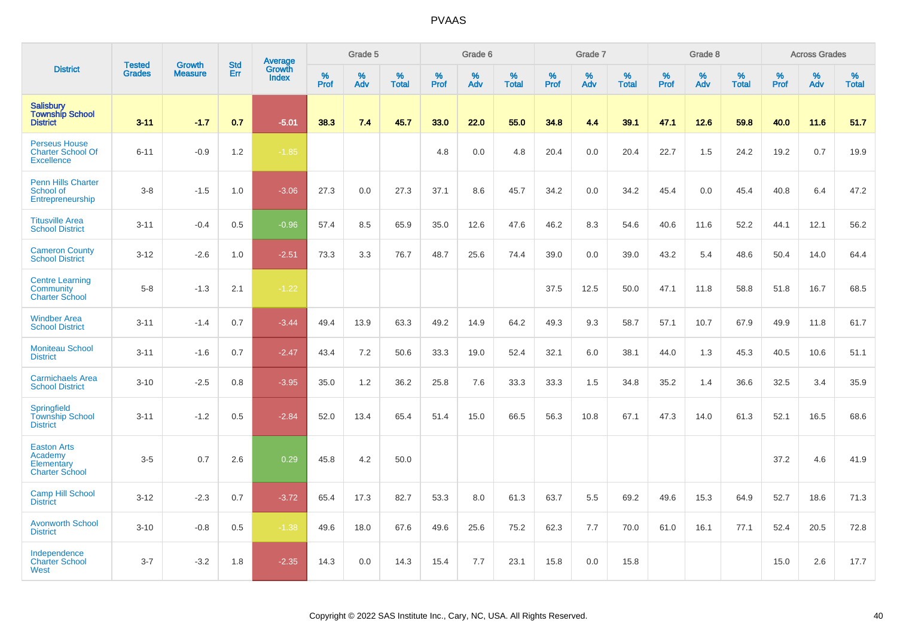# PVAAS

| District | Tested Grades | Growth Measure | Std Err | Average Growth Index | Grade 5 | | | Grade 6 | | | Grade 7 | | | Grade 8 | | | Across Grades | | |
|---|---|---|---|---|---|---|---|---|---|---|---|---|---|---|---|---|---|---|---|
| | | | | | % Prof | % Adv | % Total | % Prof | % Adv | % Total | % Prof | % Adv | % Total | % Prof | % Adv | % Total | % Prof | % Adv | % Total |
| **Salisbury Township School District** | **3-11** | **-1.7** | **0.7** | **-5.01** | **38.3** | **7.4** | **45.7** | **33.0** | **22.0** | **55.0** | **34.8** | **4.4** | **39.1** | **47.1** | **12.6** | **59.8** | **40.0** | **11.6** | **51.7** |
| Perseus House Charter School Of Excellence | 6-11 | -0.9 | 1.2 | -1.85 | | | | 4.8 | 0.0 | 4.8 | 20.4 | 0.0 | 20.4 | 22.7 | 1.5 | 24.2 | 19.2 | 0.7 | 19.9 |
| Penn Hills Charter School of Entrepreneurship | 3-8 | -1.5 | 1.0 | -3.06 | 27.3 | 0.0 | 27.3 | 37.1 | 8.6 | 45.7 | 34.2 | 0.0 | 34.2 | 45.4 | 0.0 | 45.4 | 40.8 | 6.4 | 47.2 |
| Titusville Area School District | 3-11 | -0.4 | 0.5 | -0.96 | 57.4 | 8.5 | 65.9 | 35.0 | 12.6 | 47.6 | 46.2 | 8.3 | 54.6 | 40.6 | 11.6 | 52.2 | 44.1 | 12.1 | 56.2 |
| Cameron County School District | 3-12 | -2.6 | 1.0 | -2.51 | 73.3 | 3.3 | 76.7 | 48.7 | 25.6 | 74.4 | 39.0 | 0.0 | 39.0 | 43.2 | 5.4 | 48.6 | 50.4 | 14.0 | 64.4 |
| Centre Learning Community Charter School | 5-8 | -1.3 | 2.1 | -1.22 | | | | | | | 37.5 | 12.5 | 50.0 | 47.1 | 11.8 | 58.8 | 51.8 | 16.7 | 68.5 |
| Windber Area School District | 3-11 | -1.4 | 0.7 | -3.44 | 49.4 | 13.9 | 63.3 | 49.2 | 14.9 | 64.2 | 49.3 | 9.3 | 58.7 | 57.1 | 10.7 | 67.9 | 49.9 | 11.8 | 61.7 |
| Moniteau School District | 3-11 | -1.6 | 0.7 | -2.47 | 43.4 | 7.2 | 50.6 | 33.3 | 19.0 | 52.4 | 32.1 | 6.0 | 38.1 | 44.0 | 1.3 | 45.3 | 40.5 | 10.6 | 51.1 |
| Carmichaels Area School District | 3-10 | -2.5 | 0.8 | -3.95 | 35.0 | 1.2 | 36.2 | 25.8 | 7.6 | 33.3 | 33.3 | 1.5 | 34.8 | 35.2 | 1.4 | 36.6 | 32.5 | 3.4 | 35.9 |
| Springfield Township School District | 3-11 | -1.2 | 0.5 | -2.84 | 52.0 | 13.4 | 65.4 | 51.4 | 15.0 | 66.5 | 56.3 | 10.8 | 67.1 | 47.3 | 14.0 | 61.3 | 52.1 | 16.5 | 68.6 |
| Easton Arts Academy Elementary Charter School | 3-5 | 0.7 | 2.6 | 0.29 | 45.8 | 4.2 | 50.0 | | | | | | | | | | 37.2 | 4.6 | 41.9 |
| Camp Hill School District | 3-12 | -2.3 | 0.7 | -3.72 | 65.4 | 17.3 | 82.7 | 53.3 | 8.0 | 61.3 | 63.7 | 5.5 | 69.2 | 49.6 | 15.3 | 64.9 | 52.7 | 18.6 | 71.3 |
| Avonworth School District | 3-10 | -0.8 | 0.5 | -1.38 | 49.6 | 18.0 | 67.6 | 49.6 | 25.6 | 75.2 | 62.3 | 7.7 | 70.0 | 61.0 | 16.1 | 77.1 | 52.4 | 20.5 | 72.8 |
| Independence Charter School West | 3-7 | -3.2 | 1.8 | -2.35 | 14.3 | 0.0 | 14.3 | 15.4 | 7.7 | 23.1 | 15.8 | 0.0 | 15.8 | | | | 15.0 | 2.6 | 17.7 |

Copyright © 2022 SAS Institute Inc., Cary, NC, USA. All Rights Reserved.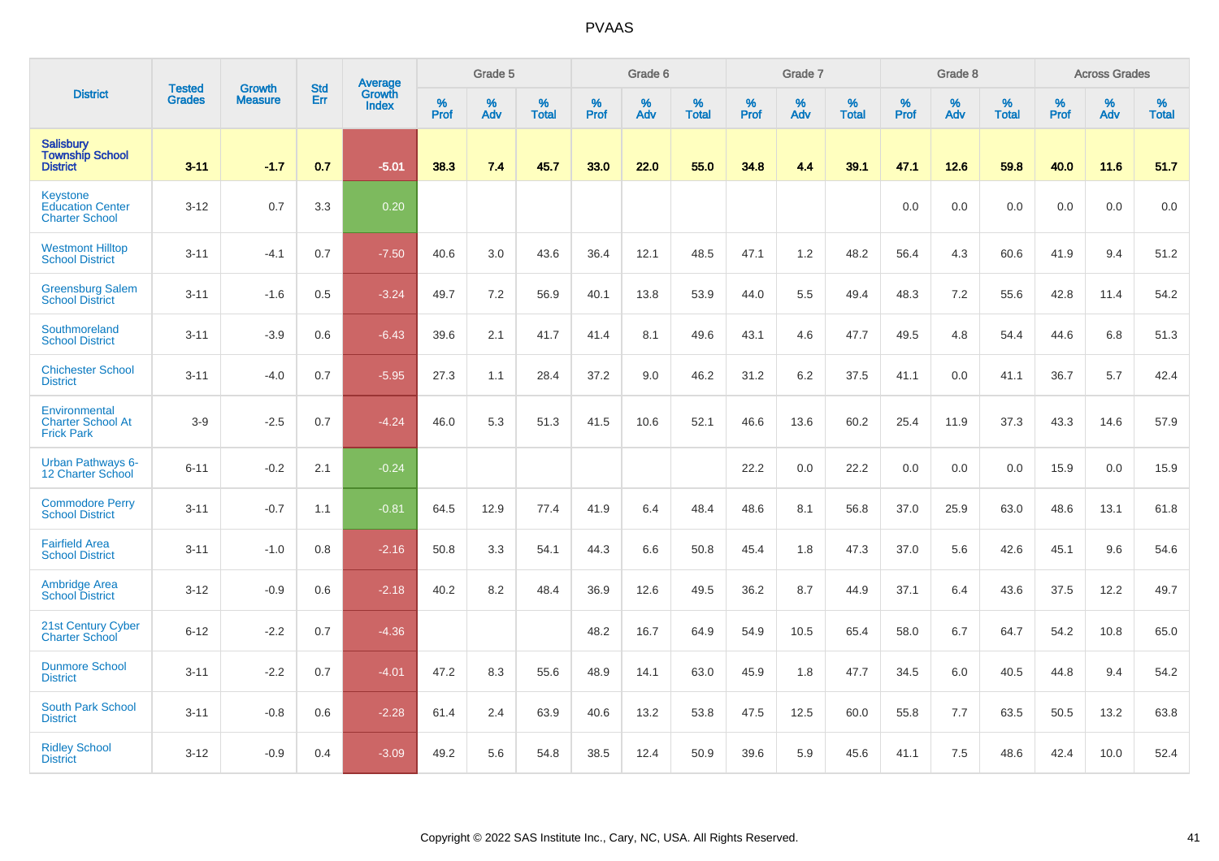# PVAAS

| District | Tested Grades | Growth Measure | Std Err | Average Growth Index | Grade 5 | | | Grade 6 | | | Grade 7 | | | Grade 8 | | | Across Grades | | |
|---|---|---|---|---|---|---|---|---|---|---|---|---|---|---|---|---|---|---|---|
| | | | | | % Prof | % Adv | % Total | % Prof | % Adv | % Total | % Prof | % Adv | % Total | % Prof | % Adv | % Total | % Prof | % Adv | % Total |
| **Salisbury Township School District** | **3-11** | **-1.7** | **0.7** | **-5.01** | **38.3** | **7.4** | **45.7** | **33.0** | **22.0** | **55.0** | **34.8** | **4.4** | **39.1** | **47.1** | **12.6** | **59.8** | **40.0** | **11.6** | **51.7** |
| Keystone Education Center Charter School | 3-12 | 0.7 | 3.3 | 0.20 | | | | | | | | | | 0.0 | 0.0 | 0.0 | 0.0 | 0.0 | 0.0 |
| Westmont Hilltop School District | 3-11 | -4.1 | 0.7 | -7.50 | 40.6 | 3.0 | 43.6 | 36.4 | 12.1 | 48.5 | 47.1 | 1.2 | 48.2 | 56.4 | 4.3 | 60.6 | 41.9 | 9.4 | 51.2 |
| Greensburg Salem School District | 3-11 | -1.6 | 0.5 | -3.24 | 49.7 | 7.2 | 56.9 | 40.1 | 13.8 | 53.9 | 44.0 | 5.5 | 49.4 | 48.3 | 7.2 | 55.6 | 42.8 | 11.4 | 54.2 |
| Southmoreland School District | 3-11 | -3.9 | 0.6 | -6.43 | 39.6 | 2.1 | 41.7 | 41.4 | 8.1 | 49.6 | 43.1 | 4.6 | 47.7 | 49.5 | 4.8 | 54.4 | 44.6 | 6.8 | 51.3 |
| Chichester School District | 3-11 | -4.0 | 0.7 | -5.95 | 27.3 | 1.1 | 28.4 | 37.2 | 9.0 | 46.2 | 31.2 | 6.2 | 37.5 | 41.1 | 0.0 | 41.1 | 36.7 | 5.7 | 42.4 |
| Environmental Charter School At Frick Park | 3-9 | -2.5 | 0.7 | -4.24 | 46.0 | 5.3 | 51.3 | 41.5 | 10.6 | 52.1 | 46.6 | 13.6 | 60.2 | 25.4 | 11.9 | 37.3 | 43.3 | 14.6 | 57.9 |
| Urban Pathways 6-12 Charter School | 6-11 | -0.2 | 2.1 | -0.24 | | | | | | | 22.2 | 0.0 | 22.2 | 0.0 | 0.0 | 0.0 | 15.9 | 0.0 | 15.9 |
| Commodore Perry School District | 3-11 | -0.7 | 1.1 | -0.81 | 64.5 | 12.9 | 77.4 | 41.9 | 6.4 | 48.4 | 48.6 | 8.1 | 56.8 | 37.0 | 25.9 | 63.0 | 48.6 | 13.1 | 61.8 |
| Fairfield Area School District | 3-11 | -1.0 | 0.8 | -2.16 | 50.8 | 3.3 | 54.1 | 44.3 | 6.6 | 50.8 | 45.4 | 1.8 | 47.3 | 37.0 | 5.6 | 42.6 | 45.1 | 9.6 | 54.6 |
| Ambridge Area School District | 3-12 | -0.9 | 0.6 | -2.18 | 40.2 | 8.2 | 48.4 | 36.9 | 12.6 | 49.5 | 36.2 | 8.7 | 44.9 | 37.1 | 6.4 | 43.6 | 37.5 | 12.2 | 49.7 |
| 21st Century Cyber Charter School | 6-12 | -2.2 | 0.7 | -4.36 | | | | 48.2 | 16.7 | 64.9 | 54.9 | 10.5 | 65.4 | 58.0 | 6.7 | 64.7 | 54.2 | 10.8 | 65.0 |
| Dunmore School District | 3-11 | -2.2 | 0.7 | -4.01 | 47.2 | 8.3 | 55.6 | 48.9 | 14.1 | 63.0 | 45.9 | 1.8 | 47.7 | 34.5 | 6.0 | 40.5 | 44.8 | 9.4 | 54.2 |
| South Park School District | 3-11 | -0.8 | 0.6 | -2.28 | 61.4 | 2.4 | 63.9 | 40.6 | 13.2 | 53.8 | 47.5 | 12.5 | 60.0 | 55.8 | 7.7 | 63.5 | 50.5 | 13.2 | 63.8 |
| Ridley School District | 3-12 | -0.9 | 0.4 | -3.09 | 49.2 | 5.6 | 54.8 | 38.5 | 12.4 | 50.9 | 39.6 | 5.9 | 45.6 | 41.1 | 7.5 | 48.6 | 42.4 | 10.0 | 52.4 |

Copyright © 2022 SAS Institute Inc., Cary, NC, USA. All Rights Reserved.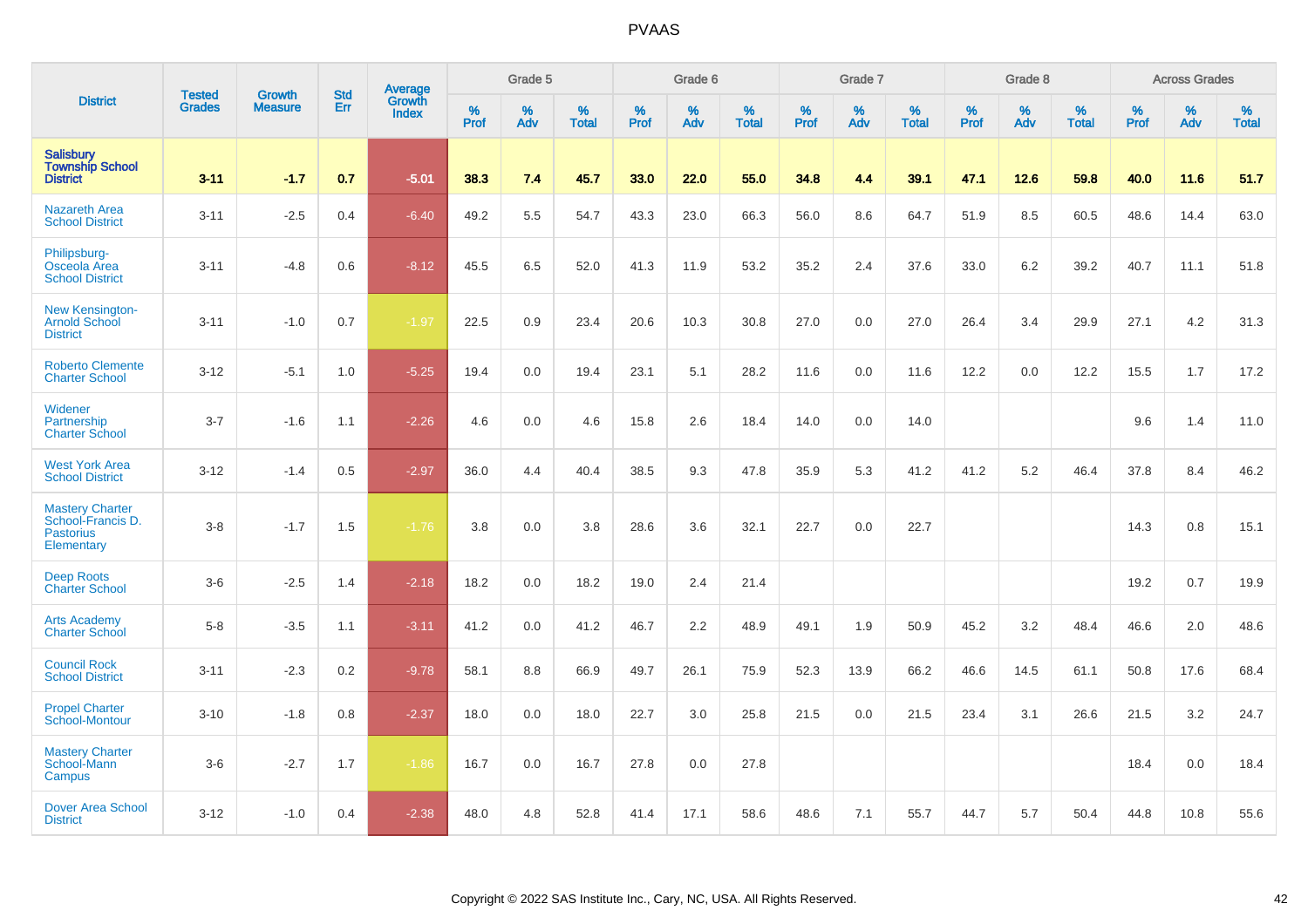| District | Tested Grades | Growth Measure | Std Err | Average Growth Index | Grade 5 | | | Grade 6 | | | Grade 7 | | | Grade 8 | | | Across Grades | | |
|---|---|---|---|---|---|---|---|---|---|---|---|---|---|---|---|---|---|---|---|
| | | | | | % Prof | % Adv | % Total | % Prof | % Adv | % Total | % Prof | % Adv | % Total | % Prof | % Adv | % Total | % Prof | % Adv | % Total |
| **Salisbury Township School District** | **3-11** | **-1.7** | **0.7** | **-5.01** | **38.3** | **7.4** | **45.7** | **33.0** | **22.0** | **55.0** | **34.8** | **4.4** | **39.1** | **47.1** | **12.6** | **59.8** | **40.0** | **11.6** | **51.7** |
| Nazareth Area School District | 3-11 | -2.5 | 0.4 | -6.40 | 49.2 | 5.5 | 54.7 | 43.3 | 23.0 | 66.3 | 56.0 | 8.6 | 64.7 | 51.9 | 8.5 | 60.5 | 48.6 | 14.4 | 63.0 |
| Philipsburg-Osceola Area School District | 3-11 | -4.8 | 0.6 | -8.12 | 45.5 | 6.5 | 52.0 | 41.3 | 11.9 | 53.2 | 35.2 | 2.4 | 37.6 | 33.0 | 6.2 | 39.2 | 40.7 | 11.1 | 51.8 |
| New Kensington-Arnold School District | 3-11 | -1.0 | 0.7 | -1.97 | 22.5 | 0.9 | 23.4 | 20.6 | 10.3 | 30.8 | 27.0 | 0.0 | 27.0 | 26.4 | 3.4 | 29.9 | 27.1 | 4.2 | 31.3 |
| Roberto Clemente Charter School | 3-12 | -5.1 | 1.0 | -5.25 | 19.4 | 0.0 | 19.4 | 23.1 | 5.1 | 28.2 | 11.6 | 0.0 | 11.6 | 12.2 | 0.0 | 12.2 | 15.5 | 1.7 | 17.2 |
| Widener Partnership Charter School | 3-7 | -1.6 | 1.1 | -2.26 | 4.6 | 0.0 | 4.6 | 15.8 | 2.6 | 18.4 | 14.0 | 0.0 | 14.0 | | | | 9.6 | 1.4 | 11.0 |
| West York Area School District | 3-12 | -1.4 | 0.5 | -2.97 | 36.0 | 4.4 | 40.4 | 38.5 | 9.3 | 47.8 | 35.9 | 5.3 | 41.2 | 41.2 | 5.2 | 46.4 | 37.8 | 8.4 | 46.2 |
| Mastery Charter School-Francis D. Pastorius Elementary | 3-8 | -1.7 | 1.5 | -1.76 | 3.8 | 0.0 | 3.8 | 28.6 | 3.6 | 32.1 | 22.7 | 0.0 | 22.7 | | | | 14.3 | 0.8 | 15.1 |
| Deep Roots Charter School | 3-6 | -2.5 | 1.4 | -2.18 | 18.2 | 0.0 | 18.2 | 19.0 | 2.4 | 21.4 | | | | | | | 19.2 | 0.7 | 19.9 |
| Arts Academy Charter School | 5-8 | -3.5 | 1.1 | -3.11 | 41.2 | 0.0 | 41.2 | 46.7 | 2.2 | 48.9 | 49.1 | 1.9 | 50.9 | 45.2 | 3.2 | 48.4 | 46.6 | 2.0 | 48.6 |
| Council Rock School District | 3-11 | -2.3 | 0.2 | -9.78 | 58.1 | 8.8 | 66.9 | 49.7 | 26.1 | 75.9 | 52.3 | 13.9 | 66.2 | 46.6 | 14.5 | 61.1 | 50.8 | 17.6 | 68.4 |
| Propel Charter School-Montour | 3-10 | -1.8 | 0.8 | -2.37 | 18.0 | 0.0 | 18.0 | 22.7 | 3.0 | 25.8 | 21.5 | 0.0 | 21.5 | 23.4 | 3.1 | 26.6 | 21.5 | 3.2 | 24.7 |
| Mastery Charter School-Mann Campus | 3-6 | -2.7 | 1.7 | -1.86 | 16.7 | 0.0 | 16.7 | 27.8 | 0.0 | 27.8 | | | | | | | 18.4 | 0.0 | 18.4 |
| Dover Area School District | 3-12 | -1.0 | 0.4 | -2.38 | 48.0 | 4.8 | 52.8 | 41.4 | 17.1 | 58.6 | 48.6 | 7.1 | 55.7 | 44.7 | 5.7 | 50.4 | 44.8 | 10.8 | 55.6 |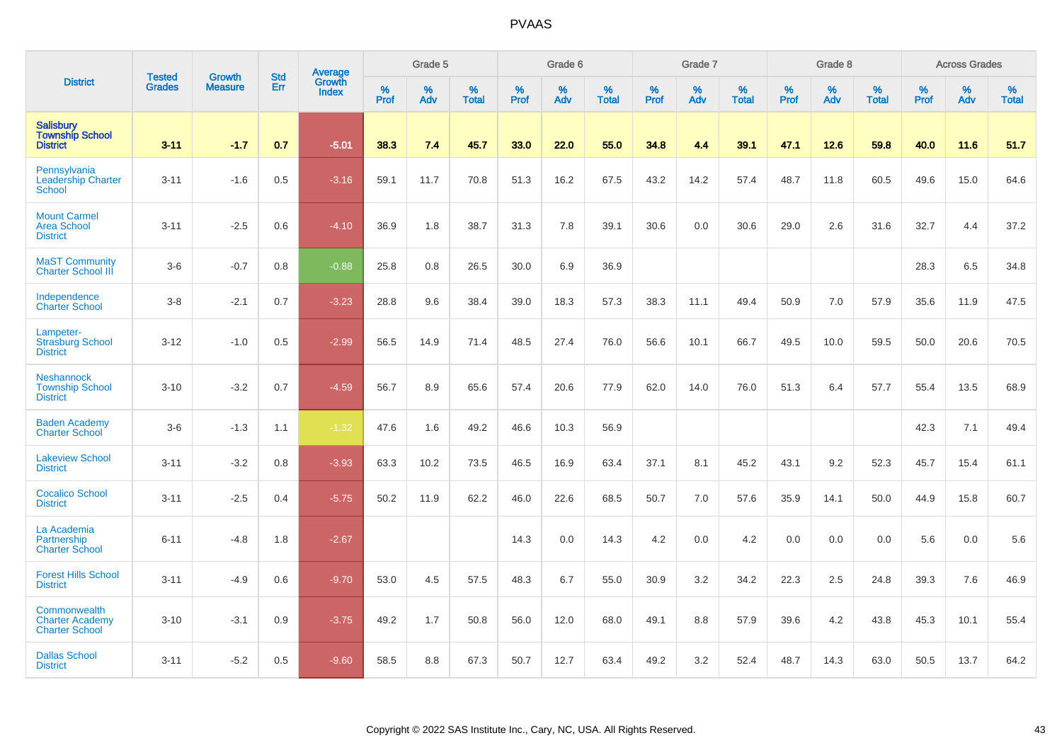# PVAAS

| District | Tested Grades | Growth Measure | Std Err | Average Growth Index | Grade 5 | | | Grade 6 | | | Grade 7 | | | Grade 8 | | | Across Grades | | |
|---|---|---|---|---|---|---|---|---|---|---|---|---|---|---|---|---|---|---|---|
| | | | | | % Prof | % Adv | % Total | % Prof | % Adv | % Total | % Prof | % Adv | % Total | % Prof | % Adv | % Total | % Prof | % Adv | % Total |
| **Salisbury Township School District** | **3-11** | **-1.7** | **0.7** | **-5.01** | **38.3** | **7.4** | **45.7** | **33.0** | **22.0** | **55.0** | **34.8** | **4.4** | **39.1** | **47.1** | **12.6** | **59.8** | **40.0** | **11.6** | **51.7** |
| Pennsylvania Leadership Charter School | 3-11 | -1.6 | 0.5 | -3.16 | 59.1 | 11.7 | 70.8 | 51.3 | 16.2 | 67.5 | 43.2 | 14.2 | 57.4 | 48.7 | 11.8 | 60.5 | 49.6 | 15.0 | 64.6 |
| Mount Carmel Area School District | 3-11 | -2.5 | 0.6 | -4.10 | 36.9 | 1.8 | 38.7 | 31.3 | 7.8 | 39.1 | 30.6 | 0.0 | 30.6 | 29.0 | 2.6 | 31.6 | 32.7 | 4.4 | 37.2 |
| MaST Community Charter School III | 3-6 | -0.7 | 0.8 | -0.88 | 25.8 | 0.8 | 26.5 | 30.0 | 6.9 | 36.9 | | | | | | | 28.3 | 6.5 | 34.8 |
| Independence Charter School | 3-8 | -2.1 | 0.7 | -3.23 | 28.8 | 9.6 | 38.4 | 39.0 | 18.3 | 57.3 | 38.3 | 11.1 | 49.4 | 50.9 | 7.0 | 57.9 | 35.6 | 11.9 | 47.5 |
| Lampeter-Strasburg School District | 3-12 | -1.0 | 0.5 | -2.99 | 56.5 | 14.9 | 71.4 | 48.5 | 27.4 | 76.0 | 56.6 | 10.1 | 66.7 | 49.5 | 10.0 | 59.5 | 50.0 | 20.6 | 70.5 |
| Neshannock Township School District | 3-10 | -3.2 | 0.7 | -4.59 | 56.7 | 8.9 | 65.6 | 57.4 | 20.6 | 77.9 | 62.0 | 14.0 | 76.0 | 51.3 | 6.4 | 57.7 | 55.4 | 13.5 | 68.9 |
| Baden Academy Charter School | 3-6 | -1.3 | 1.1 | -1.32 | 47.6 | 1.6 | 49.2 | 46.6 | 10.3 | 56.9 | | | | | | | 42.3 | 7.1 | 49.4 |
| Lakeview School District | 3-11 | -3.2 | 0.8 | -3.93 | 63.3 | 10.2 | 73.5 | 46.5 | 16.9 | 63.4 | 37.1 | 8.1 | 45.2 | 43.1 | 9.2 | 52.3 | 45.7 | 15.4 | 61.1 |
| Cocalico School District | 3-11 | -2.5 | 0.4 | -5.75 | 50.2 | 11.9 | 62.2 | 46.0 | 22.6 | 68.5 | 50.7 | 7.0 | 57.6 | 35.9 | 14.1 | 50.0 | 44.9 | 15.8 | 60.7 |
| La Academia Partnership Charter School | 6-11 | -4.8 | 1.8 | -2.67 | | | | 14.3 | 0.0 | 14.3 | 4.2 | 0.0 | 4.2 | 0.0 | 0.0 | 0.0 | 5.6 | 0.0 | 5.6 |
| Forest Hills School District | 3-11 | -4.9 | 0.6 | -9.70 | 53.0 | 4.5 | 57.5 | 48.3 | 6.7 | 55.0 | 30.9 | 3.2 | 34.2 | 22.3 | 2.5 | 24.8 | 39.3 | 7.6 | 46.9 |
| Commonwealth Charter Academy Charter School | 3-10 | -3.1 | 0.9 | -3.75 | 49.2 | 1.7 | 50.8 | 56.0 | 12.0 | 68.0 | 49.1 | 8.8 | 57.9 | 39.6 | 4.2 | 43.8 | 45.3 | 10.1 | 55.4 |
| Dallas School District | 3-11 | -5.2 | 0.5 | -9.60 | 58.5 | 8.8 | 67.3 | 50.7 | 12.7 | 63.4 | 49.2 | 3.2 | 52.4 | 48.7 | 14.3 | 63.0 | 50.5 | 13.7 | 64.2 |

Copyright © 2022 SAS Institute Inc., Cary, NC, USA. All Rights Reserved.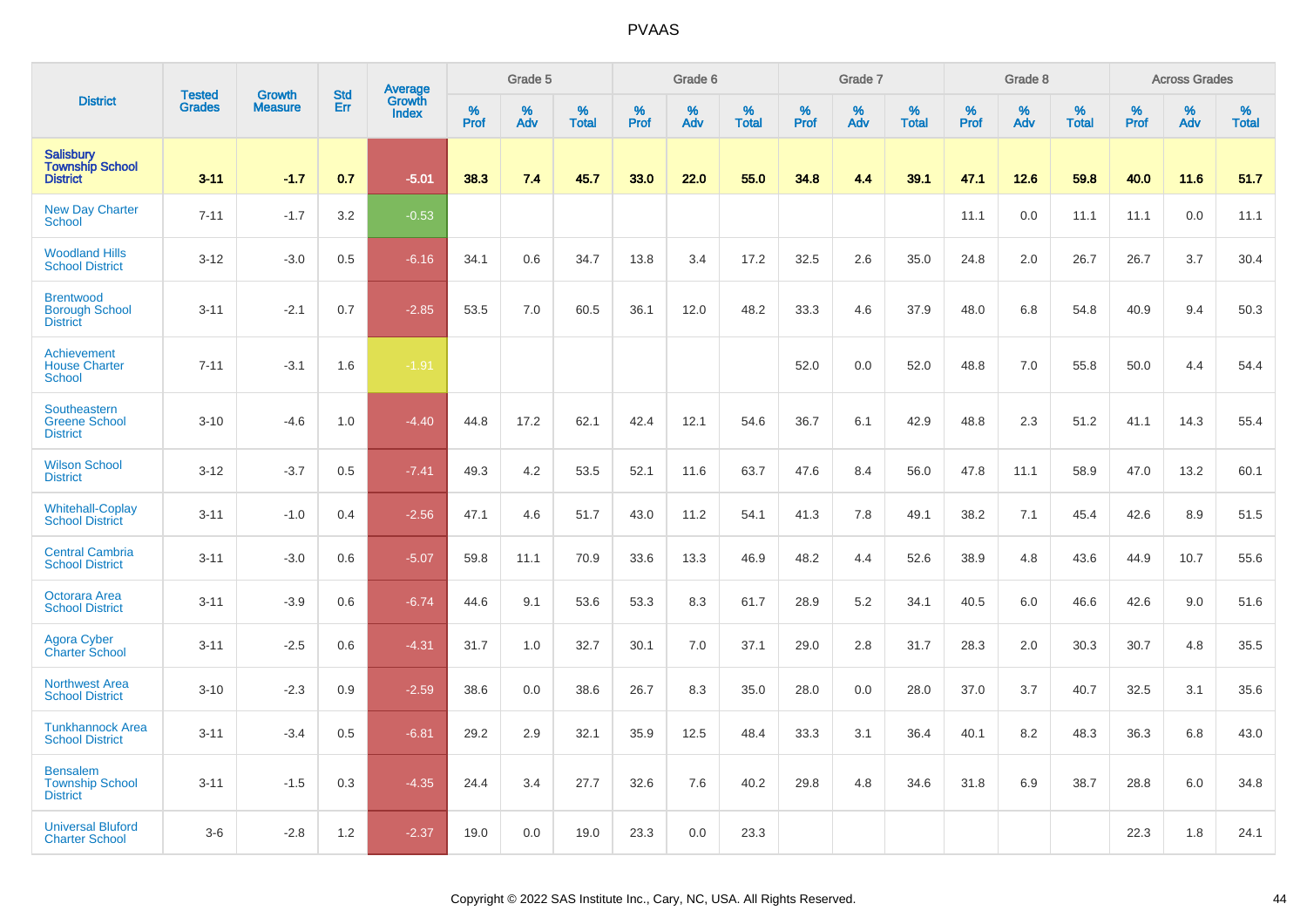# PVAAS

| District | Tested Grades | Growth Measure | Std Err | Average Growth Index | Grade 5 | | | Grade 6 | | | Grade 7 | | | Grade 8 | | | Across Grades | | |
|---|---|---|---|---|---|---|---|---|---|---|---|---|---|---|---|---|---|---|---|
| | | | | | % Prof | % Adv | % Total | % Prof | % Adv | % Total | % Prof | % Adv | % Total | % Prof | % Adv | % Total | % Prof | % Adv | % Total |
| **Salisbury Township School District** | **3-11** | **-1.7** | **0.7** | **-5.01** | **38.3** | **7.4** | **45.7** | **33.0** | **22.0** | **55.0** | **34.8** | **4.4** | **39.1** | **47.1** | **12.6** | **59.8** | **40.0** | **11.6** | **51.7** |
| New Day Charter School | 7-11 | -1.7 | 3.2 | -0.53 | | | | | | | | | | 11.1 | 0.0 | 11.1 | 11.1 | 0.0 | 11.1 |
| Woodland Hills School District | 3-12 | -3.0 | 0.5 | -6.16 | 34.1 | 0.6 | 34.7 | 13.8 | 3.4 | 17.2 | 32.5 | 2.6 | 35.0 | 24.8 | 2.0 | 26.7 | 26.7 | 3.7 | 30.4 |
| Brentwood Borough School District | 3-11 | -2.1 | 0.7 | -2.85 | 53.5 | 7.0 | 60.5 | 36.1 | 12.0 | 48.2 | 33.3 | 4.6 | 37.9 | 48.0 | 6.8 | 54.8 | 40.9 | 9.4 | 50.3 |
| Achievement House Charter School | 7-11 | -3.1 | 1.6 | -1.91 | | | | | | | 52.0 | 0.0 | 52.0 | 48.8 | 7.0 | 55.8 | 50.0 | 4.4 | 54.4 |
| Southeastern Greene School District | 3-10 | -4.6 | 1.0 | -4.40 | 44.8 | 17.2 | 62.1 | 42.4 | 12.1 | 54.6 | 36.7 | 6.1 | 42.9 | 48.8 | 2.3 | 51.2 | 41.1 | 14.3 | 55.4 |
| Wilson School District | 3-12 | -3.7 | 0.5 | -7.41 | 49.3 | 4.2 | 53.5 | 52.1 | 11.6 | 63.7 | 47.6 | 8.4 | 56.0 | 47.8 | 11.1 | 58.9 | 47.0 | 13.2 | 60.1 |
| Whitehall-Coplay School District | 3-11 | -1.0 | 0.4 | -2.56 | 47.1 | 4.6 | 51.7 | 43.0 | 11.2 | 54.1 | 41.3 | 7.8 | 49.1 | 38.2 | 7.1 | 45.4 | 42.6 | 8.9 | 51.5 |
| Central Cambria School District | 3-11 | -3.0 | 0.6 | -5.07 | 59.8 | 11.1 | 70.9 | 33.6 | 13.3 | 46.9 | 48.2 | 4.4 | 52.6 | 38.9 | 4.8 | 43.6 | 44.9 | 10.7 | 55.6 |
| Octorara Area School District | 3-11 | -3.9 | 0.6 | -6.74 | 44.6 | 9.1 | 53.6 | 53.3 | 8.3 | 61.7 | 28.9 | 5.2 | 34.1 | 40.5 | 6.0 | 46.6 | 42.6 | 9.0 | 51.6 |
| Agora Cyber Charter School | 3-11 | -2.5 | 0.6 | -4.31 | 31.7 | 1.0 | 32.7 | 30.1 | 7.0 | 37.1 | 29.0 | 2.8 | 31.7 | 28.3 | 2.0 | 30.3 | 30.7 | 4.8 | 35.5 |
| Northwest Area School District | 3-10 | -2.3 | 0.9 | -2.59 | 38.6 | 0.0 | 38.6 | 26.7 | 8.3 | 35.0 | 28.0 | 0.0 | 28.0 | 37.0 | 3.7 | 40.7 | 32.5 | 3.1 | 35.6 |
| Tunkhannock Area School District | 3-11 | -3.4 | 0.5 | -6.81 | 29.2 | 2.9 | 32.1 | 35.9 | 12.5 | 48.4 | 33.3 | 3.1 | 36.4 | 40.1 | 8.2 | 48.3 | 36.3 | 6.8 | 43.0 |
| Bensalem Township School District | 3-11 | -1.5 | 0.3 | -4.35 | 24.4 | 3.4 | 27.7 | 32.6 | 7.6 | 40.2 | 29.8 | 4.8 | 34.6 | 31.8 | 6.9 | 38.7 | 28.8 | 6.0 | 34.8 |
| Universal Bluford Charter School | 3-6 | -2.8 | 1.2 | -2.37 | 19.0 | 0.0 | 19.0 | 23.3 | 0.0 | 23.3 | | | | | | | 22.3 | 1.8 | 24.1 |

Copyright © 2022 SAS Institute Inc., Cary, NC, USA. All Rights Reserved.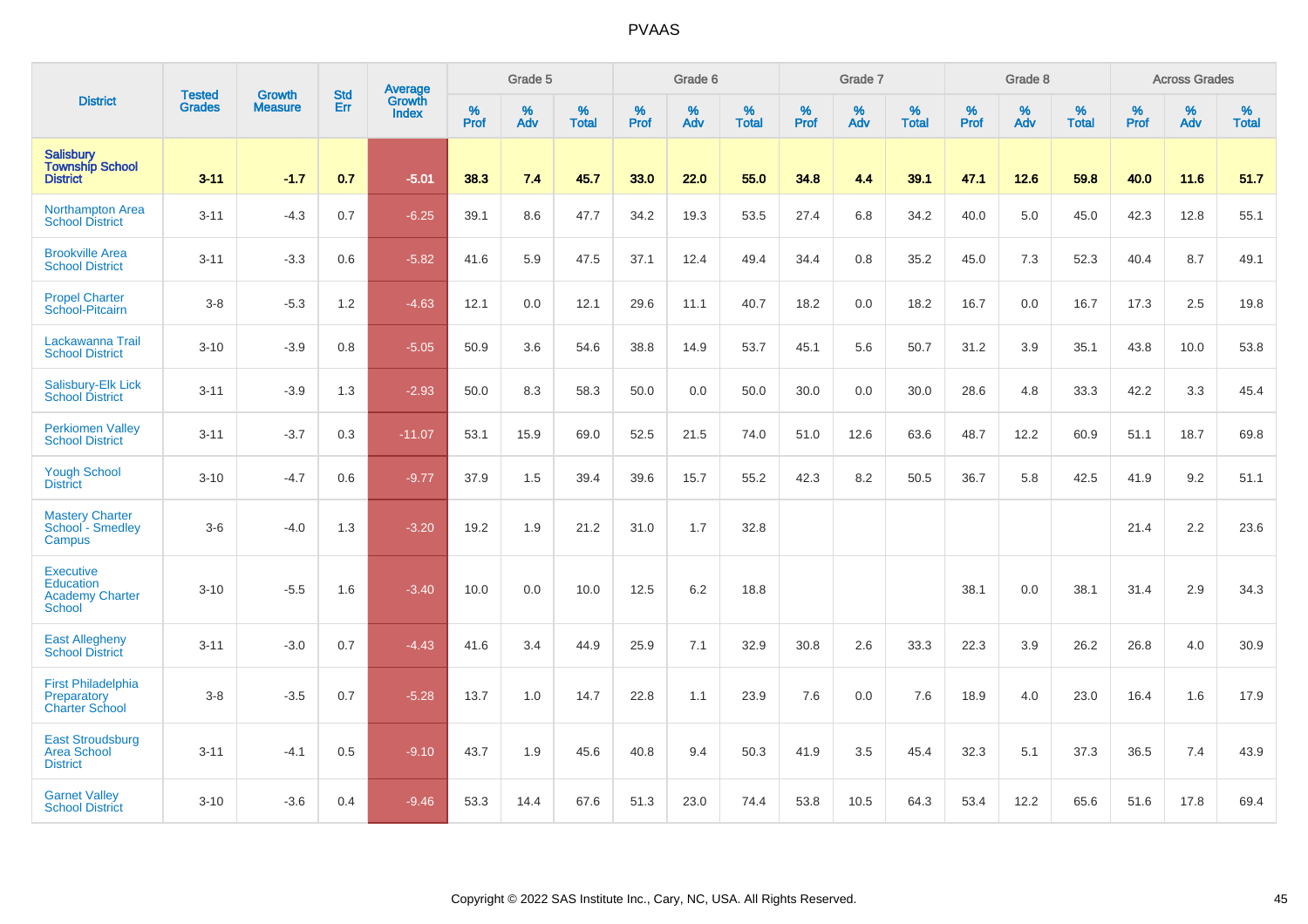PVAAS

| District | Tested Grades | Growth Measure | Std Err | Average Growth Index | Grade 5 | | | Grade 6 | | | Grade 7 | | | Grade 8 | | | Across Grades | | |
|---|---|---|---|---|---|---|---|---|---|---|---|---|---|---|---|---|---|---|---|
| | | | | | % Prof | % Adv | % Total | % Prof | % Adv | % Total | % Prof | % Adv | % Total | % Prof | % Adv | % Total | % Prof | % Adv | % Total |
| **Salisbury Township School District** | **3-11** | **-1.7** | **0.7** | **-5.01** | **38.3** | **7.4** | **45.7** | **33.0** | **22.0** | **55.0** | **34.8** | **4.4** | **39.1** | **47.1** | **12.6** | **59.8** | **40.0** | **11.6** | **51.7** |
| Northampton Area School District | 3-11 | -4.3 | 0.7 | -6.25 | 39.1 | 8.6 | 47.7 | 34.2 | 19.3 | 53.5 | 27.4 | 6.8 | 34.2 | 40.0 | 5.0 | 45.0 | 42.3 | 12.8 | 55.1 |
| Brookville Area School District | 3-11 | -3.3 | 0.6 | -5.82 | 41.6 | 5.9 | 47.5 | 37.1 | 12.4 | 49.4 | 34.4 | 0.8 | 35.2 | 45.0 | 7.3 | 52.3 | 40.4 | 8.7 | 49.1 |
| Propel Charter School-Pitcairn | 3-8 | -5.3 | 1.2 | -4.63 | 12.1 | 0.0 | 12.1 | 29.6 | 11.1 | 40.7 | 18.2 | 0.0 | 18.2 | 16.7 | 0.0 | 16.7 | 17.3 | 2.5 | 19.8 |
| Lackawanna Trail School District | 3-10 | -3.9 | 0.8 | -5.05 | 50.9 | 3.6 | 54.6 | 38.8 | 14.9 | 53.7 | 45.1 | 5.6 | 50.7 | 31.2 | 3.9 | 35.1 | 43.8 | 10.0 | 53.8 |
| Salisbury-Elk Lick School District | 3-11 | -3.9 | 1.3 | -2.93 | 50.0 | 8.3 | 58.3 | 50.0 | 0.0 | 50.0 | 30.0 | 0.0 | 30.0 | 28.6 | 4.8 | 33.3 | 42.2 | 3.3 | 45.4 |
| Perkiomen Valley School District | 3-11 | -3.7 | 0.3 | -11.07 | 53.1 | 15.9 | 69.0 | 52.5 | 21.5 | 74.0 | 51.0 | 12.6 | 63.6 | 48.7 | 12.2 | 60.9 | 51.1 | 18.7 | 69.8 |
| Yough School District | 3-10 | -4.7 | 0.6 | -9.77 | 37.9 | 1.5 | 39.4 | 39.6 | 15.7 | 55.2 | 42.3 | 8.2 | 50.5 | 36.7 | 5.8 | 42.5 | 41.9 | 9.2 | 51.1 |
| Mastery Charter School - Smedley Campus | 3-6 | -4.0 | 1.3 | -3.20 | 19.2 | 1.9 | 21.2 | 31.0 | 1.7 | 32.8 | | | | | | | 21.4 | 2.2 | 23.6 |
| Executive Education Academy Charter School | 3-10 | -5.5 | 1.6 | -3.40 | 10.0 | 0.0 | 10.0 | 12.5 | 6.2 | 18.8 | | | | 38.1 | 0.0 | 38.1 | 31.4 | 2.9 | 34.3 |
| East Allegheny School District | 3-11 | -3.0 | 0.7 | -4.43 | 41.6 | 3.4 | 44.9 | 25.9 | 7.1 | 32.9 | 30.8 | 2.6 | 33.3 | 22.3 | 3.9 | 26.2 | 26.8 | 4.0 | 30.9 |
| First Philadelphia Preparatory Charter School | 3-8 | -3.5 | 0.7 | -5.28 | 13.7 | 1.0 | 14.7 | 22.8 | 1.1 | 23.9 | 7.6 | 0.0 | 7.6 | 18.9 | 4.0 | 23.0 | 16.4 | 1.6 | 17.9 |
| East Stroudsburg Area School District | 3-11 | -4.1 | 0.5 | -9.10 | 43.7 | 1.9 | 45.6 | 40.8 | 9.4 | 50.3 | 41.9 | 3.5 | 45.4 | 32.3 | 5.1 | 37.3 | 36.5 | 7.4 | 43.9 |
| Garnet Valley School District | 3-10 | -3.6 | 0.4 | -9.46 | 53.3 | 14.4 | 67.6 | 51.3 | 23.0 | 74.4 | 53.8 | 10.5 | 64.3 | 53.4 | 12.2 | 65.6 | 51.6 | 17.8 | 69.4 |

Copyright © 2022 SAS Institute Inc., Cary, NC, USA. All Rights Reserved.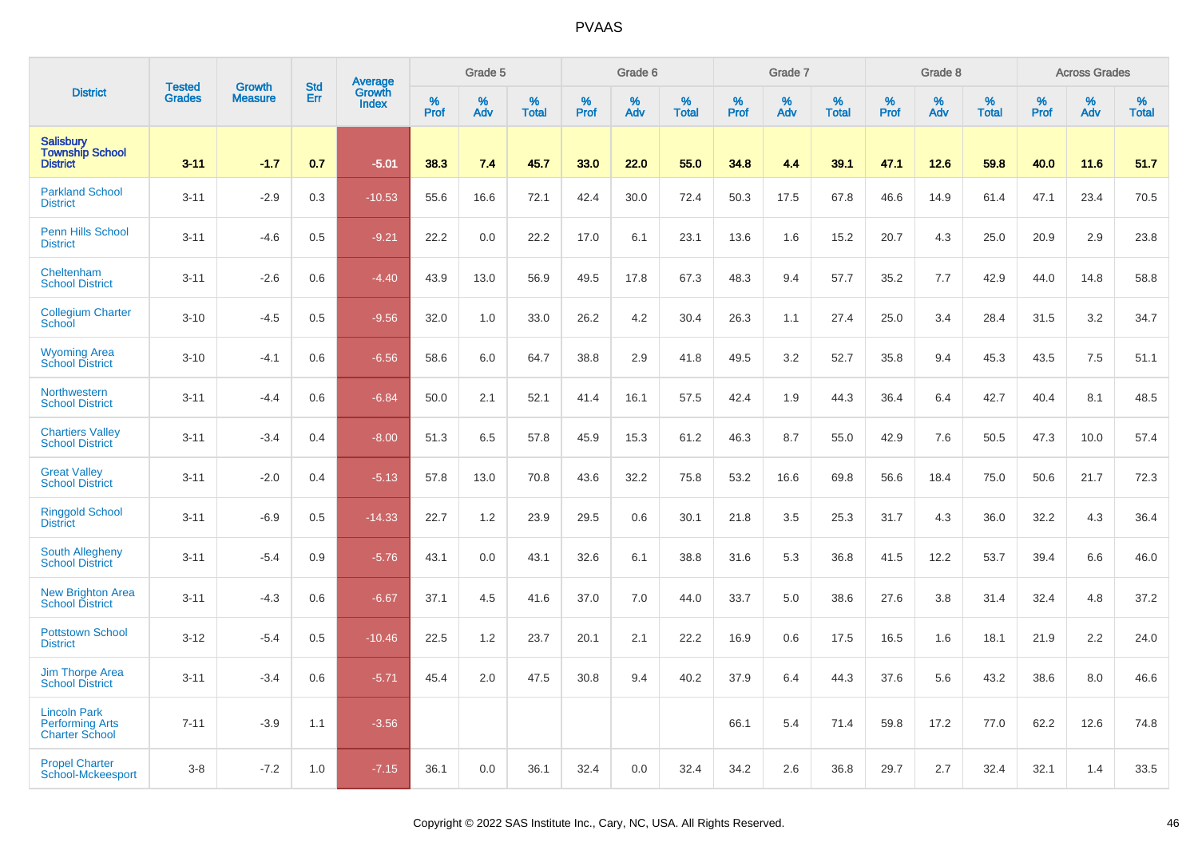# PVAAS

| District | Tested Grades | Growth Measure | Std Err | Average Growth Index | Grade 5 | | | Grade 6 | | | Grade 7 | | | Grade 8 | | | Across Grades | | |
|---|---|---|---|---|---|---|---|---|---|---|---|---|---|---|---|---|---|---|---|
| | | | | | % Prof | % Adv | % Total | % Prof | % Adv | % Total | % Prof | % Adv | % Total | % Prof | % Adv | % Total | % Prof | % Adv | % Total |
| **Salisbury Township School District** | **3-11** | **-1.7** | **0.7** | **-5.01** | **38.3** | **7.4** | **45.7** | **33.0** | **22.0** | **55.0** | **34.8** | **4.4** | **39.1** | **47.1** | **12.6** | **59.8** | **40.0** | **11.6** | **51.7** |
| Parkland School District | 3-11 | -2.9 | 0.3 | -10.53 | 55.6 | 16.6 | 72.1 | 42.4 | 30.0 | 72.4 | 50.3 | 17.5 | 67.8 | 46.6 | 14.9 | 61.4 | 47.1 | 23.4 | 70.5 |
| Penn Hills School District | 3-11 | -4.6 | 0.5 | -9.21 | 22.2 | 0.0 | 22.2 | 17.0 | 6.1 | 23.1 | 13.6 | 1.6 | 15.2 | 20.7 | 4.3 | 25.0 | 20.9 | 2.9 | 23.8 |
| Cheltenham School District | 3-11 | -2.6 | 0.6 | -4.40 | 43.9 | 13.0 | 56.9 | 49.5 | 17.8 | 67.3 | 48.3 | 9.4 | 57.7 | 35.2 | 7.7 | 42.9 | 44.0 | 14.8 | 58.8 |
| Collegium Charter School | 3-10 | -4.5 | 0.5 | -9.56 | 32.0 | 1.0 | 33.0 | 26.2 | 4.2 | 30.4 | 26.3 | 1.1 | 27.4 | 25.0 | 3.4 | 28.4 | 31.5 | 3.2 | 34.7 |
| Wyoming Area School District | 3-10 | -4.1 | 0.6 | -6.56 | 58.6 | 6.0 | 64.7 | 38.8 | 2.9 | 41.8 | 49.5 | 3.2 | 52.7 | 35.8 | 9.4 | 45.3 | 43.5 | 7.5 | 51.1 |
| Northwestern School District | 3-11 | -4.4 | 0.6 | -6.84 | 50.0 | 2.1 | 52.1 | 41.4 | 16.1 | 57.5 | 42.4 | 1.9 | 44.3 | 36.4 | 6.4 | 42.7 | 40.4 | 8.1 | 48.5 |
| Chartiers Valley School District | 3-11 | -3.4 | 0.4 | -8.00 | 51.3 | 6.5 | 57.8 | 45.9 | 15.3 | 61.2 | 46.3 | 8.7 | 55.0 | 42.9 | 7.6 | 50.5 | 47.3 | 10.0 | 57.4 |
| Great Valley School District | 3-11 | -2.0 | 0.4 | -5.13 | 57.8 | 13.0 | 70.8 | 43.6 | 32.2 | 75.8 | 53.2 | 16.6 | 69.8 | 56.6 | 18.4 | 75.0 | 50.6 | 21.7 | 72.3 |
| Ringgold School District | 3-11 | -6.9 | 0.5 | -14.33 | 22.7 | 1.2 | 23.9 | 29.5 | 0.6 | 30.1 | 21.8 | 3.5 | 25.3 | 31.7 | 4.3 | 36.0 | 32.2 | 4.3 | 36.4 |
| South Allegheny School District | 3-11 | -5.4 | 0.9 | -5.76 | 43.1 | 0.0 | 43.1 | 32.6 | 6.1 | 38.8 | 31.6 | 5.3 | 36.8 | 41.5 | 12.2 | 53.7 | 39.4 | 6.6 | 46.0 |
| New Brighton Area School District | 3-11 | -4.3 | 0.6 | -6.67 | 37.1 | 4.5 | 41.6 | 37.0 | 7.0 | 44.0 | 33.7 | 5.0 | 38.6 | 27.6 | 3.8 | 31.4 | 32.4 | 4.8 | 37.2 |
| Pottstown School District | 3-12 | -5.4 | 0.5 | -10.46 | 22.5 | 1.2 | 23.7 | 20.1 | 2.1 | 22.2 | 16.9 | 0.6 | 17.5 | 16.5 | 1.6 | 18.1 | 21.9 | 2.2 | 24.0 |
| Jim Thorpe Area School District | 3-11 | -3.4 | 0.6 | -5.71 | 45.4 | 2.0 | 47.5 | 30.8 | 9.4 | 40.2 | 37.9 | 6.4 | 44.3 | 37.6 | 5.6 | 43.2 | 38.6 | 8.0 | 46.6 |
| Lincoln Park Performing Arts Charter School | 7-11 | -3.9 | 1.1 | -3.56 | | | | | | | 66.1 | 5.4 | 71.4 | 59.8 | 17.2 | 77.0 | 62.2 | 12.6 | 74.8 |
| Propel Charter School-Mckeesport | 3-8 | -7.2 | 1.0 | -7.15 | 36.1 | 0.0 | 36.1 | 32.4 | 0.0 | 32.4 | 34.2 | 2.6 | 36.8 | 29.7 | 2.7 | 32.4 | 32.1 | 1.4 | 33.5 |

Copyright © 2022 SAS Institute Inc., Cary, NC, USA. All Rights Reserved.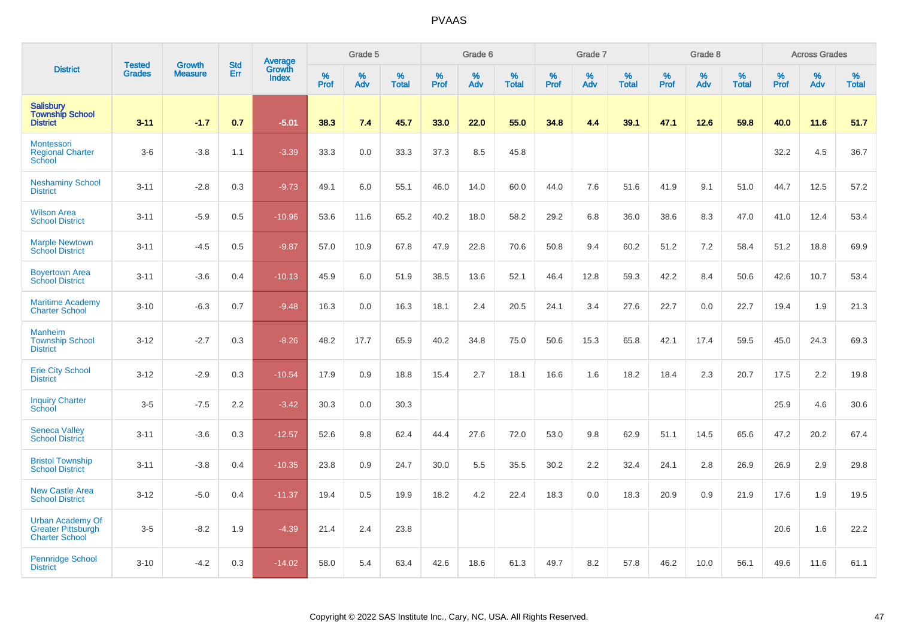# PVAAS

| District | Tested Grades | Growth Measure | Std Err | Average Growth Index | Grade 5 | | | Grade 6 | | | Grade 7 | | | Grade 8 | | | Across Grades | | |
|---|---|---|---|---|---|---|---|---|---|---|---|---|---|---|---|---|---|---|---|
| | | | | | % Prof | % Adv | % Total | % Prof | % Adv | % Total | % Prof | % Adv | % Total | % Prof | % Adv | % Total | % Prof | % Adv | % Total |
| **Salisbury Township School District** | **3-11** | **-1.7** | **0.7** | **-5.01** | **38.3** | **7.4** | **45.7** | **33.0** | **22.0** | **55.0** | **34.8** | **4.4** | **39.1** | **47.1** | **12.6** | **59.8** | **40.0** | **11.6** | **51.7** |
| Montessori Regional Charter School | 3-6 | -3.8 | 1.1 | -3.39 | 33.3 | 0.0 | 33.3 | 37.3 | 8.5 | 45.8 | | | | | | | 32.2 | 4.5 | 36.7 |
| Neshaminy School District | 3-11 | -2.8 | 0.3 | -9.73 | 49.1 | 6.0 | 55.1 | 46.0 | 14.0 | 60.0 | 44.0 | 7.6 | 51.6 | 41.9 | 9.1 | 51.0 | 44.7 | 12.5 | 57.2 |
| Wilson Area School District | 3-11 | -5.9 | 0.5 | -10.96 | 53.6 | 11.6 | 65.2 | 40.2 | 18.0 | 58.2 | 29.2 | 6.8 | 36.0 | 38.6 | 8.3 | 47.0 | 41.0 | 12.4 | 53.4 |
| Marple Newtown School District | 3-11 | -4.5 | 0.5 | -9.87 | 57.0 | 10.9 | 67.8 | 47.9 | 22.8 | 70.6 | 50.8 | 9.4 | 60.2 | 51.2 | 7.2 | 58.4 | 51.2 | 18.8 | 69.9 |
| Boyertown Area School District | 3-11 | -3.6 | 0.4 | -10.13 | 45.9 | 6.0 | 51.9 | 38.5 | 13.6 | 52.1 | 46.4 | 12.8 | 59.3 | 42.2 | 8.4 | 50.6 | 42.6 | 10.7 | 53.4 |
| Maritime Academy Charter School | 3-10 | -6.3 | 0.7 | -9.48 | 16.3 | 0.0 | 16.3 | 18.1 | 2.4 | 20.5 | 24.1 | 3.4 | 27.6 | 22.7 | 0.0 | 22.7 | 19.4 | 1.9 | 21.3 |
| Manheim Township School District | 3-12 | -2.7 | 0.3 | -8.26 | 48.2 | 17.7 | 65.9 | 40.2 | 34.8 | 75.0 | 50.6 | 15.3 | 65.8 | 42.1 | 17.4 | 59.5 | 45.0 | 24.3 | 69.3 |
| Erie City School District | 3-12 | -2.9 | 0.3 | -10.54 | 17.9 | 0.9 | 18.8 | 15.4 | 2.7 | 18.1 | 16.6 | 1.6 | 18.2 | 18.4 | 2.3 | 20.7 | 17.5 | 2.2 | 19.8 |
| Inquiry Charter School | 3-5 | -7.5 | 2.2 | -3.42 | 30.3 | 0.0 | 30.3 | | | | | | | | | | 25.9 | 4.6 | 30.6 |
| Seneca Valley School District | 3-11 | -3.6 | 0.3 | -12.57 | 52.6 | 9.8 | 62.4 | 44.4 | 27.6 | 72.0 | 53.0 | 9.8 | 62.9 | 51.1 | 14.5 | 65.6 | 47.2 | 20.2 | 67.4 |
| Bristol Township School District | 3-11 | -3.8 | 0.4 | -10.35 | 23.8 | 0.9 | 24.7 | 30.0 | 5.5 | 35.5 | 30.2 | 2.2 | 32.4 | 24.1 | 2.8 | 26.9 | 26.9 | 2.9 | 29.8 |
| New Castle Area School District | 3-12 | -5.0 | 0.4 | -11.37 | 19.4 | 0.5 | 19.9 | 18.2 | 4.2 | 22.4 | 18.3 | 0.0 | 18.3 | 20.9 | 0.9 | 21.9 | 17.6 | 1.9 | 19.5 |
| Urban Academy Of Greater Pittsburgh Charter School | 3-5 | -8.2 | 1.9 | -4.39 | 21.4 | 2.4 | 23.8 | | | | | | | | | | 20.6 | 1.6 | 22.2 |
| Pennridge School District | 3-10 | -4.2 | 0.3 | -14.02 | 58.0 | 5.4 | 63.4 | 42.6 | 18.6 | 61.3 | 49.7 | 8.2 | 57.8 | 46.2 | 10.0 | 56.1 | 49.6 | 11.6 | 61.1 |

Copyright © 2022 SAS Institute Inc., Cary, NC, USA. All Rights Reserved.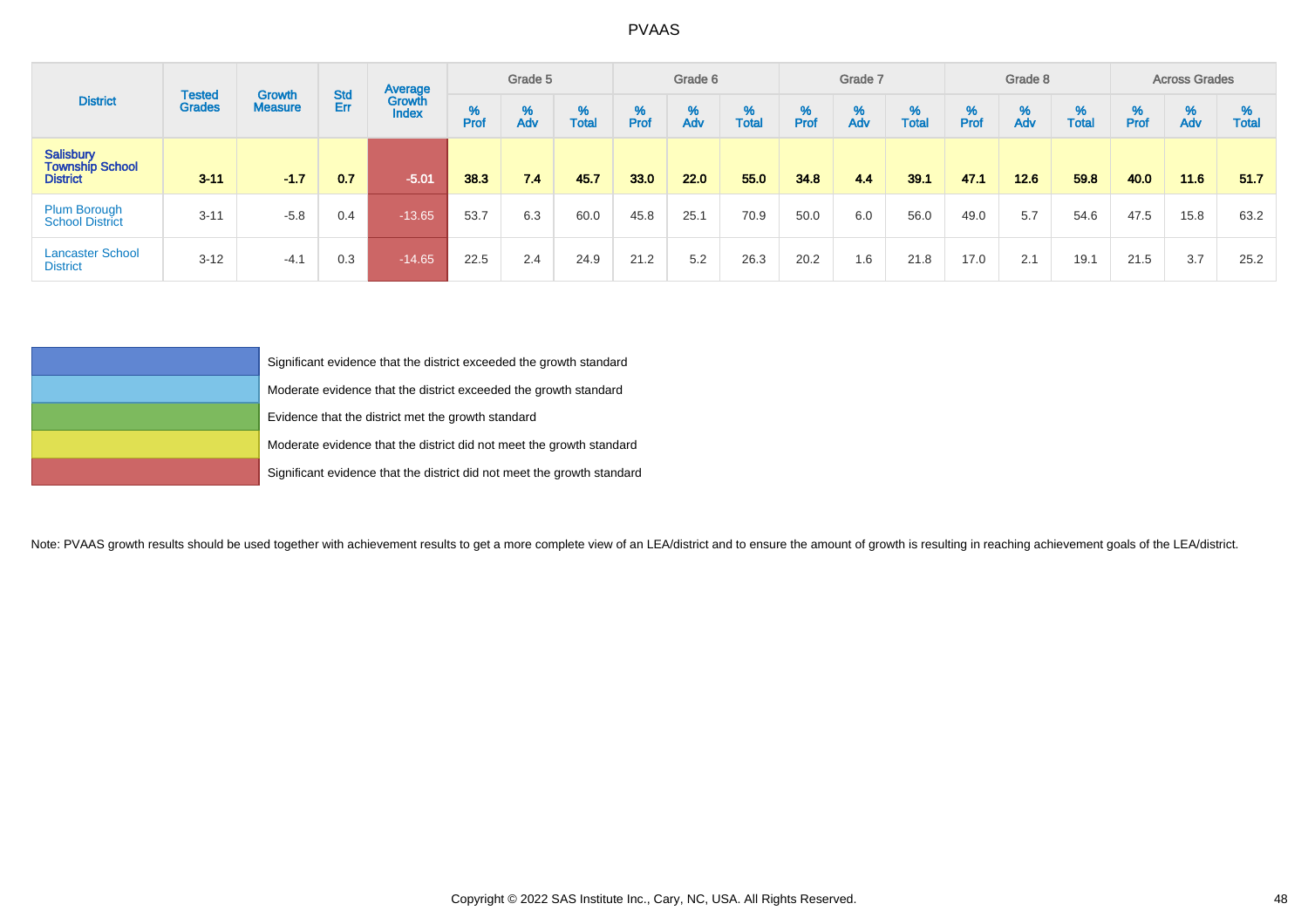# PVAAS

| District | Tested Grades | Growth Measure | Std Err | Average Growth Index | Grade 5 | | | Grade 6 | | | Grade 7 | | | Grade 8 | | | Across Grades | | |
|---|---|---|---|---|---|---|---|---|---|---|---|---|---|---|---|---|---|---|---|
| | | | | | % Prof | % Adv | % Total | % Prof | % Adv | % Total | % Prof | % Adv | % Total | % Prof | % Adv | % Total | % Prof | % Adv | % Total |
| **Salisbury Township School District** | **3-11** | **-1.7** | **0.7** | **-5.01** | **38.3** | **7.4** | **45.7** | **33.0** | **22.0** | **55.0** | **34.8** | **4.4** | **39.1** | **47.1** | **12.6** | **59.8** | **40.0** | **11.6** | **51.7** |
| Plum Borough School District | 3-11 | -5.8 | 0.4 | -13.65 | 53.7 | 6.3 | 60.0 | 45.8 | 25.1 | 70.9 | 50.0 | 6.0 | 56.0 | 49.0 | 5.7 | 54.6 | 47.5 | 15.8 | 63.2 |
| Lancaster School District | 3-12 | -4.1 | 0.3 | -14.65 | 22.5 | 2.4 | 24.9 | 21.2 | 5.2 | 26.3 | 20.2 | 1.6 | 21.8 | 17.0 | 2.1 | 19.1 | 21.5 | 3.7 | 25.2 |

Significant evidence that the district exceeded the growth standard

Moderate evidence that the district exceeded the growth standard

Evidence that the district met the growth standard

Moderate evidence that the district did not meet the growth standard

Significant evidence that the district did not meet the growth standard

Note: PVAAS growth results should be used together with achievement results to get a more complete view of an LEA/district and to ensure the amount of growth is resulting in reaching achievement goals of the LEA/district.

Copyright © 2022 SAS Institute Inc., Cary, NC, USA. All Rights Reserved.